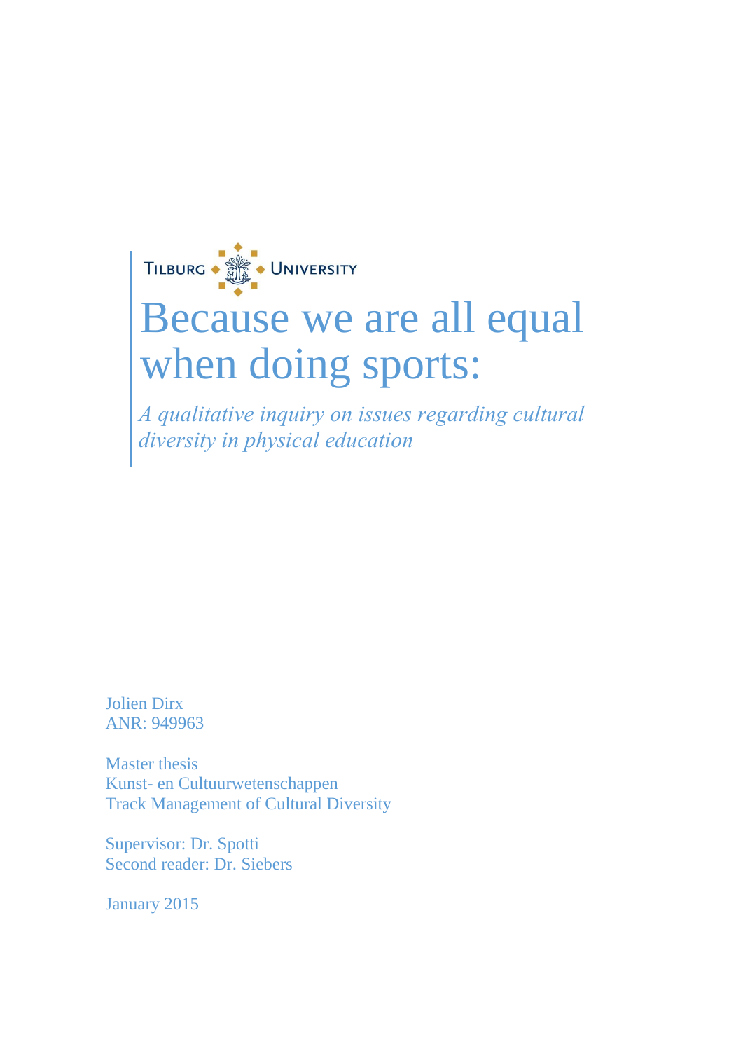TILBURG UNIVERSITY

# Because we are all equal when doing sports:

*A qualitative inquiry on issues regarding cultural diversity in physical education*

Jolien Dirx
ANR: 949963

Master thesis
Kunst- en Cultuurwetenschappen
Track Management of Cultural Diversity

Supervisor: Dr. Spotti
Second reader: Dr. Siebers

January 2015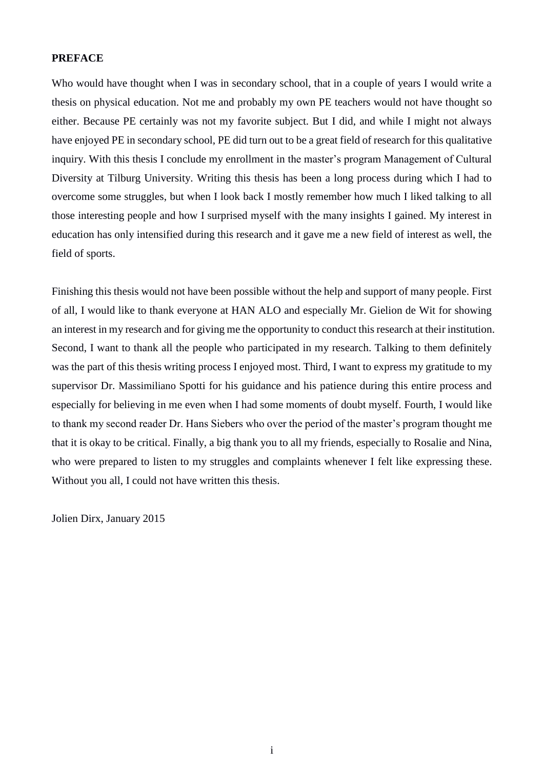## PREFACE

Who would have thought when I was in secondary school, that in a couple of years I would write a thesis on physical education. Not me and probably my own PE teachers would not have thought so either. Because PE certainly was not my favorite subject. But I did, and while I might not always have enjoyed PE in secondary school, PE did turn out to be a great field of research for this qualitative inquiry. With this thesis I conclude my enrollment in the master's program Management of Cultural Diversity at Tilburg University. Writing this thesis has been a long process during which I had to overcome some struggles, but when I look back I mostly remember how much I liked talking to all those interesting people and how I surprised myself with the many insights I gained. My interest in education has only intensified during this research and it gave me a new field of interest as well, the field of sports.

Finishing this thesis would not have been possible without the help and support of many people. First of all, I would like to thank everyone at HAN ALO and especially Mr. Gielion de Wit for showing an interest in my research and for giving me the opportunity to conduct this research at their institution. Second, I want to thank all the people who participated in my research. Talking to them definitely was the part of this thesis writing process I enjoyed most. Third, I want to express my gratitude to my supervisor Dr. Massimiliano Spotti for his guidance and his patience during this entire process and especially for believing in me even when I had some moments of doubt myself. Fourth, I would like to thank my second reader Dr. Hans Siebers who over the period of the master's program thought me that it is okay to be critical. Finally, a big thank you to all my friends, especially to Rosalie and Nina, who were prepared to listen to my struggles and complaints whenever I felt like expressing these. Without you all, I could not have written this thesis.

Jolien Dirx, January 2015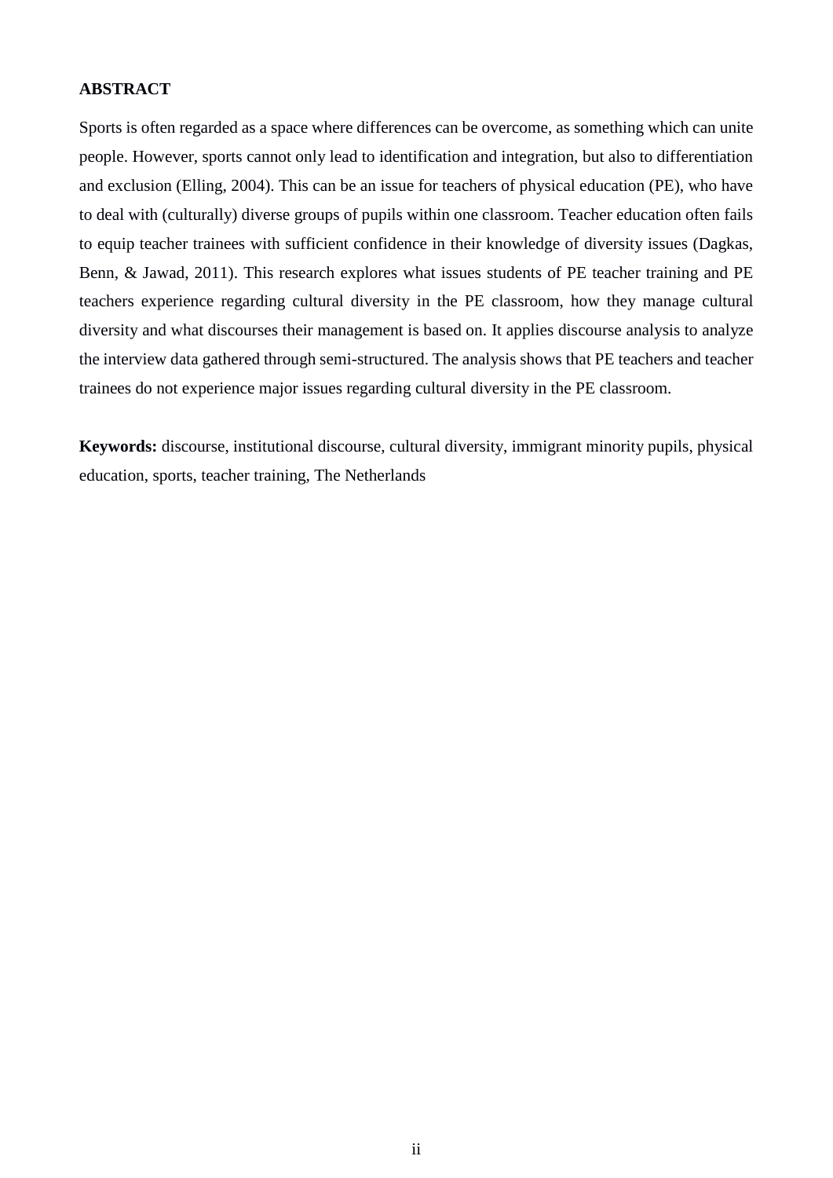## ABSTRACT

Sports is often regarded as a space where differences can be overcome, as something which can unite people. However, sports cannot only lead to identification and integration, but also to differentiation and exclusion (Elling, 2004). This can be an issue for teachers of physical education (PE), who have to deal with (culturally) diverse groups of pupils within one classroom. Teacher education often fails to equip teacher trainees with sufficient confidence in their knowledge of diversity issues (Dagkas, Benn, & Jawad, 2011). This research explores what issues students of PE teacher training and PE teachers experience regarding cultural diversity in the PE classroom, how they manage cultural diversity and what discourses their management is based on. It applies discourse analysis to analyze the interview data gathered through semi-structured. The analysis shows that PE teachers and teacher trainees do not experience major issues regarding cultural diversity in the PE classroom.

**Keywords:** discourse, institutional discourse, cultural diversity, immigrant minority pupils, physical education, sports, teacher training, The Netherlands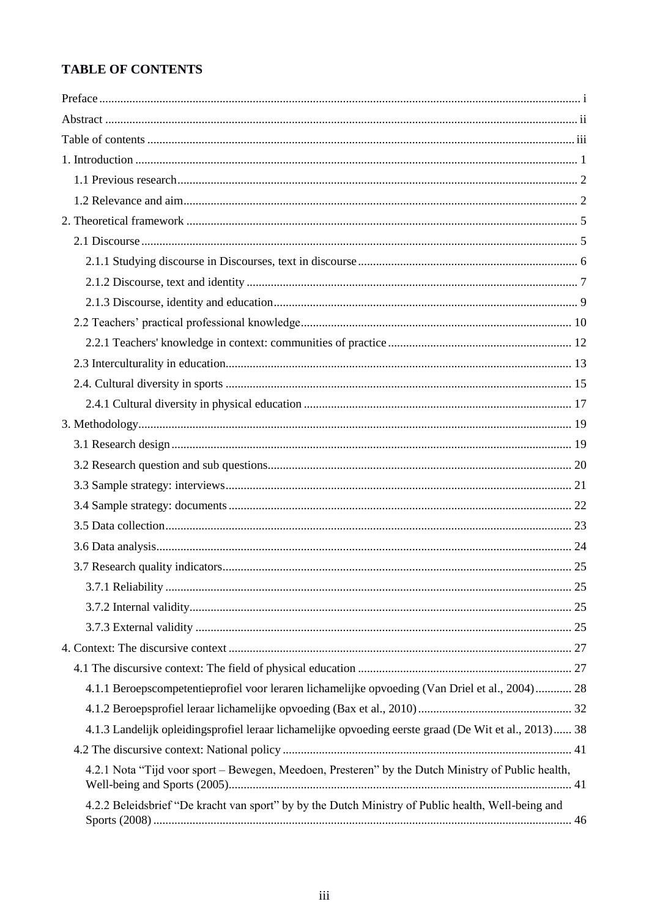## TABLE OF CONTENTS

Preface ........ i

Abstract ........ ii

Table of contents ........ iii

1. Introduction ........ 1
   - 1.1 Previous research ........ 2
   - 1.2 Relevance and aim ........ 2
2. Theoretical framework ........ 5
   - 2.1 Discourse ........ 5
     - 2.1.1 Studying discourse in Discourses, text in discourse ........ 6
     - 2.1.2 Discourse, text and identity ........ 7
     - 2.1.3 Discourse, identity and education ........ 9
   - 2.2 Teachers' practical professional knowledge ........ 10
     - 2.2.1 Teachers' knowledge in context: communities of practice ........ 12
   - 2.3 Interculturality in education ........ 13
   - 2.4. Cultural diversity in sports ........ 15
     - 2.4.1 Cultural diversity in physical education ........ 17
3. Methodology ........ 19
   - 3.1 Research design ........ 19
   - 3.2 Research question and sub questions ........ 20
   - 3.3 Sample strategy: interviews ........ 21
   - 3.4 Sample strategy: documents ........ 22
   - 3.5 Data collection ........ 23
   - 3.6 Data analysis ........ 24
   - 3.7 Research quality indicators ........ 25
     - 3.7.1 Reliability ........ 25
     - 3.7.2 Internal validity ........ 25
     - 3.7.3 External validity ........ 25
4. Context: The discursive context ........ 27
   - 4.1 The discursive context: The field of physical education ........ 27
     - 4.1.1 Beroepscompetentieprofiel voor leraren lichamelijke opvoeding (Van Driel et al., 2004) ........ 28
     - 4.1.2 Beroepsprofiel leraar lichamelijke opvoeding (Bax et al., 2010) ........ 32
     - 4.1.3 Landelijk opleidingsprofiel leraar lichamelijke opvoeding eerste graad (De Wit et al., 2013) ........ 38
   - 4.2 The discursive context: National policy ........ 41
     - 4.2.1 Nota "Tijd voor sport – Bewegen, Meedoen, Presteren" by the Dutch Ministry of Public health, Well-being and Sports (2005) ........ 41
     - 4.2.2 Beleidsbrief "De kracht van sport" by by the Dutch Ministry of Public health, Well-being and Sports (2008) ........ 46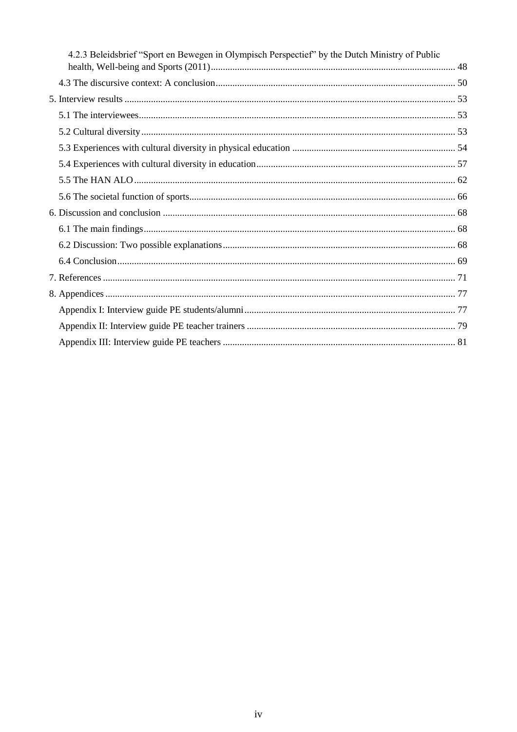4.2.3 Beleidsbrief "Sport en Bewegen in Olympisch Perspectief" by the Dutch Ministry of Public health, Well-being and Sports (2011) ..... 48

4.3 The discursive context: A conclusion ..... 50

5. Interview results ..... 53

5.1 The interviewees ..... 53

5.2 Cultural diversity ..... 53

5.3 Experiences with cultural diversity in physical education ..... 54

5.4 Experiences with cultural diversity in education ..... 57

5.5 The HAN ALO ..... 62

5.6 The societal function of sports ..... 66

6. Discussion and conclusion ..... 68

6.1 The main findings ..... 68

6.2 Discussion: Two possible explanations ..... 68

6.4 Conclusion ..... 69

7. References ..... 71

8. Appendices ..... 77

Appendix I: Interview guide PE students/alumni ..... 77

Appendix II: Interview guide PE teacher trainers ..... 79

Appendix III: Interview guide PE teachers ..... 81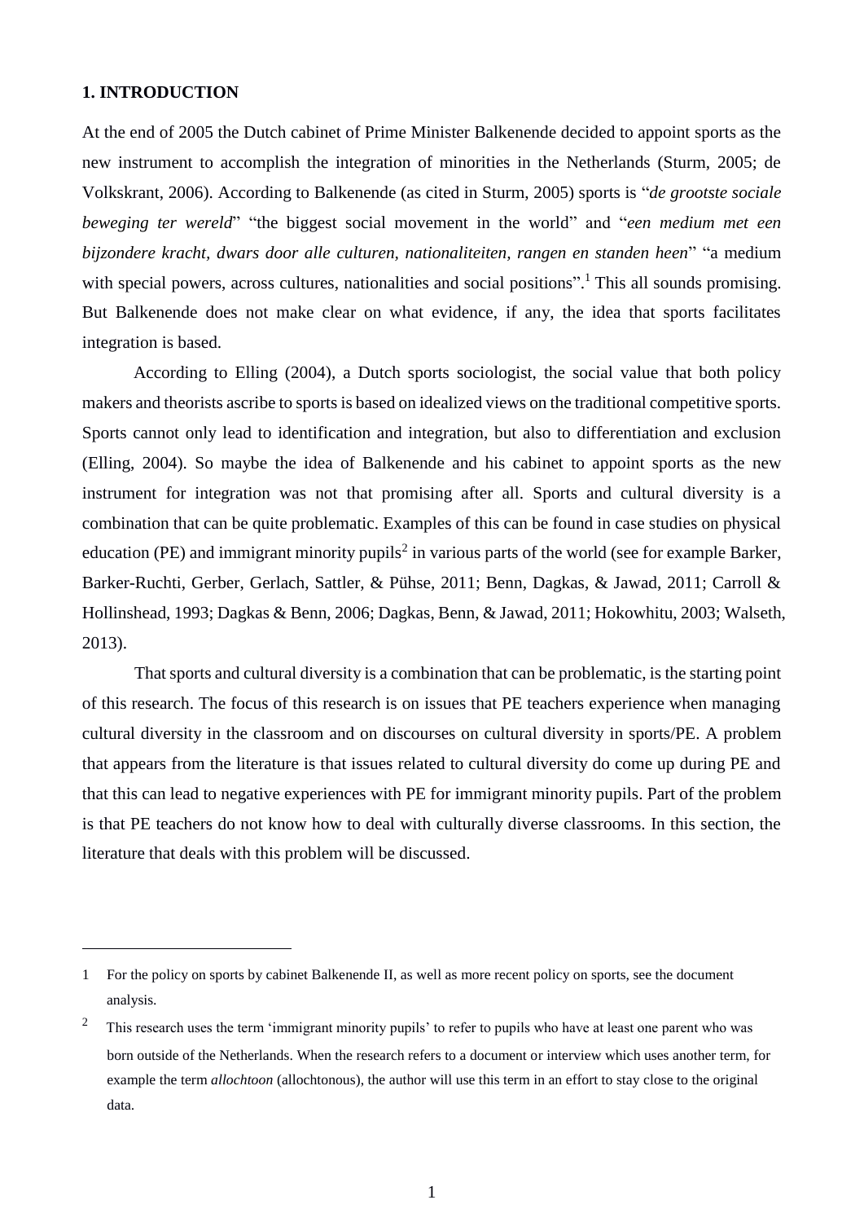## 1. INTRODUCTION

At the end of 2005 the Dutch cabinet of Prime Minister Balkenende decided to appoint sports as the new instrument to accomplish the integration of minorities in the Netherlands (Sturm, 2005; de Volkskrant, 2006). According to Balkenende (as cited in Sturm, 2005) sports is "*de grootste sociale beweging ter wereld*" "the biggest social movement in the world" and "*een medium met een bijzondere kracht, dwars door alle culturen, nationaliteiten, rangen en standen heen*" "a medium with special powers, across cultures, nationalities and social positions".[1] This all sounds promising. But Balkenende does not make clear on what evidence, if any, the idea that sports facilitates integration is based.

According to Elling (2004), a Dutch sports sociologist, the social value that both policy makers and theorists ascribe to sports is based on idealized views on the traditional competitive sports. Sports cannot only lead to identification and integration, but also to differentiation and exclusion (Elling, 2004). So maybe the idea of Balkenende and his cabinet to appoint sports as the new instrument for integration was not that promising after all. Sports and cultural diversity is a combination that can be quite problematic. Examples of this can be found in case studies on physical education (PE) and immigrant minority pupils[2] in various parts of the world (see for example Barker, Barker-Ruchti, Gerber, Gerlach, Sattler, & Pühse, 2011; Benn, Dagkas, & Jawad, 2011; Carroll & Hollinshead, 1993; Dagkas & Benn, 2006; Dagkas, Benn, & Jawad, 2011; Hokowhitu, 2003; Walseth, 2013).

That sports and cultural diversity is a combination that can be problematic, is the starting point of this research. The focus of this research is on issues that PE teachers experience when managing cultural diversity in the classroom and on discourses on cultural diversity in sports/PE. A problem that appears from the literature is that issues related to cultural diversity do come up during PE and that this can lead to negative experiences with PE for immigrant minority pupils. Part of the problem is that PE teachers do not know how to deal with culturally diverse classrooms. In this section, the literature that deals with this problem will be discussed.

---

1 For the policy on sports by cabinet Balkenende II, as well as more recent policy on sports, see the document analysis.

2 This research uses the term 'immigrant minority pupils' to refer to pupils who have at least one parent who was born outside of the Netherlands. When the research refers to a document or interview which uses another term, for example the term *allochtoon* (allochtonous), the author will use this term in an effort to stay close to the original data.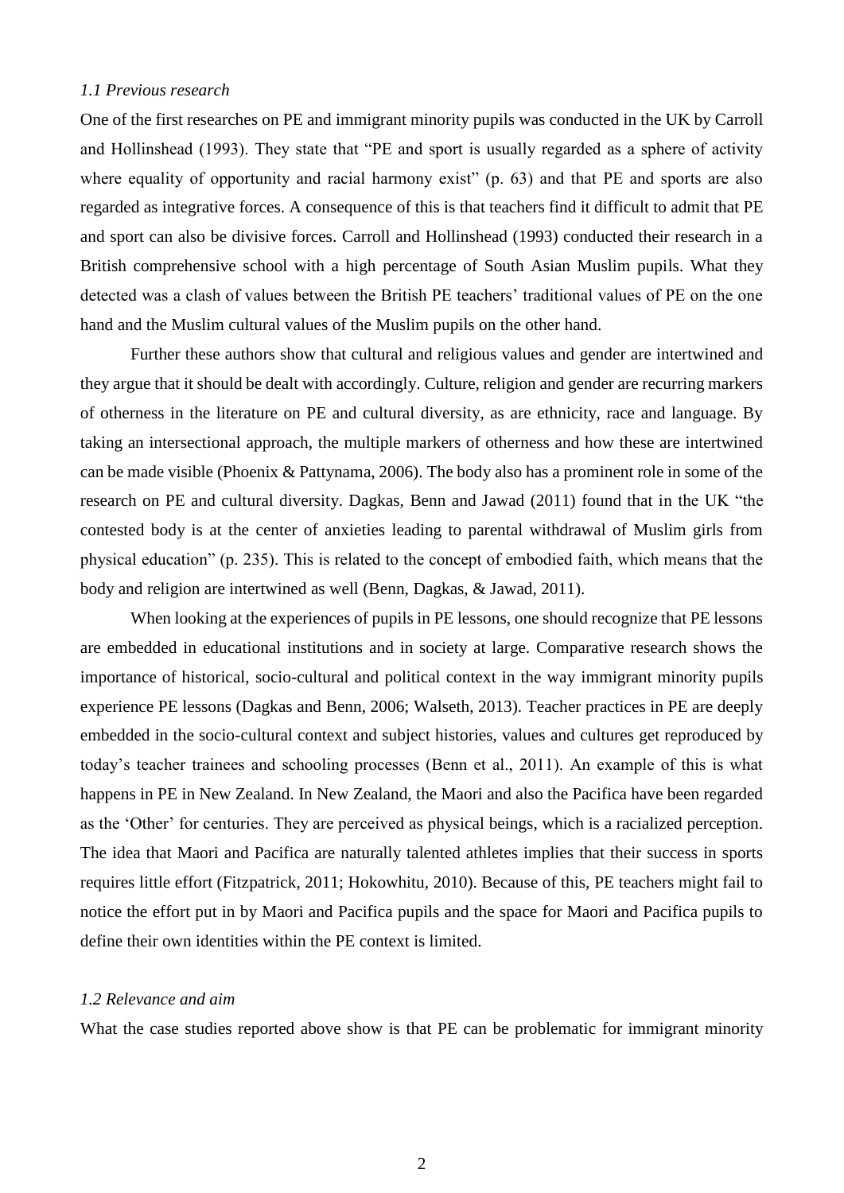### *1.1 Previous research*

One of the first researches on PE and immigrant minority pupils was conducted in the UK by Carroll and Hollinshead (1993). They state that "PE and sport is usually regarded as a sphere of activity where equality of opportunity and racial harmony exist" (p. 63) and that PE and sports are also regarded as integrative forces. A consequence of this is that teachers find it difficult to admit that PE and sport can also be divisive forces. Carroll and Hollinshead (1993) conducted their research in a British comprehensive school with a high percentage of South Asian Muslim pupils. What they detected was a clash of values between the British PE teachers' traditional values of PE on the one hand and the Muslim cultural values of the Muslim pupils on the other hand.

Further these authors show that cultural and religious values and gender are intertwined and they argue that it should be dealt with accordingly. Culture, religion and gender are recurring markers of otherness in the literature on PE and cultural diversity, as are ethnicity, race and language. By taking an intersectional approach, the multiple markers of otherness and how these are intertwined can be made visible (Phoenix & Pattynama, 2006). The body also has a prominent role in some of the research on PE and cultural diversity. Dagkas, Benn and Jawad (2011) found that in the UK "the contested body is at the center of anxieties leading to parental withdrawal of Muslim girls from physical education" (p. 235). This is related to the concept of embodied faith, which means that the body and religion are intertwined as well (Benn, Dagkas, & Jawad, 2011).

When looking at the experiences of pupils in PE lessons, one should recognize that PE lessons are embedded in educational institutions and in society at large. Comparative research shows the importance of historical, socio-cultural and political context in the way immigrant minority pupils experience PE lessons (Dagkas and Benn, 2006; Walseth, 2013). Teacher practices in PE are deeply embedded in the socio-cultural context and subject histories, values and cultures get reproduced by today's teacher trainees and schooling processes (Benn et al., 2011). An example of this is what happens in PE in New Zealand. In New Zealand, the Maori and also the Pacifica have been regarded as the 'Other' for centuries. They are perceived as physical beings, which is a racialized perception. The idea that Maori and Pacifica are naturally talented athletes implies that their success in sports requires little effort (Fitzpatrick, 2011; Hokowhitu, 2010). Because of this, PE teachers might fail to notice the effort put in by Maori and Pacifica pupils and the space for Maori and Pacifica pupils to define their own identities within the PE context is limited.

### *1.2 Relevance and aim*

What the case studies reported above show is that PE can be problematic for immigrant minority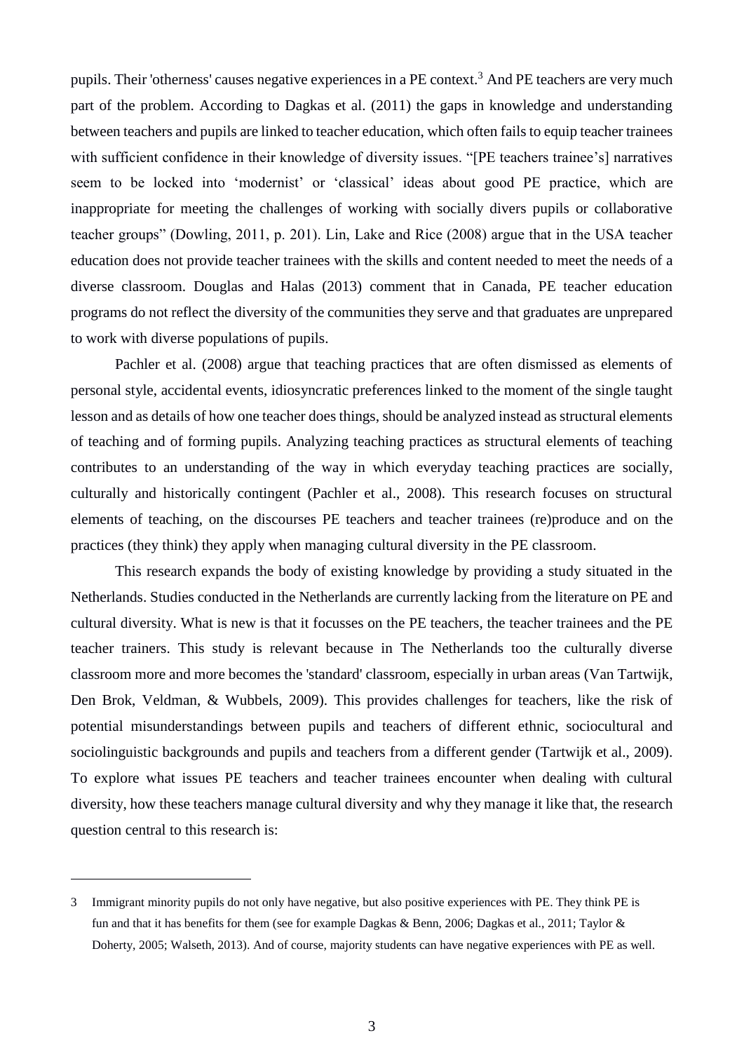pupils. Their 'otherness' causes negative experiences in a PE context.[3] And PE teachers are very much part of the problem. According to Dagkas et al. (2011) the gaps in knowledge and understanding between teachers and pupils are linked to teacher education, which often fails to equip teacher trainees with sufficient confidence in their knowledge of diversity issues. "[PE teachers trainee's] narratives seem to be locked into 'modernist' or 'classical' ideas about good PE practice, which are inappropriate for meeting the challenges of working with socially divers pupils or collaborative teacher groups" (Dowling, 2011, p. 201). Lin, Lake and Rice (2008) argue that in the USA teacher education does not provide teacher trainees with the skills and content needed to meet the needs of a diverse classroom. Douglas and Halas (2013) comment that in Canada, PE teacher education programs do not reflect the diversity of the communities they serve and that graduates are unprepared to work with diverse populations of pupils.

Pachler et al. (2008) argue that teaching practices that are often dismissed as elements of personal style, accidental events, idiosyncratic preferences linked to the moment of the single taught lesson and as details of how one teacher does things, should be analyzed instead as structural elements of teaching and of forming pupils. Analyzing teaching practices as structural elements of teaching contributes to an understanding of the way in which everyday teaching practices are socially, culturally and historically contingent (Pachler et al., 2008). This research focuses on structural elements of teaching, on the discourses PE teachers and teacher trainees (re)produce and on the practices (they think) they apply when managing cultural diversity in the PE classroom.

This research expands the body of existing knowledge by providing a study situated in the Netherlands. Studies conducted in the Netherlands are currently lacking from the literature on PE and cultural diversity. What is new is that it focusses on the PE teachers, the teacher trainees and the PE teacher trainers. This study is relevant because in The Netherlands too the culturally diverse classroom more and more becomes the 'standard' classroom, especially in urban areas (Van Tartwijk, Den Brok, Veldman, & Wubbels, 2009). This provides challenges for teachers, like the risk of potential misunderstandings between pupils and teachers of different ethnic, sociocultural and sociolinguistic backgrounds and pupils and teachers from a different gender (Tartwijk et al., 2009). To explore what issues PE teachers and teacher trainees encounter when dealing with cultural diversity, how these teachers manage cultural diversity and why they manage it like that, the research question central to this research is:

---

3 Immigrant minority pupils do not only have negative, but also positive experiences with PE. They think PE is fun and that it has benefits for them (see for example Dagkas & Benn, 2006; Dagkas et al., 2011; Taylor & Doherty, 2005; Walseth, 2013). And of course, majority students can have negative experiences with PE as well.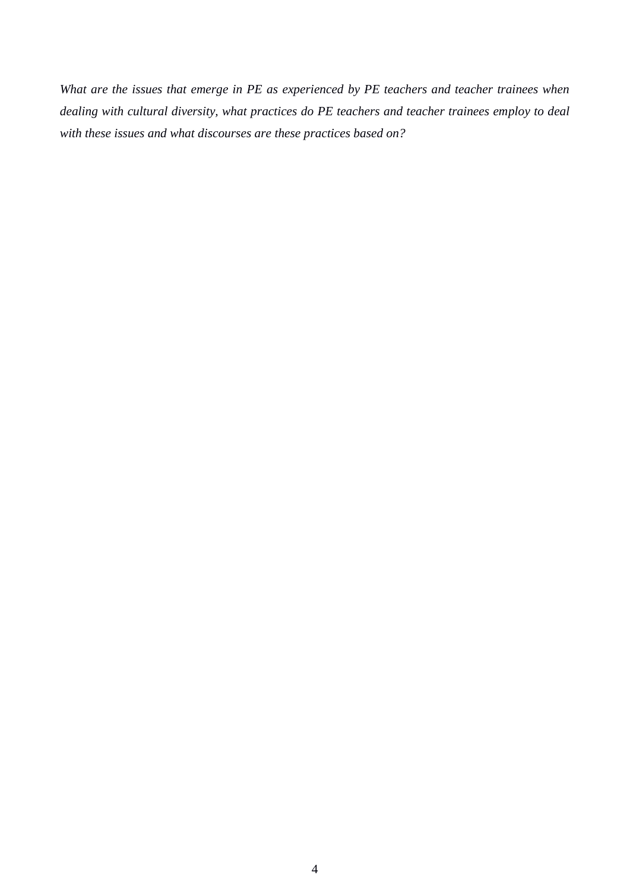*What are the issues that emerge in PE as experienced by PE teachers and teacher trainees when dealing with cultural diversity, what practices do PE teachers and teacher trainees employ to deal with these issues and what discourses are these practices based on?*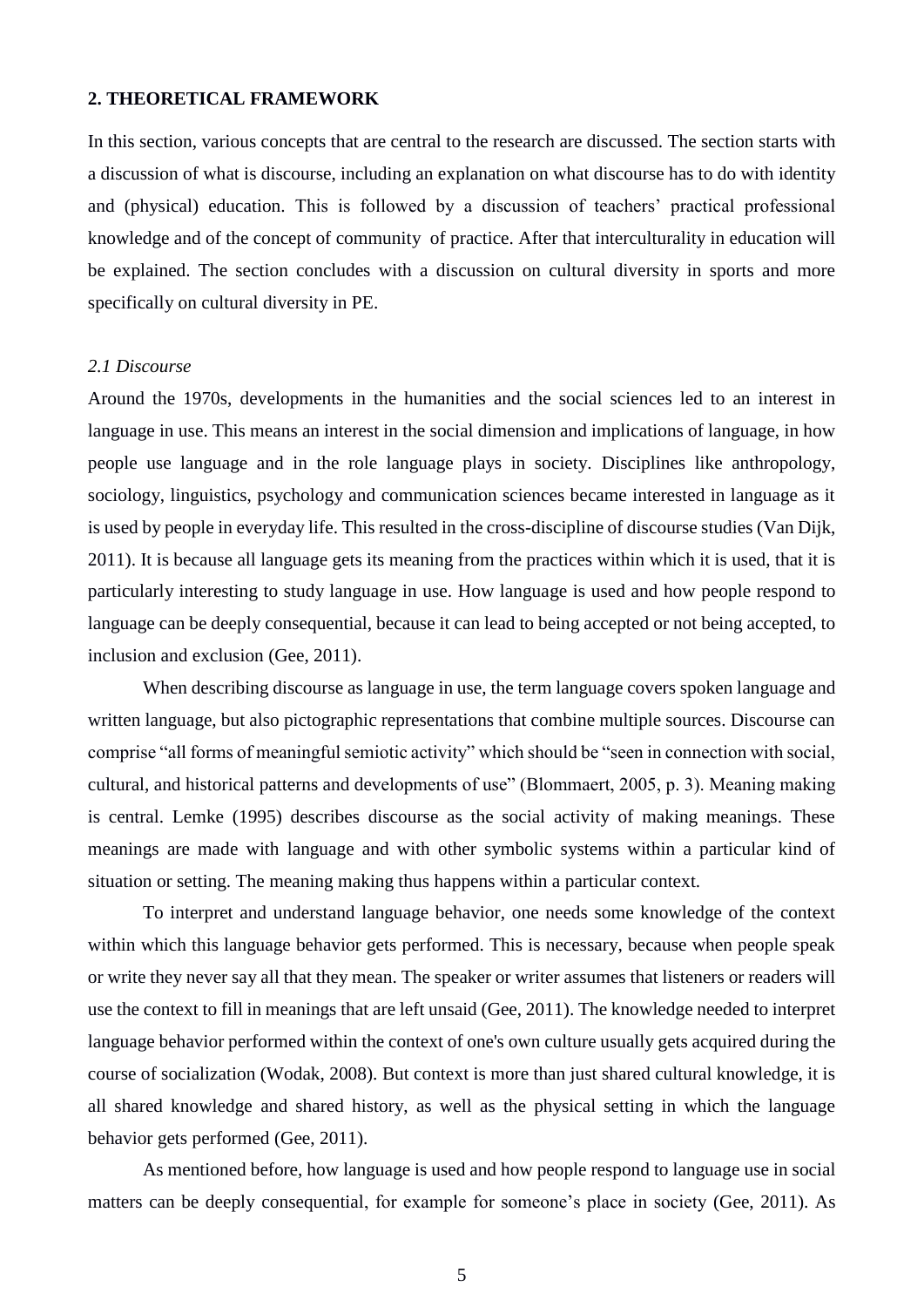## 2. THEORETICAL FRAMEWORK

In this section, various concepts that are central to the research are discussed. The section starts with a discussion of what is discourse, including an explanation on what discourse has to do with identity and (physical) education. This is followed by a discussion of teachers' practical professional knowledge and of the concept of community of practice. After that interculturality in education will be explained. The section concludes with a discussion on cultural diversity in sports and more specifically on cultural diversity in PE.

### *2.1 Discourse*

Around the 1970s, developments in the humanities and the social sciences led to an interest in language in use. This means an interest in the social dimension and implications of language, in how people use language and in the role language plays in society. Disciplines like anthropology, sociology, linguistics, psychology and communication sciences became interested in language as it is used by people in everyday life. This resulted in the cross-discipline of discourse studies (Van Dijk, 2011). It is because all language gets its meaning from the practices within which it is used, that it is particularly interesting to study language in use. How language is used and how people respond to language can be deeply consequential, because it can lead to being accepted or not being accepted, to inclusion and exclusion (Gee, 2011).

When describing discourse as language in use, the term language covers spoken language and written language, but also pictographic representations that combine multiple sources. Discourse can comprise "all forms of meaningful semiotic activity" which should be "seen in connection with social, cultural, and historical patterns and developments of use" (Blommaert, 2005, p. 3). Meaning making is central. Lemke (1995) describes discourse as the social activity of making meanings. These meanings are made with language and with other symbolic systems within a particular kind of situation or setting. The meaning making thus happens within a particular context.

To interpret and understand language behavior, one needs some knowledge of the context within which this language behavior gets performed. This is necessary, because when people speak or write they never say all that they mean. The speaker or writer assumes that listeners or readers will use the context to fill in meanings that are left unsaid (Gee, 2011). The knowledge needed to interpret language behavior performed within the context of one's own culture usually gets acquired during the course of socialization (Wodak, 2008). But context is more than just shared cultural knowledge, it is all shared knowledge and shared history, as well as the physical setting in which the language behavior gets performed (Gee, 2011).

As mentioned before, how language is used and how people respond to language use in social matters can be deeply consequential, for example for someone's place in society (Gee, 2011). As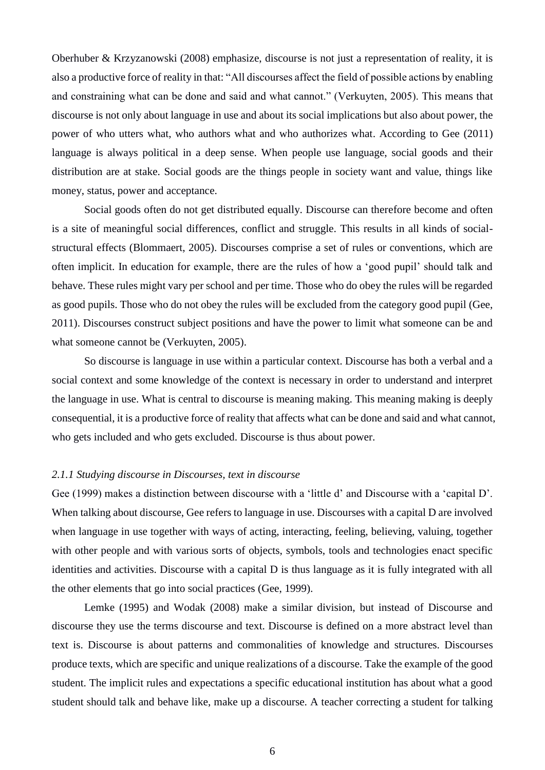Oberhuber & Krzyzanowski (2008) emphasize, discourse is not just a representation of reality, it is also a productive force of reality in that: “All discourses affect the field of possible actions by enabling and constraining what can be done and said and what cannot.” (Verkuyten, 2005). This means that discourse is not only about language in use and about its social implications but also about power, the power of who utters what, who authors what and who authorizes what. According to Gee (2011) language is always political in a deep sense. When people use language, social goods and their distribution are at stake. Social goods are the things people in society want and value, things like money, status, power and acceptance.

Social goods often do not get distributed equally. Discourse can therefore become and often is a site of meaningful social differences, conflict and struggle. This results in all kinds of social-structural effects (Blommaert, 2005). Discourses comprise a set of rules or conventions, which are often implicit. In education for example, there are the rules of how a ‘good pupil’ should talk and behave. These rules might vary per school and per time. Those who do obey the rules will be regarded as good pupils. Those who do not obey the rules will be excluded from the category good pupil (Gee, 2011). Discourses construct subject positions and have the power to limit what someone can be and what someone cannot be (Verkuyten, 2005).

So discourse is language in use within a particular context. Discourse has both a verbal and a social context and some knowledge of the context is necessary in order to understand and interpret the language in use. What is central to discourse is meaning making. This meaning making is deeply consequential, it is a productive force of reality that affects what can be done and said and what cannot, who gets included and who gets excluded. Discourse is thus about power.

### *2.1.1 Studying discourse in Discourses, text in discourse*

Gee (1999) makes a distinction between discourse with a ‘little d’ and Discourse with a ‘capital D’. When talking about discourse, Gee refers to language in use. Discourses with a capital D are involved when language in use together with ways of acting, interacting, feeling, believing, valuing, together with other people and with various sorts of objects, symbols, tools and technologies enact specific identities and activities. Discourse with a capital D is thus language as it is fully integrated with all the other elements that go into social practices (Gee, 1999).

Lemke (1995) and Wodak (2008) make a similar division, but instead of Discourse and discourse they use the terms discourse and text. Discourse is defined on a more abstract level than text is. Discourse is about patterns and commonalities of knowledge and structures. Discourses produce texts, which are specific and unique realizations of a discourse. Take the example of the good student. The implicit rules and expectations a specific educational institution has about what a good student should talk and behave like, make up a discourse. A teacher correcting a student for talking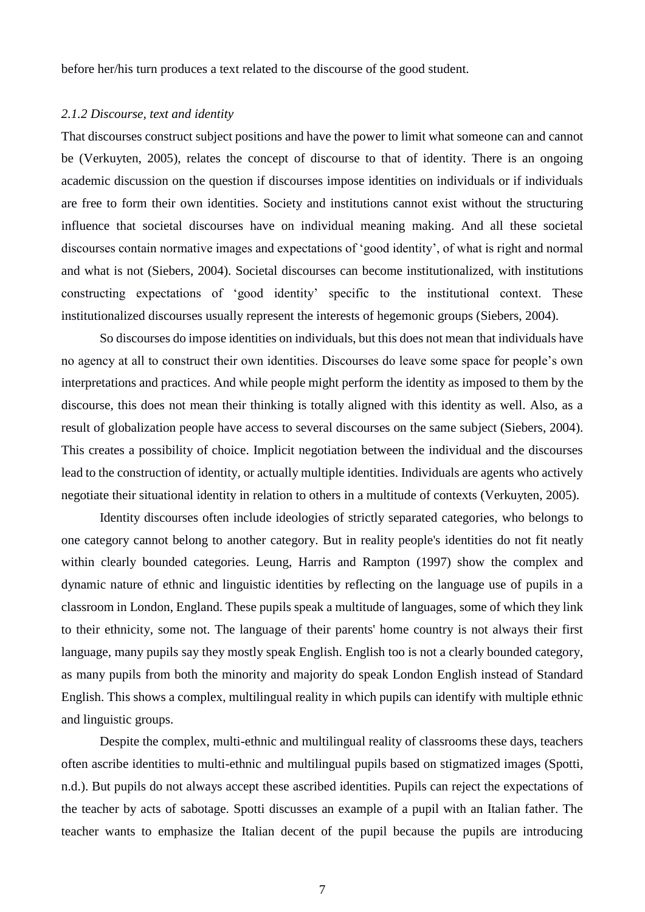before her/his turn produces a text related to the discourse of the good student.

### *2.1.2 Discourse, text and identity*

That discourses construct subject positions and have the power to limit what someone can and cannot be (Verkuyten, 2005), relates the concept of discourse to that of identity. There is an ongoing academic discussion on the question if discourses impose identities on individuals or if individuals are free to form their own identities. Society and institutions cannot exist without the structuring influence that societal discourses have on individual meaning making. And all these societal discourses contain normative images and expectations of 'good identity', of what is right and normal and what is not (Siebers, 2004). Societal discourses can become institutionalized, with institutions constructing expectations of 'good identity' specific to the institutional context. These institutionalized discourses usually represent the interests of hegemonic groups (Siebers, 2004).

So discourses do impose identities on individuals, but this does not mean that individuals have no agency at all to construct their own identities. Discourses do leave some space for people's own interpretations and practices. And while people might perform the identity as imposed to them by the discourse, this does not mean their thinking is totally aligned with this identity as well. Also, as a result of globalization people have access to several discourses on the same subject (Siebers, 2004). This creates a possibility of choice. Implicit negotiation between the individual and the discourses lead to the construction of identity, or actually multiple identities. Individuals are agents who actively negotiate their situational identity in relation to others in a multitude of contexts (Verkuyten, 2005).

Identity discourses often include ideologies of strictly separated categories, who belongs to one category cannot belong to another category. But in reality people's identities do not fit neatly within clearly bounded categories. Leung, Harris and Rampton (1997) show the complex and dynamic nature of ethnic and linguistic identities by reflecting on the language use of pupils in a classroom in London, England. These pupils speak a multitude of languages, some of which they link to their ethnicity, some not. The language of their parents' home country is not always their first language, many pupils say they mostly speak English. English too is not a clearly bounded category, as many pupils from both the minority and majority do speak London English instead of Standard English. This shows a complex, multilingual reality in which pupils can identify with multiple ethnic and linguistic groups.

Despite the complex, multi-ethnic and multilingual reality of classrooms these days, teachers often ascribe identities to multi-ethnic and multilingual pupils based on stigmatized images (Spotti, n.d.). But pupils do not always accept these ascribed identities. Pupils can reject the expectations of the teacher by acts of sabotage. Spotti discusses an example of a pupil with an Italian father. The teacher wants to emphasize the Italian decent of the pupil because the pupils are introducing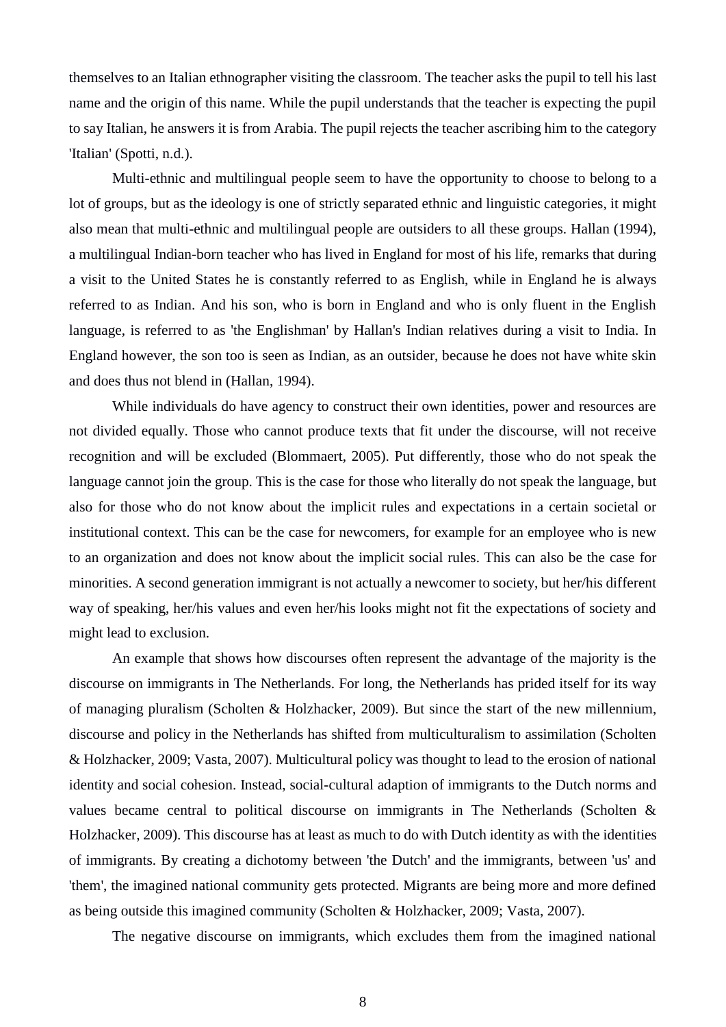themselves to an Italian ethnographer visiting the classroom. The teacher asks the pupil to tell his last name and the origin of this name. While the pupil understands that the teacher is expecting the pupil to say Italian, he answers it is from Arabia. The pupil rejects the teacher ascribing him to the category 'Italian' (Spotti, n.d.).

Multi-ethnic and multilingual people seem to have the opportunity to choose to belong to a lot of groups, but as the ideology is one of strictly separated ethnic and linguistic categories, it might also mean that multi-ethnic and multilingual people are outsiders to all these groups. Hallan (1994), a multilingual Indian-born teacher who has lived in England for most of his life, remarks that during a visit to the United States he is constantly referred to as English, while in England he is always referred to as Indian. And his son, who is born in England and who is only fluent in the English language, is referred to as 'the Englishman' by Hallan's Indian relatives during a visit to India. In England however, the son too is seen as Indian, as an outsider, because he does not have white skin and does thus not blend in (Hallan, 1994).

While individuals do have agency to construct their own identities, power and resources are not divided equally. Those who cannot produce texts that fit under the discourse, will not receive recognition and will be excluded (Blommaert, 2005). Put differently, those who do not speak the language cannot join the group. This is the case for those who literally do not speak the language, but also for those who do not know about the implicit rules and expectations in a certain societal or institutional context. This can be the case for newcomers, for example for an employee who is new to an organization and does not know about the implicit social rules. This can also be the case for minorities. A second generation immigrant is not actually a newcomer to society, but her/his different way of speaking, her/his values and even her/his looks might not fit the expectations of society and might lead to exclusion.

An example that shows how discourses often represent the advantage of the majority is the discourse on immigrants in The Netherlands. For long, the Netherlands has prided itself for its way of managing pluralism (Scholten & Holzhacker, 2009). But since the start of the new millennium, discourse and policy in the Netherlands has shifted from multiculturalism to assimilation (Scholten & Holzhacker, 2009; Vasta, 2007). Multicultural policy was thought to lead to the erosion of national identity and social cohesion. Instead, social-cultural adaption of immigrants to the Dutch norms and values became central to political discourse on immigrants in The Netherlands (Scholten & Holzhacker, 2009). This discourse has at least as much to do with Dutch identity as with the identities of immigrants. By creating a dichotomy between 'the Dutch' and the immigrants, between 'us' and 'them', the imagined national community gets protected. Migrants are being more and more defined as being outside this imagined community (Scholten & Holzhacker, 2009; Vasta, 2007).

The negative discourse on immigrants, which excludes them from the imagined national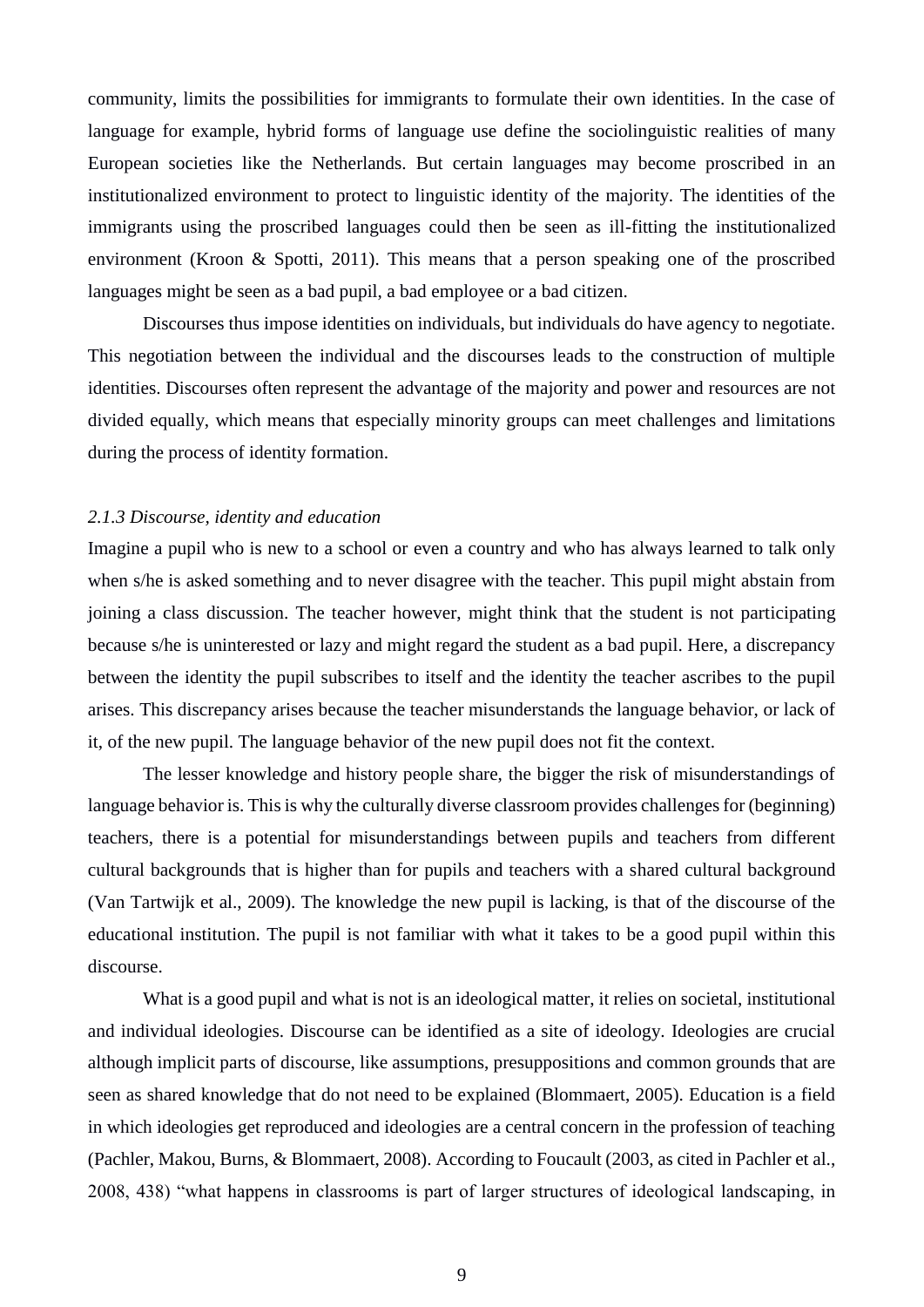community, limits the possibilities for immigrants to formulate their own identities. In the case of language for example, hybrid forms of language use define the sociolinguistic realities of many European societies like the Netherlands. But certain languages may become proscribed in an institutionalized environment to protect to linguistic identity of the majority. The identities of the immigrants using the proscribed languages could then be seen as ill-fitting the institutionalized environment (Kroon & Spotti, 2011). This means that a person speaking one of the proscribed languages might be seen as a bad pupil, a bad employee or a bad citizen.

Discourses thus impose identities on individuals, but individuals do have agency to negotiate. This negotiation between the individual and the discourses leads to the construction of multiple identities. Discourses often represent the advantage of the majority and power and resources are not divided equally, which means that especially minority groups can meet challenges and limitations during the process of identity formation.

### *2.1.3 Discourse, identity and education*

Imagine a pupil who is new to a school or even a country and who has always learned to talk only when s/he is asked something and to never disagree with the teacher. This pupil might abstain from joining a class discussion. The teacher however, might think that the student is not participating because s/he is uninterested or lazy and might regard the student as a bad pupil. Here, a discrepancy between the identity the pupil subscribes to itself and the identity the teacher ascribes to the pupil arises. This discrepancy arises because the teacher misunderstands the language behavior, or lack of it, of the new pupil. The language behavior of the new pupil does not fit the context.

The lesser knowledge and history people share, the bigger the risk of misunderstandings of language behavior is. This is why the culturally diverse classroom provides challenges for (beginning) teachers, there is a potential for misunderstandings between pupils and teachers from different cultural backgrounds that is higher than for pupils and teachers with a shared cultural background (Van Tartwijk et al., 2009). The knowledge the new pupil is lacking, is that of the discourse of the educational institution. The pupil is not familiar with what it takes to be a good pupil within this discourse.

What is a good pupil and what is not is an ideological matter, it relies on societal, institutional and individual ideologies. Discourse can be identified as a site of ideology. Ideologies are crucial although implicit parts of discourse, like assumptions, presuppositions and common grounds that are seen as shared knowledge that do not need to be explained (Blommaert, 2005). Education is a field in which ideologies get reproduced and ideologies are a central concern in the profession of teaching (Pachler, Makou, Burns, & Blommaert, 2008). According to Foucault (2003, as cited in Pachler et al., 2008, 438) "what happens in classrooms is part of larger structures of ideological landscaping, in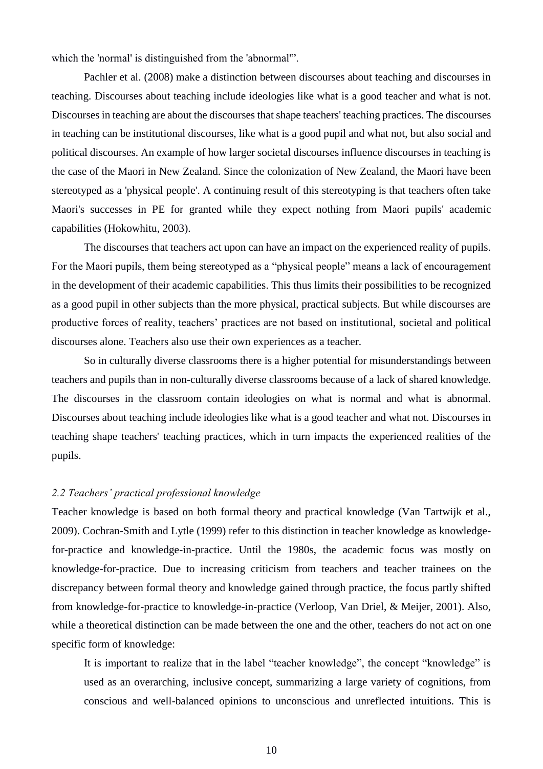which the 'normal' is distinguished from the 'abnormal'".

Pachler et al. (2008) make a distinction between discourses about teaching and discourses in teaching. Discourses about teaching include ideologies like what is a good teacher and what is not. Discourses in teaching are about the discourses that shape teachers' teaching practices. The discourses in teaching can be institutional discourses, like what is a good pupil and what not, but also social and political discourses. An example of how larger societal discourses influence discourses in teaching is the case of the Maori in New Zealand. Since the colonization of New Zealand, the Maori have been stereotyped as a 'physical people'. A continuing result of this stereotyping is that teachers often take Maori's successes in PE for granted while they expect nothing from Maori pupils' academic capabilities (Hokowhitu, 2003).

The discourses that teachers act upon can have an impact on the experienced reality of pupils. For the Maori pupils, them being stereotyped as a "physical people" means a lack of encouragement in the development of their academic capabilities. This thus limits their possibilities to be recognized as a good pupil in other subjects than the more physical, practical subjects. But while discourses are productive forces of reality, teachers' practices are not based on institutional, societal and political discourses alone. Teachers also use their own experiences as a teacher.

So in culturally diverse classrooms there is a higher potential for misunderstandings between teachers and pupils than in non-culturally diverse classrooms because of a lack of shared knowledge. The discourses in the classroom contain ideologies on what is normal and what is abnormal. Discourses about teaching include ideologies like what is a good teacher and what not. Discourses in teaching shape teachers' teaching practices, which in turn impacts the experienced realities of the pupils.

### *2.2 Teachers' practical professional knowledge*

Teacher knowledge is based on both formal theory and practical knowledge (Van Tartwijk et al., 2009). Cochran-Smith and Lytle (1999) refer to this distinction in teacher knowledge as knowledge-for-practice and knowledge-in-practice. Until the 1980s, the academic focus was mostly on knowledge-for-practice. Due to increasing criticism from teachers and teacher trainees on the discrepancy between formal theory and knowledge gained through practice, the focus partly shifted from knowledge-for-practice to knowledge-in-practice (Verloop, Van Driel, & Meijer, 2001). Also, while a theoretical distinction can be made between the one and the other, teachers do not act on one specific form of knowledge:

> It is important to realize that in the label "teacher knowledge", the concept "knowledge" is used as an overarching, inclusive concept, summarizing a large variety of cognitions, from conscious and well-balanced opinions to unconscious and unreflected intuitions. This is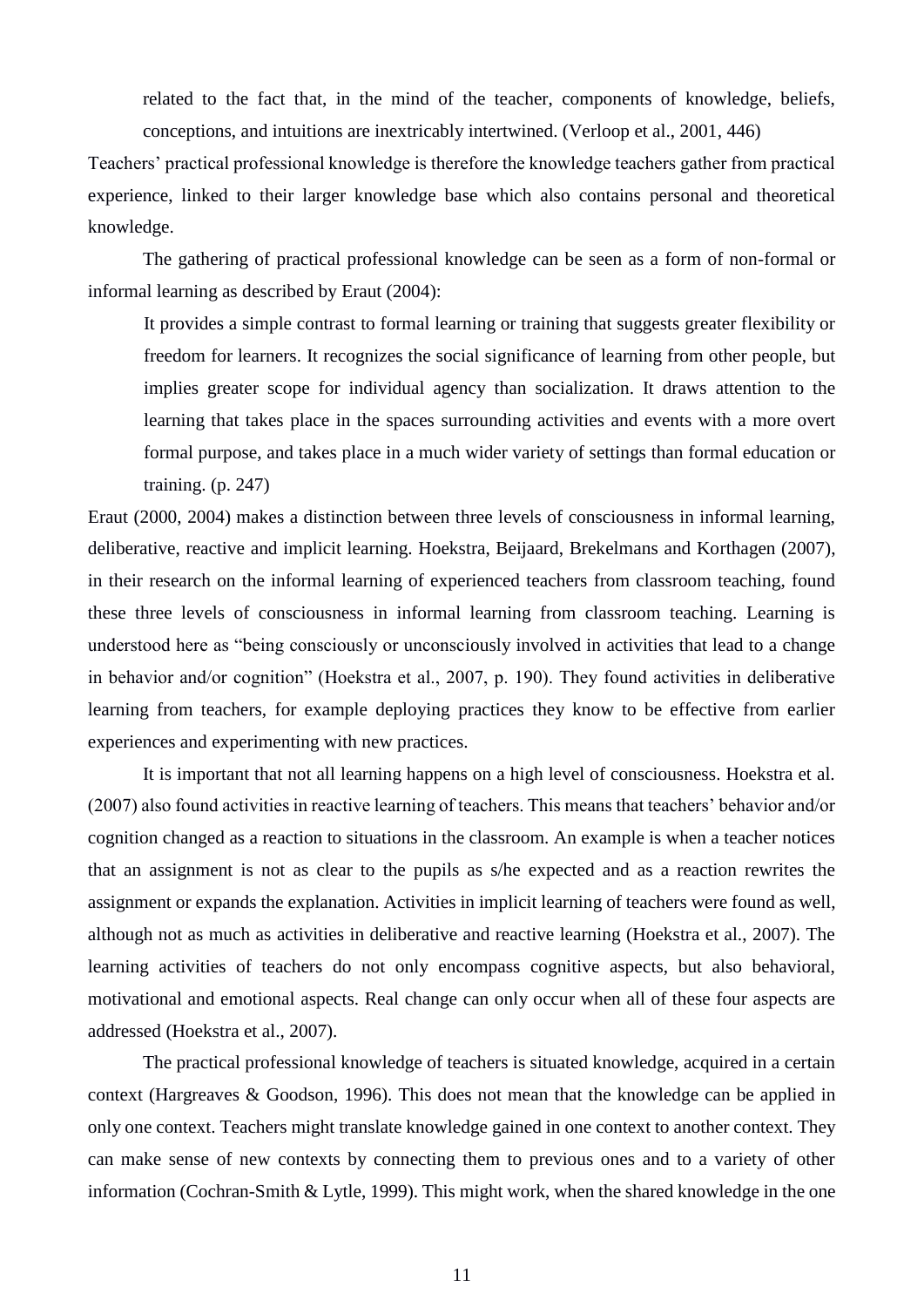> related to the fact that, in the mind of the teacher, components of knowledge, beliefs, conceptions, and intuitions are inextricably intertwined. (Verloop et al., 2001, 446)

Teachers' practical professional knowledge is therefore the knowledge teachers gather from practical experience, linked to their larger knowledge base which also contains personal and theoretical knowledge.

The gathering of practical professional knowledge can be seen as a form of non-formal or informal learning as described by Eraut (2004):

> It provides a simple contrast to formal learning or training that suggests greater flexibility or freedom for learners. It recognizes the social significance of learning from other people, but implies greater scope for individual agency than socialization. It draws attention to the learning that takes place in the spaces surrounding activities and events with a more overt formal purpose, and takes place in a much wider variety of settings than formal education or training. (p. 247)

Eraut (2000, 2004) makes a distinction between three levels of consciousness in informal learning, deliberative, reactive and implicit learning. Hoekstra, Beijaard, Brekelmans and Korthagen (2007), in their research on the informal learning of experienced teachers from classroom teaching, found these three levels of consciousness in informal learning from classroom teaching. Learning is understood here as "being consciously or unconsciously involved in activities that lead to a change in behavior and/or cognition" (Hoekstra et al., 2007, p. 190). They found activities in deliberative learning from teachers, for example deploying practices they know to be effective from earlier experiences and experimenting with new practices.

It is important that not all learning happens on a high level of consciousness. Hoekstra et al. (2007) also found activities in reactive learning of teachers. This means that teachers' behavior and/or cognition changed as a reaction to situations in the classroom. An example is when a teacher notices that an assignment is not as clear to the pupils as s/he expected and as a reaction rewrites the assignment or expands the explanation. Activities in implicit learning of teachers were found as well, although not as much as activities in deliberative and reactive learning (Hoekstra et al., 2007). The learning activities of teachers do not only encompass cognitive aspects, but also behavioral, motivational and emotional aspects. Real change can only occur when all of these four aspects are addressed (Hoekstra et al., 2007).

The practical professional knowledge of teachers is situated knowledge, acquired in a certain context (Hargreaves & Goodson, 1996). This does not mean that the knowledge can be applied in only one context. Teachers might translate knowledge gained in one context to another context. They can make sense of new contexts by connecting them to previous ones and to a variety of other information (Cochran-Smith & Lytle, 1999). This might work, when the shared knowledge in the one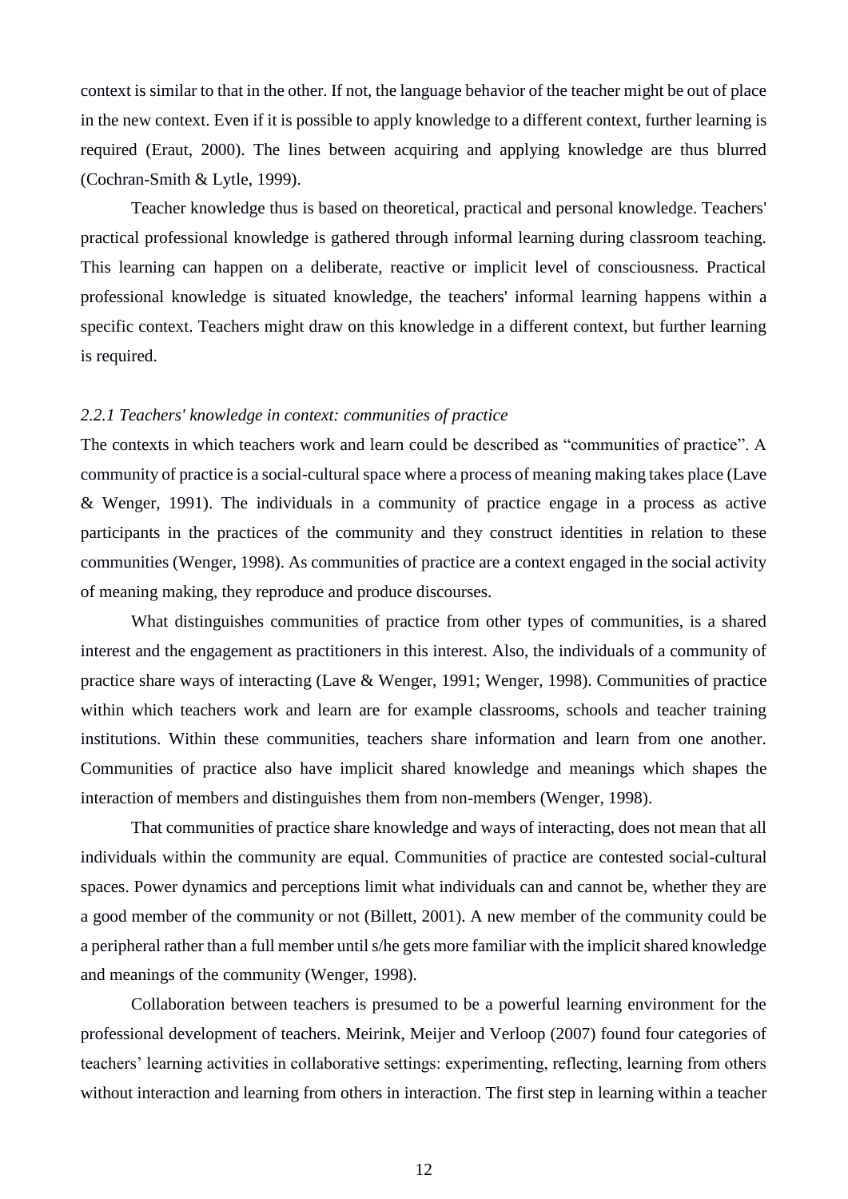context is similar to that in the other. If not, the language behavior of the teacher might be out of place in the new context. Even if it is possible to apply knowledge to a different context, further learning is required (Eraut, 2000). The lines between acquiring and applying knowledge are thus blurred (Cochran-Smith & Lytle, 1999).

Teacher knowledge thus is based on theoretical, practical and personal knowledge. Teachers' practical professional knowledge is gathered through informal learning during classroom teaching. This learning can happen on a deliberate, reactive or implicit level of consciousness. Practical professional knowledge is situated knowledge, the teachers' informal learning happens within a specific context. Teachers might draw on this knowledge in a different context, but further learning is required.

### *2.2.1 Teachers' knowledge in context: communities of practice*

The contexts in which teachers work and learn could be described as "communities of practice". A community of practice is a social-cultural space where a process of meaning making takes place (Lave & Wenger, 1991). The individuals in a community of practice engage in a process as active participants in the practices of the community and they construct identities in relation to these communities (Wenger, 1998). As communities of practice are a context engaged in the social activity of meaning making, they reproduce and produce discourses.

What distinguishes communities of practice from other types of communities, is a shared interest and the engagement as practitioners in this interest. Also, the individuals of a community of practice share ways of interacting (Lave & Wenger, 1991; Wenger, 1998). Communities of practice within which teachers work and learn are for example classrooms, schools and teacher training institutions. Within these communities, teachers share information and learn from one another. Communities of practice also have implicit shared knowledge and meanings which shapes the interaction of members and distinguishes them from non-members (Wenger, 1998).

That communities of practice share knowledge and ways of interacting, does not mean that all individuals within the community are equal. Communities of practice are contested social-cultural spaces. Power dynamics and perceptions limit what individuals can and cannot be, whether they are a good member of the community or not (Billett, 2001). A new member of the community could be a peripheral rather than a full member until s/he gets more familiar with the implicit shared knowledge and meanings of the community (Wenger, 1998).

Collaboration between teachers is presumed to be a powerful learning environment for the professional development of teachers. Meirink, Meijer and Verloop (2007) found four categories of teachers' learning activities in collaborative settings: experimenting, reflecting, learning from others without interaction and learning from others in interaction. The first step in learning within a teacher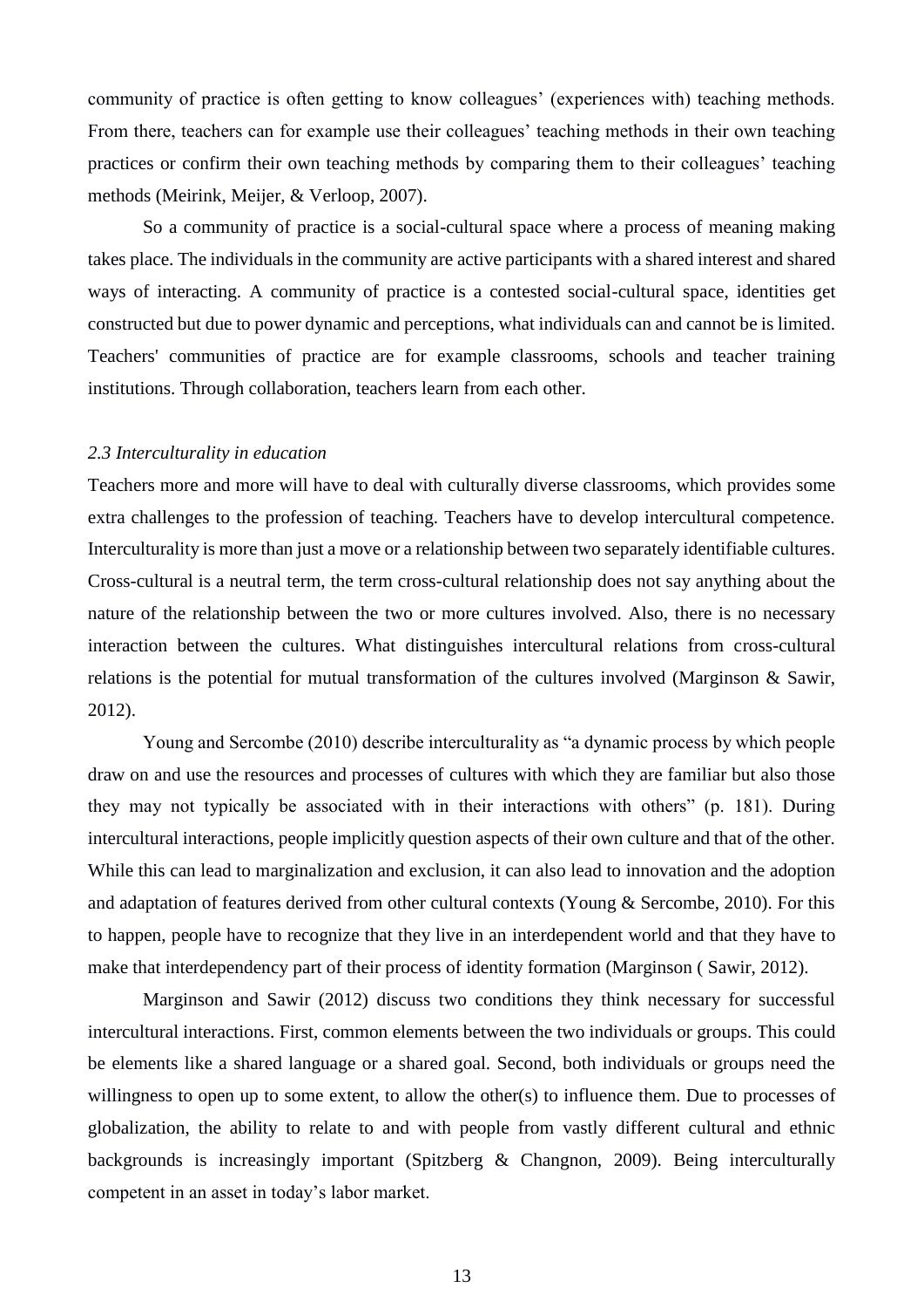community of practice is often getting to know colleagues' (experiences with) teaching methods. From there, teachers can for example use their colleagues' teaching methods in their own teaching practices or confirm their own teaching methods by comparing them to their colleagues' teaching methods (Meirink, Meijer, & Verloop, 2007).

So a community of practice is a social-cultural space where a process of meaning making takes place. The individuals in the community are active participants with a shared interest and shared ways of interacting. A community of practice is a contested social-cultural space, identities get constructed but due to power dynamic and perceptions, what individuals can and cannot be is limited. Teachers' communities of practice are for example classrooms, schools and teacher training institutions. Through collaboration, teachers learn from each other.

### *2.3 Interculturality in education*

Teachers more and more will have to deal with culturally diverse classrooms, which provides some extra challenges to the profession of teaching. Teachers have to develop intercultural competence. Interculturality is more than just a move or a relationship between two separately identifiable cultures. Cross-cultural is a neutral term, the term cross-cultural relationship does not say anything about the nature of the relationship between the two or more cultures involved. Also, there is no necessary interaction between the cultures. What distinguishes intercultural relations from cross-cultural relations is the potential for mutual transformation of the cultures involved (Marginson & Sawir, 2012).

Young and Sercombe (2010) describe interculturality as "a dynamic process by which people draw on and use the resources and processes of cultures with which they are familiar but also those they may not typically be associated with in their interactions with others" (p. 181). During intercultural interactions, people implicitly question aspects of their own culture and that of the other. While this can lead to marginalization and exclusion, it can also lead to innovation and the adoption and adaptation of features derived from other cultural contexts (Young & Sercombe, 2010). For this to happen, people have to recognize that they live in an interdependent world and that they have to make that interdependency part of their process of identity formation (Marginson ( Sawir, 2012).

Marginson and Sawir (2012) discuss two conditions they think necessary for successful intercultural interactions. First, common elements between the two individuals or groups. This could be elements like a shared language or a shared goal. Second, both individuals or groups need the willingness to open up to some extent, to allow the other(s) to influence them. Due to processes of globalization, the ability to relate to and with people from vastly different cultural and ethnic backgrounds is increasingly important (Spitzberg & Changnon, 2009). Being interculturally competent in an asset in today's labor market.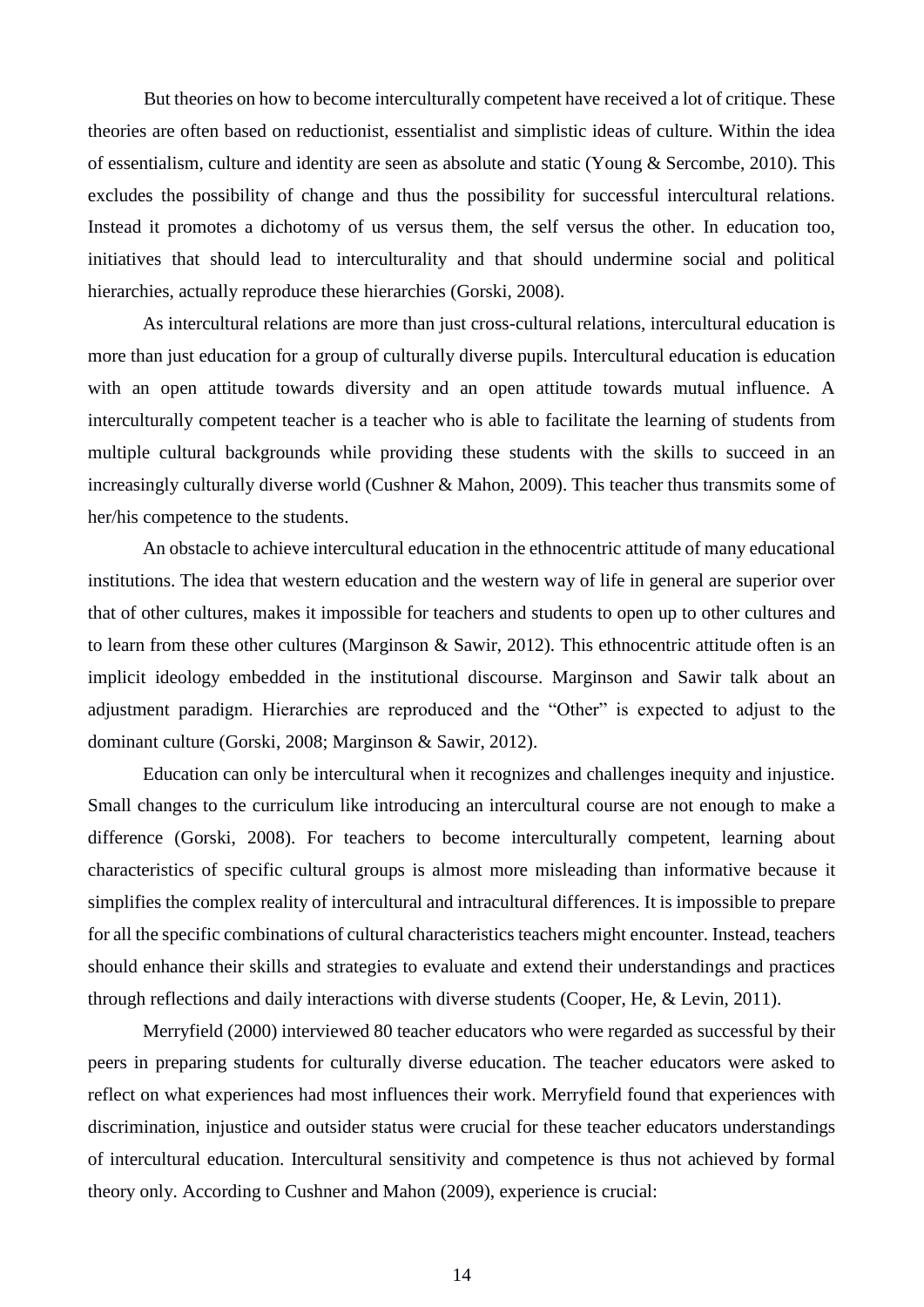But theories on how to become interculturally competent have received a lot of critique. These theories are often based on reductionist, essentialist and simplistic ideas of culture. Within the idea of essentialism, culture and identity are seen as absolute and static (Young & Sercombe, 2010). This excludes the possibility of change and thus the possibility for successful intercultural relations. Instead it promotes a dichotomy of us versus them, the self versus the other. In education too, initiatives that should lead to interculturality and that should undermine social and political hierarchies, actually reproduce these hierarchies (Gorski, 2008).

As intercultural relations are more than just cross-cultural relations, intercultural education is more than just education for a group of culturally diverse pupils. Intercultural education is education with an open attitude towards diversity and an open attitude towards mutual influence. A interculturally competent teacher is a teacher who is able to facilitate the learning of students from multiple cultural backgrounds while providing these students with the skills to succeed in an increasingly culturally diverse world (Cushner & Mahon, 2009). This teacher thus transmits some of her/his competence to the students.

An obstacle to achieve intercultural education in the ethnocentric attitude of many educational institutions. The idea that western education and the western way of life in general are superior over that of other cultures, makes it impossible for teachers and students to open up to other cultures and to learn from these other cultures (Marginson & Sawir, 2012). This ethnocentric attitude often is an implicit ideology embedded in the institutional discourse. Marginson and Sawir talk about an adjustment paradigm. Hierarchies are reproduced and the "Other" is expected to adjust to the dominant culture (Gorski, 2008; Marginson & Sawir, 2012).

Education can only be intercultural when it recognizes and challenges inequity and injustice. Small changes to the curriculum like introducing an intercultural course are not enough to make a difference (Gorski, 2008). For teachers to become interculturally competent, learning about characteristics of specific cultural groups is almost more misleading than informative because it simplifies the complex reality of intercultural and intracultural differences. It is impossible to prepare for all the specific combinations of cultural characteristics teachers might encounter. Instead, teachers should enhance their skills and strategies to evaluate and extend their understandings and practices through reflections and daily interactions with diverse students (Cooper, He, & Levin, 2011).

Merryfield (2000) interviewed 80 teacher educators who were regarded as successful by their peers in preparing students for culturally diverse education. The teacher educators were asked to reflect on what experiences had most influences their work. Merryfield found that experiences with discrimination, injustice and outsider status were crucial for these teacher educators understandings of intercultural education. Intercultural sensitivity and competence is thus not achieved by formal theory only. According to Cushner and Mahon (2009), experience is crucial: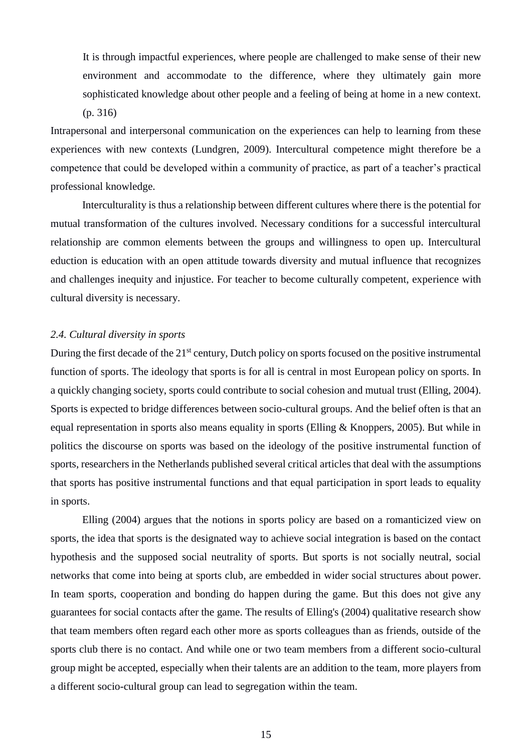> It is through impactful experiences, where people are challenged to make sense of their new environment and accommodate to the difference, where they ultimately gain more sophisticated knowledge about other people and a feeling of being at home in a new context. (p. 316)

Intrapersonal and interpersonal communication on the experiences can help to learning from these experiences with new contexts (Lundgren, 2009). Intercultural competence might therefore be a competence that could be developed within a community of practice, as part of a teacher's practical professional knowledge.

Interculturality is thus a relationship between different cultures where there is the potential for mutual transformation of the cultures involved. Necessary conditions for a successful intercultural relationship are common elements between the groups and willingness to open up. Intercultural eduction is education with an open attitude towards diversity and mutual influence that recognizes and challenges inequity and injustice. For teacher to become culturally competent, experience with cultural diversity is necessary.

### *2.4. Cultural diversity in sports*

During the first decade of the 21st century, Dutch policy on sports focused on the positive instrumental function of sports. The ideology that sports is for all is central in most European policy on sports. In a quickly changing society, sports could contribute to social cohesion and mutual trust (Elling, 2004). Sports is expected to bridge differences between socio-cultural groups. And the belief often is that an equal representation in sports also means equality in sports (Elling & Knoppers, 2005). But while in politics the discourse on sports was based on the ideology of the positive instrumental function of sports, researchers in the Netherlands published several critical articles that deal with the assumptions that sports has positive instrumental functions and that equal participation in sport leads to equality in sports.

Elling (2004) argues that the notions in sports policy are based on a romanticized view on sports, the idea that sports is the designated way to achieve social integration is based on the contact hypothesis and the supposed social neutrality of sports. But sports is not socially neutral, social networks that come into being at sports club, are embedded in wider social structures about power. In team sports, cooperation and bonding do happen during the game. But this does not give any guarantees for social contacts after the game. The results of Elling's (2004) qualitative research show that team members often regard each other more as sports colleagues than as friends, outside of the sports club there is no contact. And while one or two team members from a different socio-cultural group might be accepted, especially when their talents are an addition to the team, more players from a different socio-cultural group can lead to segregation within the team.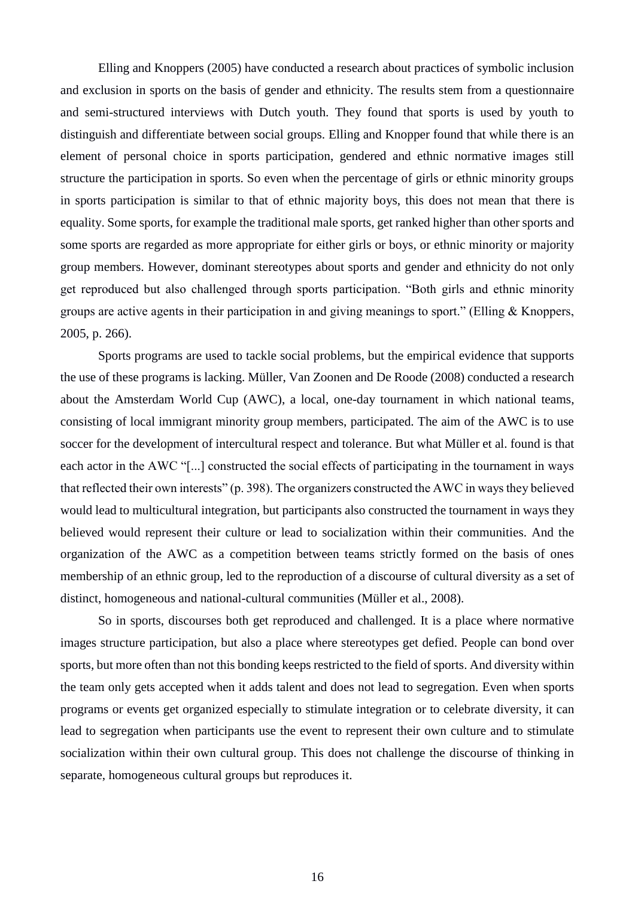Elling and Knoppers (2005) have conducted a research about practices of symbolic inclusion and exclusion in sports on the basis of gender and ethnicity. The results stem from a questionnaire and semi-structured interviews with Dutch youth. They found that sports is used by youth to distinguish and differentiate between social groups. Elling and Knopper found that while there is an element of personal choice in sports participation, gendered and ethnic normative images still structure the participation in sports. So even when the percentage of girls or ethnic minority groups in sports participation is similar to that of ethnic majority boys, this does not mean that there is equality. Some sports, for example the traditional male sports, get ranked higher than other sports and some sports are regarded as more appropriate for either girls or boys, or ethnic minority or majority group members. However, dominant stereotypes about sports and gender and ethnicity do not only get reproduced but also challenged through sports participation. "Both girls and ethnic minority groups are active agents in their participation in and giving meanings to sport." (Elling & Knoppers, 2005, p. 266).

Sports programs are used to tackle social problems, but the empirical evidence that supports the use of these programs is lacking. Müller, Van Zoonen and De Roode (2008) conducted a research about the Amsterdam World Cup (AWC), a local, one-day tournament in which national teams, consisting of local immigrant minority group members, participated. The aim of the AWC is to use soccer for the development of intercultural respect and tolerance. But what Müller et al. found is that each actor in the AWC "[...] constructed the social effects of participating in the tournament in ways that reflected their own interests" (p. 398). The organizers constructed the AWC in ways they believed would lead to multicultural integration, but participants also constructed the tournament in ways they believed would represent their culture or lead to socialization within their communities. And the organization of the AWC as a competition between teams strictly formed on the basis of ones membership of an ethnic group, led to the reproduction of a discourse of cultural diversity as a set of distinct, homogeneous and national-cultural communities (Müller et al., 2008).

So in sports, discourses both get reproduced and challenged. It is a place where normative images structure participation, but also a place where stereotypes get defied. People can bond over sports, but more often than not this bonding keeps restricted to the field of sports. And diversity within the team only gets accepted when it adds talent and does not lead to segregation. Even when sports programs or events get organized especially to stimulate integration or to celebrate diversity, it can lead to segregation when participants use the event to represent their own culture and to stimulate socialization within their own cultural group. This does not challenge the discourse of thinking in separate, homogeneous cultural groups but reproduces it.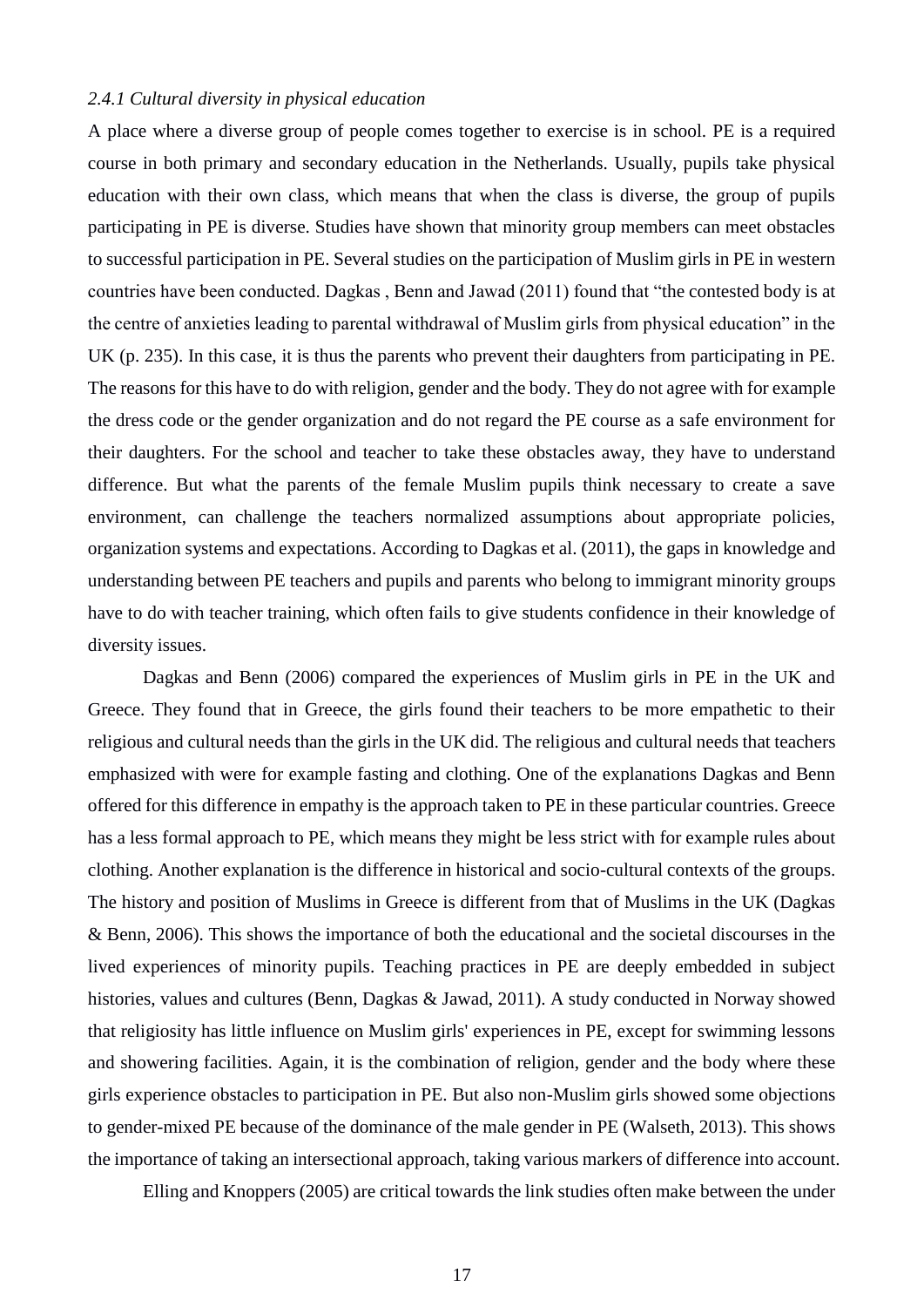*2.4.1 Cultural diversity in physical education*

A place where a diverse group of people comes together to exercise is in school. PE is a required course in both primary and secondary education in the Netherlands. Usually, pupils take physical education with their own class, which means that when the class is diverse, the group of pupils participating in PE is diverse. Studies have shown that minority group members can meet obstacles to successful participation in PE. Several studies on the participation of Muslim girls in PE in western countries have been conducted. Dagkas , Benn and Jawad (2011) found that "the contested body is at the centre of anxieties leading to parental withdrawal of Muslim girls from physical education" in the UK (p. 235). In this case, it is thus the parents who prevent their daughters from participating in PE. The reasons for this have to do with religion, gender and the body. They do not agree with for example the dress code or the gender organization and do not regard the PE course as a safe environment for their daughters. For the school and teacher to take these obstacles away, they have to understand difference. But what the parents of the female Muslim pupils think necessary to create a save environment, can challenge the teachers normalized assumptions about appropriate policies, organization systems and expectations. According to Dagkas et al. (2011), the gaps in knowledge and understanding between PE teachers and pupils and parents who belong to immigrant minority groups have to do with teacher training, which often fails to give students confidence in their knowledge of diversity issues.

Dagkas and Benn (2006) compared the experiences of Muslim girls in PE in the UK and Greece. They found that in Greece, the girls found their teachers to be more empathetic to their religious and cultural needs than the girls in the UK did. The religious and cultural needs that teachers emphasized with were for example fasting and clothing. One of the explanations Dagkas and Benn offered for this difference in empathy is the approach taken to PE in these particular countries. Greece has a less formal approach to PE, which means they might be less strict with for example rules about clothing. Another explanation is the difference in historical and socio-cultural contexts of the groups. The history and position of Muslims in Greece is different from that of Muslims in the UK (Dagkas & Benn, 2006). This shows the importance of both the educational and the societal discourses in the lived experiences of minority pupils. Teaching practices in PE are deeply embedded in subject histories, values and cultures (Benn, Dagkas & Jawad, 2011). A study conducted in Norway showed that religiosity has little influence on Muslim girls' experiences in PE, except for swimming lessons and showering facilities. Again, it is the combination of religion, gender and the body where these girls experience obstacles to participation in PE. But also non-Muslim girls showed some objections to gender-mixed PE because of the dominance of the male gender in PE (Walseth, 2013). This shows the importance of taking an intersectional approach, taking various markers of difference into account.

Elling and Knoppers (2005) are critical towards the link studies often make between the under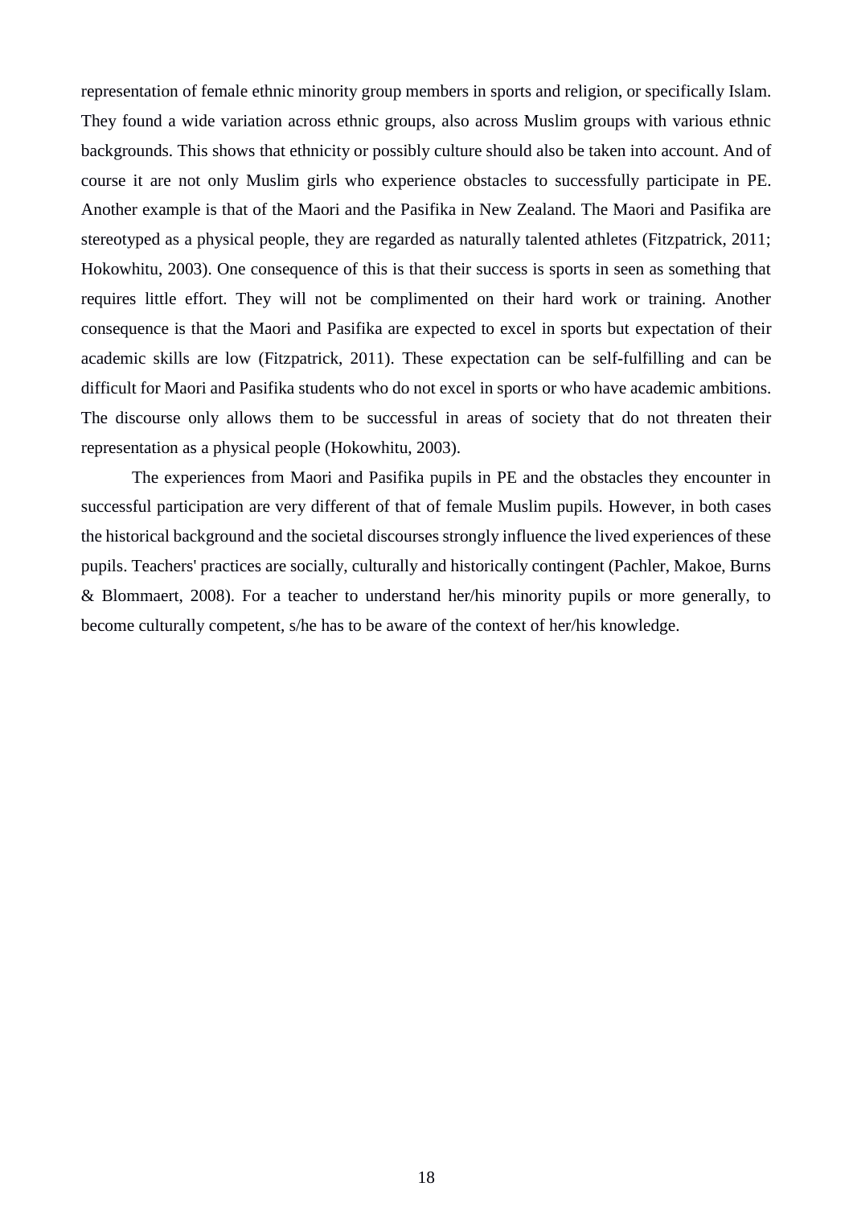representation of female ethnic minority group members in sports and religion, or specifically Islam. They found a wide variation across ethnic groups, also across Muslim groups with various ethnic backgrounds. This shows that ethnicity or possibly culture should also be taken into account. And of course it are not only Muslim girls who experience obstacles to successfully participate in PE. Another example is that of the Maori and the Pasifika in New Zealand. The Maori and Pasifika are stereotyped as a physical people, they are regarded as naturally talented athletes (Fitzpatrick, 2011; Hokowhitu, 2003). One consequence of this is that their success is sports in seen as something that requires little effort. They will not be complimented on their hard work or training. Another consequence is that the Maori and Pasifika are expected to excel in sports but expectation of their academic skills are low (Fitzpatrick, 2011). These expectation can be self-fulfilling and can be difficult for Maori and Pasifika students who do not excel in sports or who have academic ambitions. The discourse only allows them to be successful in areas of society that do not threaten their representation as a physical people (Hokowhitu, 2003).

The experiences from Maori and Pasifika pupils in PE and the obstacles they encounter in successful participation are very different of that of female Muslim pupils. However, in both cases the historical background and the societal discourses strongly influence the lived experiences of these pupils. Teachers' practices are socially, culturally and historically contingent (Pachler, Makoe, Burns & Blommaert, 2008). For a teacher to understand her/his minority pupils or more generally, to become culturally competent, s/he has to be aware of the context of her/his knowledge.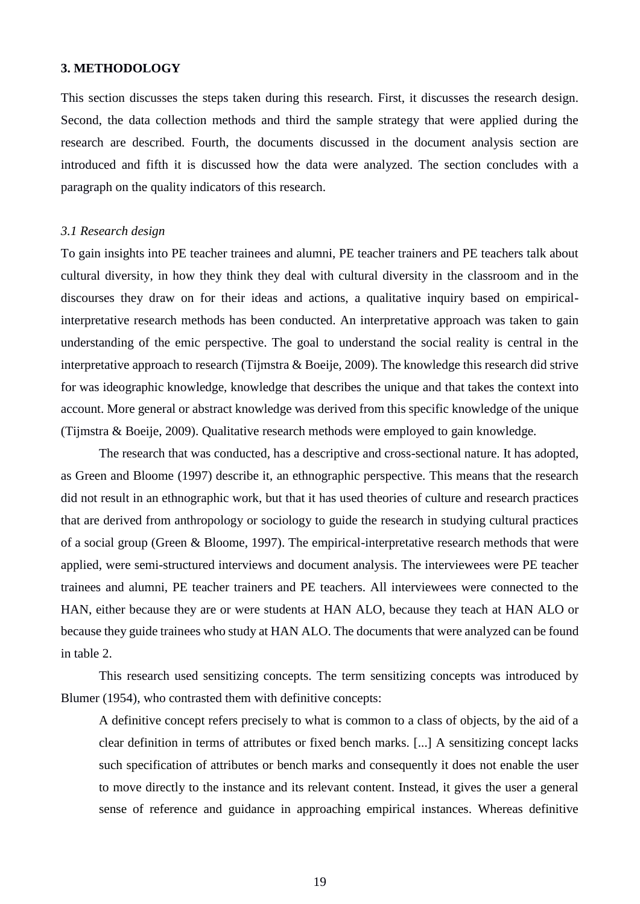## 3. METHODOLOGY

This section discusses the steps taken during this research. First, it discusses the research design. Second, the data collection methods and third the sample strategy that were applied during the research are described. Fourth, the documents discussed in the document analysis section are introduced and fifth it is discussed how the data were analyzed. The section concludes with a paragraph on the quality indicators of this research.

### *3.1 Research design*

To gain insights into PE teacher trainees and alumni, PE teacher trainers and PE teachers talk about cultural diversity, in how they think they deal with cultural diversity in the classroom and in the discourses they draw on for their ideas and actions, a qualitative inquiry based on empirical-interpretative research methods has been conducted. An interpretative approach was taken to gain understanding of the emic perspective. The goal to understand the social reality is central in the interpretative approach to research (Tijmstra & Boeije, 2009). The knowledge this research did strive for was ideographic knowledge, knowledge that describes the unique and that takes the context into account. More general or abstract knowledge was derived from this specific knowledge of the unique (Tijmstra & Boeije, 2009). Qualitative research methods were employed to gain knowledge.

The research that was conducted, has a descriptive and cross-sectional nature. It has adopted, as Green and Bloome (1997) describe it, an ethnographic perspective. This means that the research did not result in an ethnographic work, but that it has used theories of culture and research practices that are derived from anthropology or sociology to guide the research in studying cultural practices of a social group (Green & Bloome, 1997). The empirical-interpretative research methods that were applied, were semi-structured interviews and document analysis. The interviewees were PE teacher trainees and alumni, PE teacher trainers and PE teachers. All interviewees were connected to the HAN, either because they are or were students at HAN ALO, because they teach at HAN ALO or because they guide trainees who study at HAN ALO. The documents that were analyzed can be found in table 2.

This research used sensitizing concepts. The term sensitizing concepts was introduced by Blumer (1954), who contrasted them with definitive concepts:

> A definitive concept refers precisely to what is common to a class of objects, by the aid of a clear definition in terms of attributes or fixed bench marks. [...] A sensitizing concept lacks such specification of attributes or bench marks and consequently it does not enable the user to move directly to the instance and its relevant content. Instead, it gives the user a general sense of reference and guidance in approaching empirical instances. Whereas definitive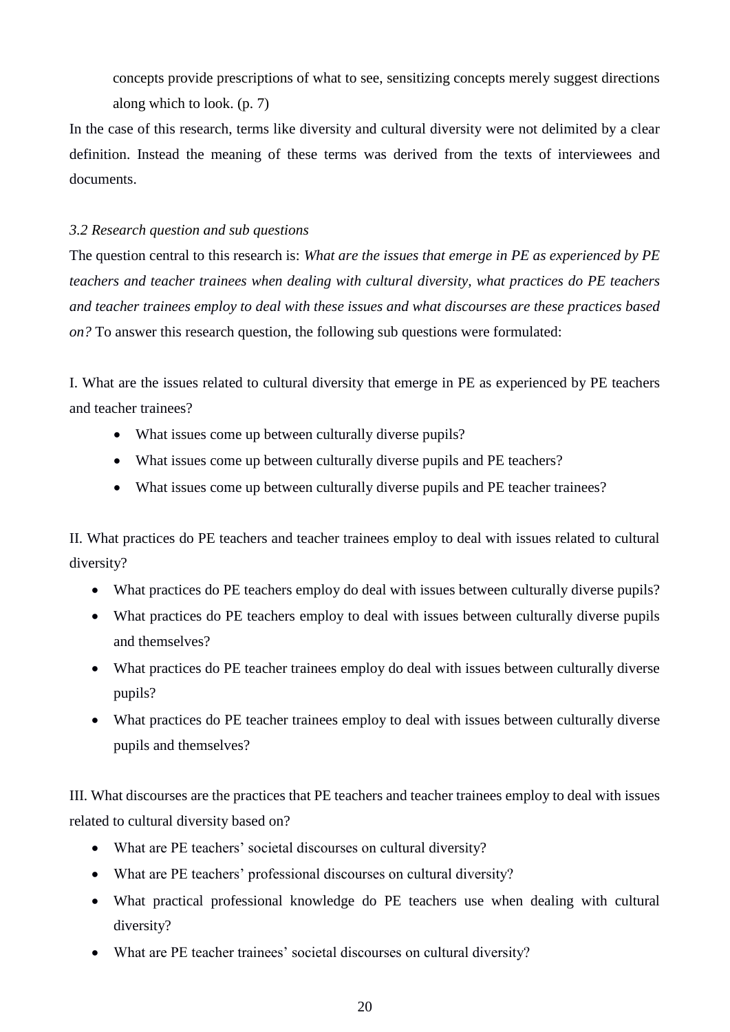> concepts provide prescriptions of what to see, sensitizing concepts merely suggest directions along which to look. (p. 7)

In the case of this research, terms like diversity and cultural diversity were not delimited by a clear definition. Instead the meaning of these terms was derived from the texts of interviewees and documents.

### *3.2 Research question and sub questions*

The question central to this research is: *What are the issues that emerge in PE as experienced by PE teachers and teacher trainees when dealing with cultural diversity, what practices do PE teachers and teacher trainees employ to deal with these issues and what discourses are these practices based on?* To answer this research question, the following sub questions were formulated:

I. What are the issues related to cultural diversity that emerge in PE as experienced by PE teachers and teacher trainees?

- What issues come up between culturally diverse pupils?
- What issues come up between culturally diverse pupils and PE teachers?
- What issues come up between culturally diverse pupils and PE teacher trainees?

II. What practices do PE teachers and teacher trainees employ to deal with issues related to cultural diversity?

- What practices do PE teachers employ do deal with issues between culturally diverse pupils?
- What practices do PE teachers employ to deal with issues between culturally diverse pupils and themselves?
- What practices do PE teacher trainees employ do deal with issues between culturally diverse pupils?
- What practices do PE teacher trainees employ to deal with issues between culturally diverse pupils and themselves?

III. What discourses are the practices that PE teachers and teacher trainees employ to deal with issues related to cultural diversity based on?

- What are PE teachers' societal discourses on cultural diversity?
- What are PE teachers' professional discourses on cultural diversity?
- What practical professional knowledge do PE teachers use when dealing with cultural diversity?
- What are PE teacher trainees' societal discourses on cultural diversity?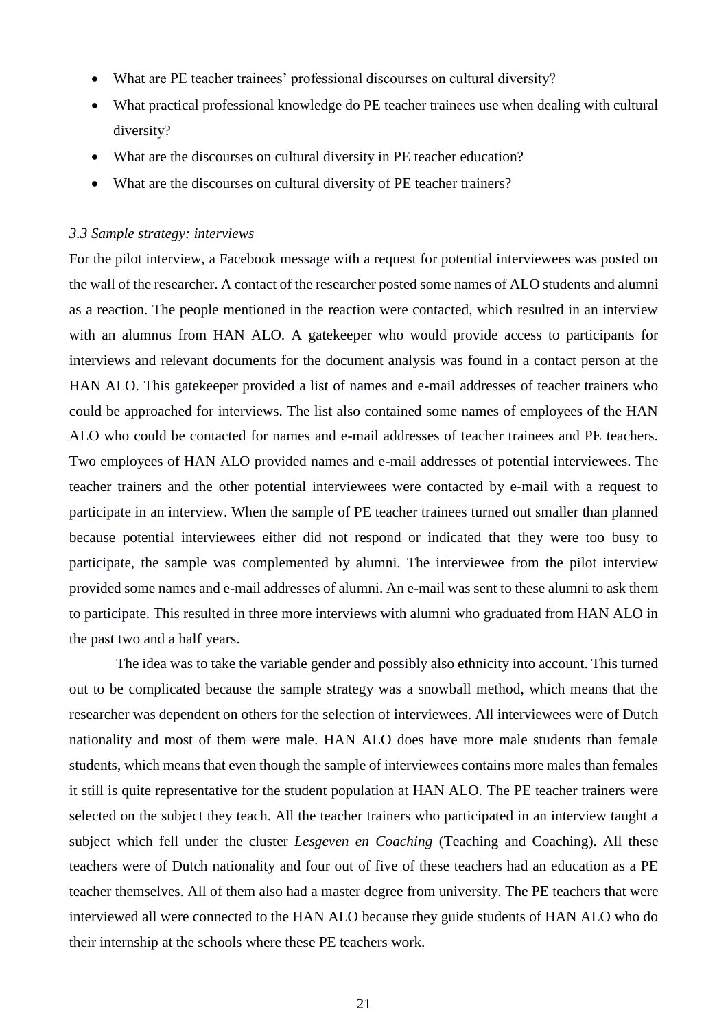- What are PE teacher trainees' professional discourses on cultural diversity?
- What practical professional knowledge do PE teacher trainees use when dealing with cultural diversity?
- What are the discourses on cultural diversity in PE teacher education?
- What are the discourses on cultural diversity of PE teacher trainers?

### *3.3 Sample strategy: interviews*

For the pilot interview, a Facebook message with a request for potential interviewees was posted on the wall of the researcher. A contact of the researcher posted some names of ALO students and alumni as a reaction. The people mentioned in the reaction were contacted, which resulted in an interview with an alumnus from HAN ALO. A gatekeeper who would provide access to participants for interviews and relevant documents for the document analysis was found in a contact person at the HAN ALO. This gatekeeper provided a list of names and e-mail addresses of teacher trainers who could be approached for interviews. The list also contained some names of employees of the HAN ALO who could be contacted for names and e-mail addresses of teacher trainees and PE teachers. Two employees of HAN ALO provided names and e-mail addresses of potential interviewees. The teacher trainers and the other potential interviewees were contacted by e-mail with a request to participate in an interview. When the sample of PE teacher trainees turned out smaller than planned because potential interviewees either did not respond or indicated that they were too busy to participate, the sample was complemented by alumni. The interviewee from the pilot interview provided some names and e-mail addresses of alumni. An e-mail was sent to these alumni to ask them to participate. This resulted in three more interviews with alumni who graduated from HAN ALO in the past two and a half years.

The idea was to take the variable gender and possibly also ethnicity into account. This turned out to be complicated because the sample strategy was a snowball method, which means that the researcher was dependent on others for the selection of interviewees. All interviewees were of Dutch nationality and most of them were male. HAN ALO does have more male students than female students, which means that even though the sample of interviewees contains more males than females it still is quite representative for the student population at HAN ALO. The PE teacher trainers were selected on the subject they teach. All the teacher trainers who participated in an interview taught a subject which fell under the cluster *Lesgeven en Coaching* (Teaching and Coaching). All these teachers were of Dutch nationality and four out of five of these teachers had an education as a PE teacher themselves. All of them also had a master degree from university. The PE teachers that were interviewed all were connected to the HAN ALO because they guide students of HAN ALO who do their internship at the schools where these PE teachers work.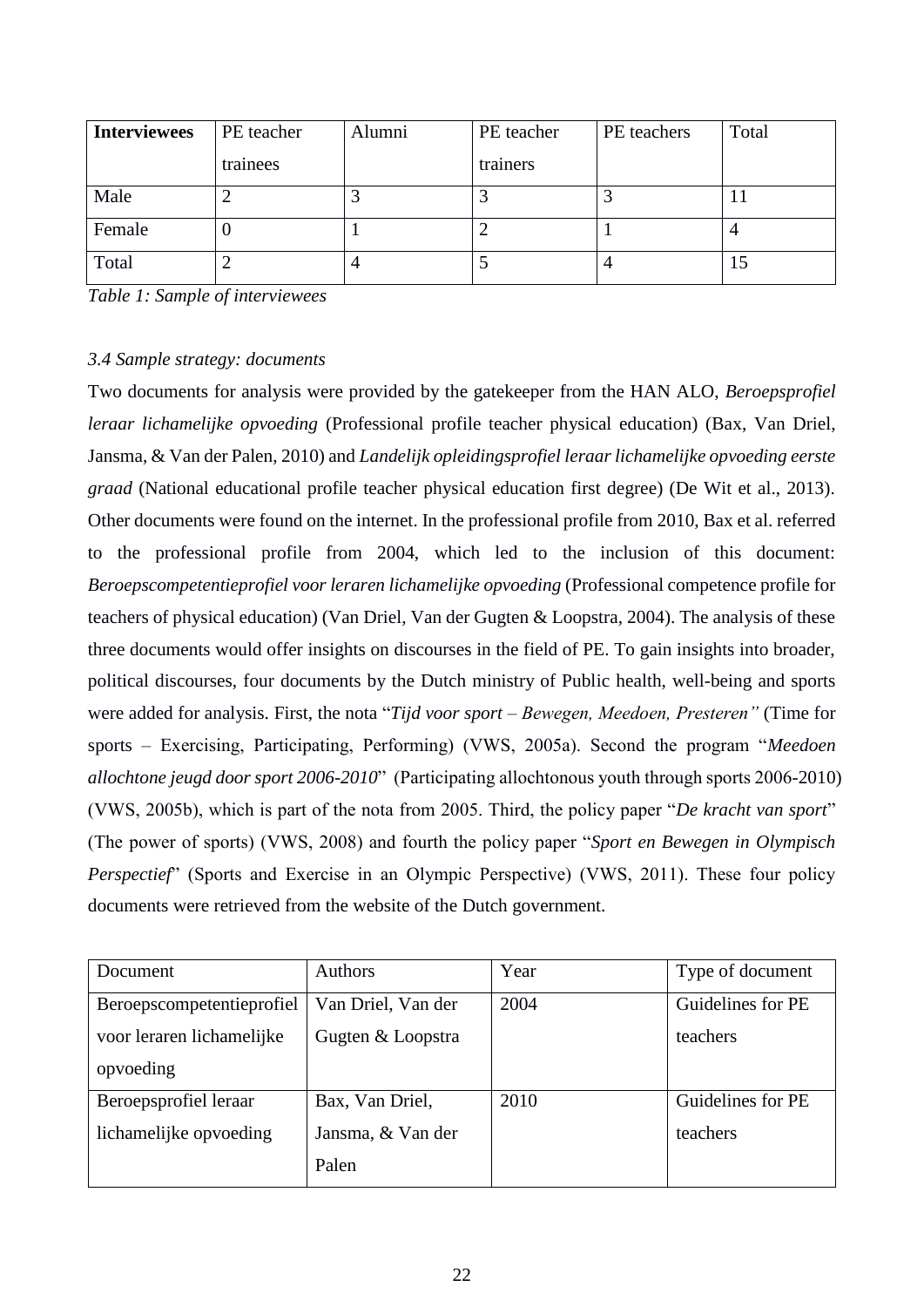| **Interviewees** | PE teacher trainees | Alumni | PE teacher trainers | PE teachers | Total |
|---|---|---|---|---|---|
| Male | 2 | 3 | 3 | 3 | 11 |
| Female | 0 | 1 | 2 | 1 | 4 |
| Total | 2 | 4 | 5 | 4 | 15 |

*Table 1: Sample of interviewees*

### *3.4 Sample strategy: documents*

Two documents for analysis were provided by the gatekeeper from the HAN ALO, *Beroepsprofiel leraar lichamelijke opvoeding* (Professional profile teacher physical education) (Bax, Van Driel, Jansma, & Van der Palen, 2010) and *Landelijk opleidingsprofiel leraar lichamelijke opvoeding eerste graad* (National educational profile teacher physical education first degree) (De Wit et al., 2013). Other documents were found on the internet. In the professional profile from 2010, Bax et al. referred to the professional profile from 2004, which led to the inclusion of this document: *Beroepscompetentieprofiel voor leraren lichamelijke opvoeding* (Professional competence profile for teachers of physical education) (Van Driel, Van der Gugten & Loopstra, 2004). The analysis of these three documents would offer insights on discourses in the field of PE. To gain insights into broader, political discourses, four documents by the Dutch ministry of Public health, well-being and sports were added for analysis. First, the nota "*Tijd voor sport – Bewegen, Meedoen, Presteren"* (Time for sports – Exercising, Participating, Performing) (VWS, 2005a). Second the program "*Meedoen allochtone jeugd door sport 2006-2010*" (Participating allochtonous youth through sports 2006-2010) (VWS, 2005b), which is part of the nota from 2005. Third, the policy paper "*De kracht van sport*" (The power of sports) (VWS, 2008) and fourth the policy paper "*Sport en Bewegen in Olympisch Perspectief*" (Sports and Exercise in an Olympic Perspective) (VWS, 2011). These four policy documents were retrieved from the website of the Dutch government.

| Document | Authors | Year | Type of document |
|---|---|---|---|
| Beroepscompetentieprofiel voor leraren lichamelijke opvoeding | Van Driel, Van der Gugten & Loopstra | 2004 | Guidelines for PE teachers |
| Beroepsprofiel leraar lichamelijke opvoeding | Bax, Van Driel, Jansma, & Van der Palen | 2010 | Guidelines for PE teachers |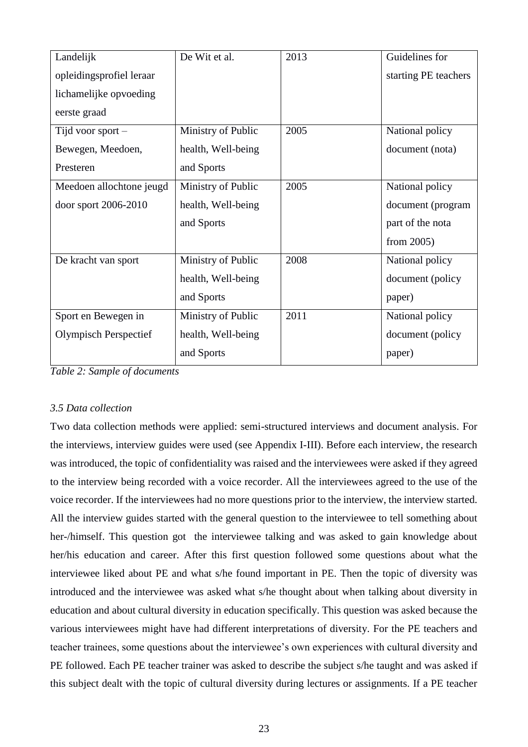| Landelijk opleidingsprofiel leraar lichamelijke opvoeding eerste graad | De Wit et al. | 2013 | Guidelines for starting PE teachers |
|---|---|---|---|
| Tijd voor sport – Bewegen, Meedoen, Presteren | Ministry of Public health, Well-being and Sports | 2005 | National policy document (nota) |
| Meedoen allochtone jeugd door sport 2006-2010 | Ministry of Public health, Well-being and Sports | 2005 | National policy document (program part of the nota from 2005) |
| De kracht van sport | Ministry of Public health, Well-being and Sports | 2008 | National policy document (policy paper) |
| Sport en Bewegen in Olympisch Perspectief | Ministry of Public health, Well-being and Sports | 2011 | National policy document (policy paper) |

*Table 2: Sample of documents*

### *3.5 Data collection*

Two data collection methods were applied: semi-structured interviews and document analysis. For the interviews, interview guides were used (see Appendix I-III). Before each interview, the research was introduced, the topic of confidentiality was raised and the interviewees were asked if they agreed to the interview being recorded with a voice recorder. All the interviewees agreed to the use of the voice recorder. If the interviewees had no more questions prior to the interview, the interview started. All the interview guides started with the general question to the interviewee to tell something about her-/himself. This question got the interviewee talking and was asked to gain knowledge about her/his education and career. After this first question followed some questions about what the interviewee liked about PE and what s/he found important in PE. Then the topic of diversity was introduced and the interviewee was asked what s/he thought about when talking about diversity in education and about cultural diversity in education specifically. This question was asked because the various interviewees might have had different interpretations of diversity. For the PE teachers and teacher trainees, some questions about the interviewee's own experiences with cultural diversity and PE followed. Each PE teacher trainer was asked to describe the subject s/he taught and was asked if this subject dealt with the topic of cultural diversity during lectures or assignments. If a PE teacher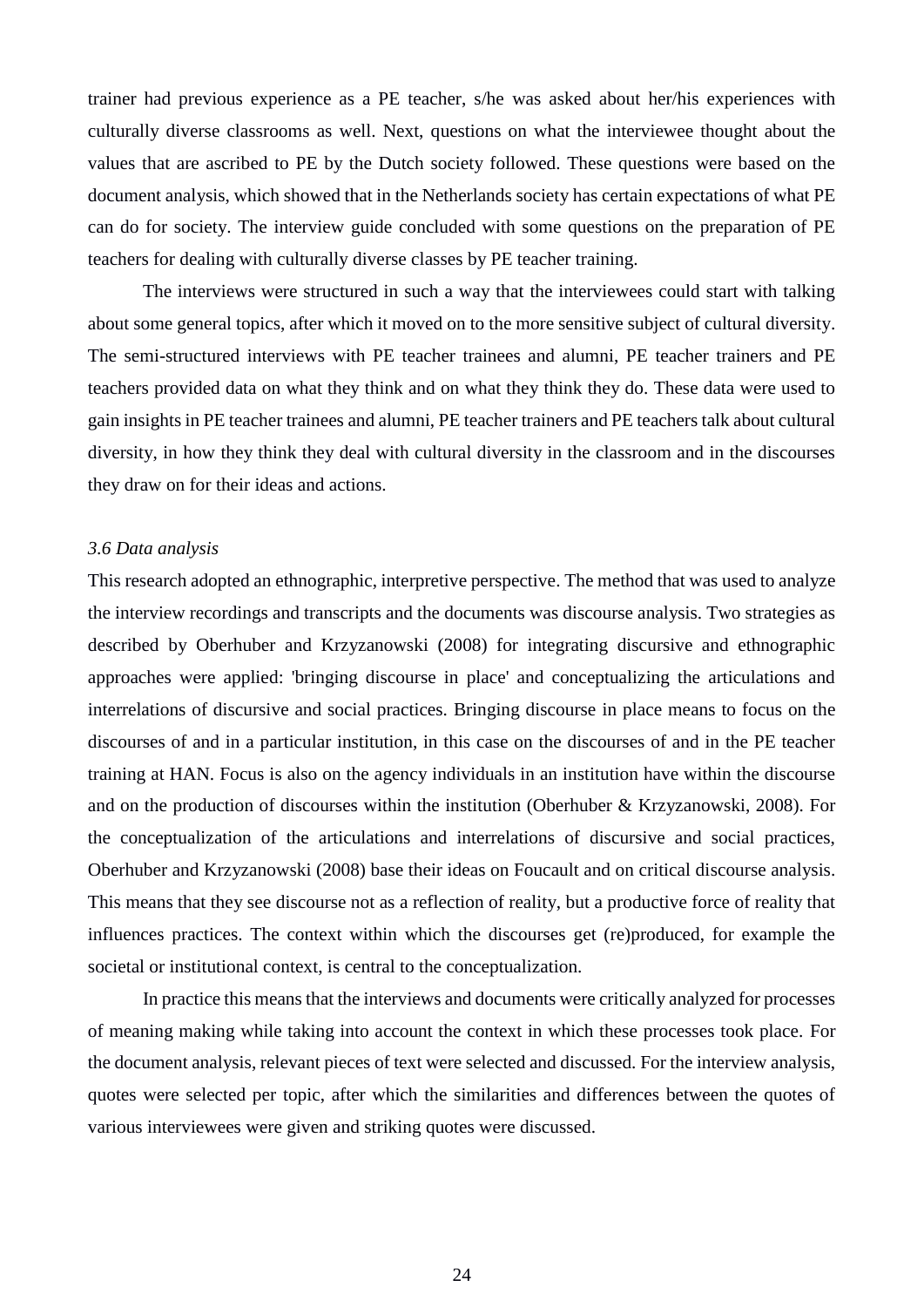trainer had previous experience as a PE teacher, s/he was asked about her/his experiences with culturally diverse classrooms as well. Next, questions on what the interviewee thought about the values that are ascribed to PE by the Dutch society followed. These questions were based on the document analysis, which showed that in the Netherlands society has certain expectations of what PE can do for society. The interview guide concluded with some questions on the preparation of PE teachers for dealing with culturally diverse classes by PE teacher training.

The interviews were structured in such a way that the interviewees could start with talking about some general topics, after which it moved on to the more sensitive subject of cultural diversity. The semi-structured interviews with PE teacher trainees and alumni, PE teacher trainers and PE teachers provided data on what they think and on what they think they do. These data were used to gain insights in PE teacher trainees and alumni, PE teacher trainers and PE teachers talk about cultural diversity, in how they think they deal with cultural diversity in the classroom and in the discourses they draw on for their ideas and actions.

### *3.6 Data analysis*

This research adopted an ethnographic, interpretive perspective. The method that was used to analyze the interview recordings and transcripts and the documents was discourse analysis. Two strategies as described by Oberhuber and Krzyzanowski (2008) for integrating discursive and ethnographic approaches were applied: 'bringing discourse in place' and conceptualizing the articulations and interrelations of discursive and social practices. Bringing discourse in place means to focus on the discourses of and in a particular institution, in this case on the discourses of and in the PE teacher training at HAN. Focus is also on the agency individuals in an institution have within the discourse and on the production of discourses within the institution (Oberhuber & Krzyzanowski, 2008). For the conceptualization of the articulations and interrelations of discursive and social practices, Oberhuber and Krzyzanowski (2008) base their ideas on Foucault and on critical discourse analysis. This means that they see discourse not as a reflection of reality, but a productive force of reality that influences practices. The context within which the discourses get (re)produced, for example the societal or institutional context, is central to the conceptualization.

In practice this means that the interviews and documents were critically analyzed for processes of meaning making while taking into account the context in which these processes took place. For the document analysis, relevant pieces of text were selected and discussed. For the interview analysis, quotes were selected per topic, after which the similarities and differences between the quotes of various interviewees were given and striking quotes were discussed.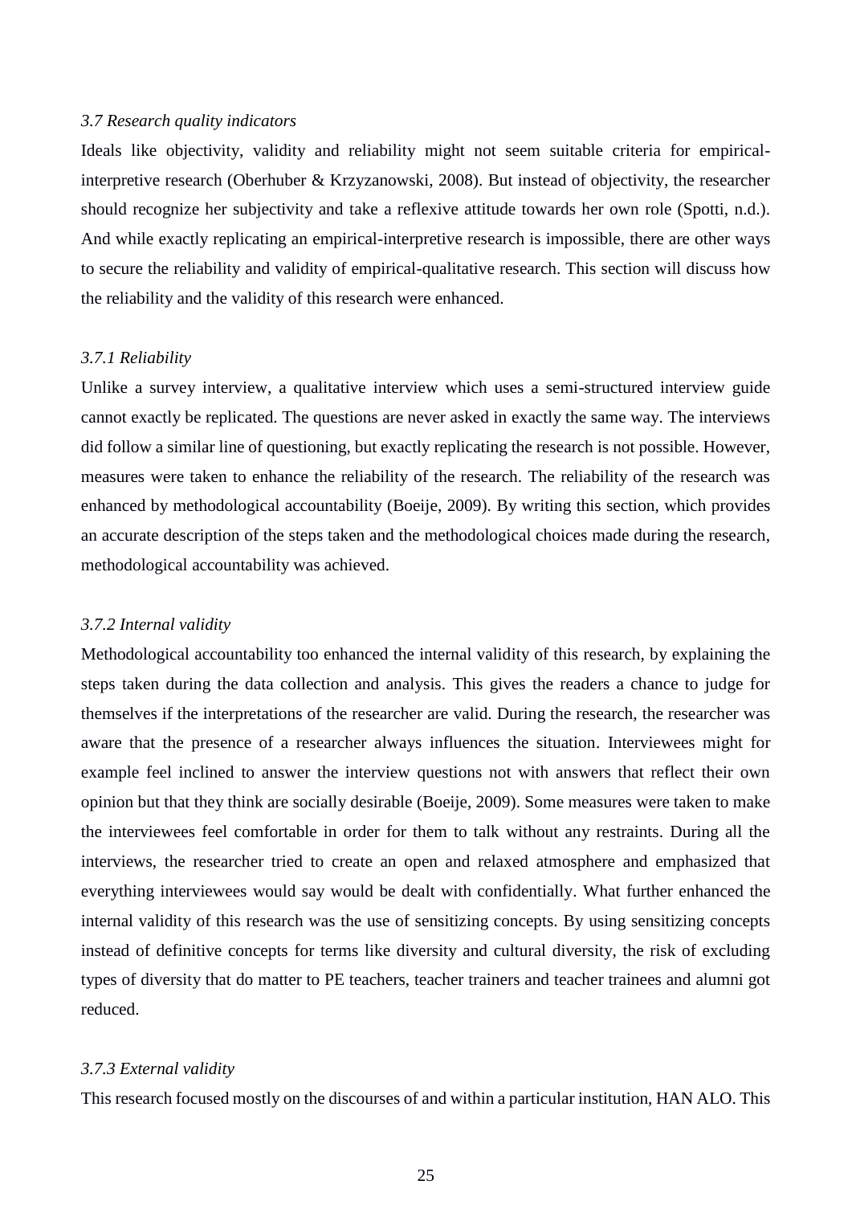### *3.7 Research quality indicators*

Ideals like objectivity, validity and reliability might not seem suitable criteria for empirical-interpretive research (Oberhuber & Krzyzanowski, 2008). But instead of objectivity, the researcher should recognize her subjectivity and take a reflexive attitude towards her own role (Spotti, n.d.). And while exactly replicating an empirical-interpretive research is impossible, there are other ways to secure the reliability and validity of empirical-qualitative research. This section will discuss how the reliability and the validity of this research were enhanced.

#### *3.7.1 Reliability*

Unlike a survey interview, a qualitative interview which uses a semi-structured interview guide cannot exactly be replicated. The questions are never asked in exactly the same way. The interviews did follow a similar line of questioning, but exactly replicating the research is not possible. However, measures were taken to enhance the reliability of the research. The reliability of the research was enhanced by methodological accountability (Boeije, 2009). By writing this section, which provides an accurate description of the steps taken and the methodological choices made during the research, methodological accountability was achieved.

#### *3.7.2 Internal validity*

Methodological accountability too enhanced the internal validity of this research, by explaining the steps taken during the data collection and analysis. This gives the readers a chance to judge for themselves if the interpretations of the researcher are valid. During the research, the researcher was aware that the presence of a researcher always influences the situation. Interviewees might for example feel inclined to answer the interview questions not with answers that reflect their own opinion but that they think are socially desirable (Boeije, 2009). Some measures were taken to make the interviewees feel comfortable in order for them to talk without any restraints. During all the interviews, the researcher tried to create an open and relaxed atmosphere and emphasized that everything interviewees would say would be dealt with confidentially. What further enhanced the internal validity of this research was the use of sensitizing concepts. By using sensitizing concepts instead of definitive concepts for terms like diversity and cultural diversity, the risk of excluding types of diversity that do matter to PE teachers, teacher trainers and teacher trainees and alumni got reduced.

#### *3.7.3 External validity*

This research focused mostly on the discourses of and within a particular institution, HAN ALO. This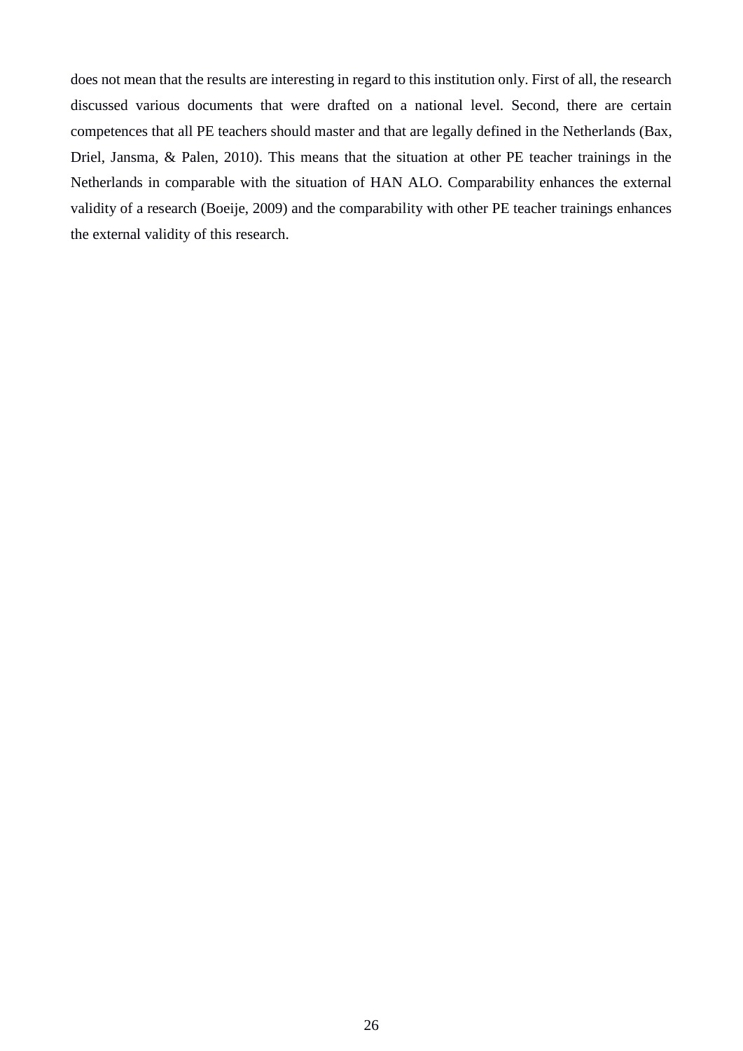does not mean that the results are interesting in regard to this institution only. First of all, the research discussed various documents that were drafted on a national level. Second, there are certain competences that all PE teachers should master and that are legally defined in the Netherlands (Bax, Driel, Jansma, & Palen, 2010). This means that the situation at other PE teacher trainings in the Netherlands in comparable with the situation of HAN ALO. Comparability enhances the external validity of a research (Boeije, 2009) and the comparability with other PE teacher trainings enhances the external validity of this research.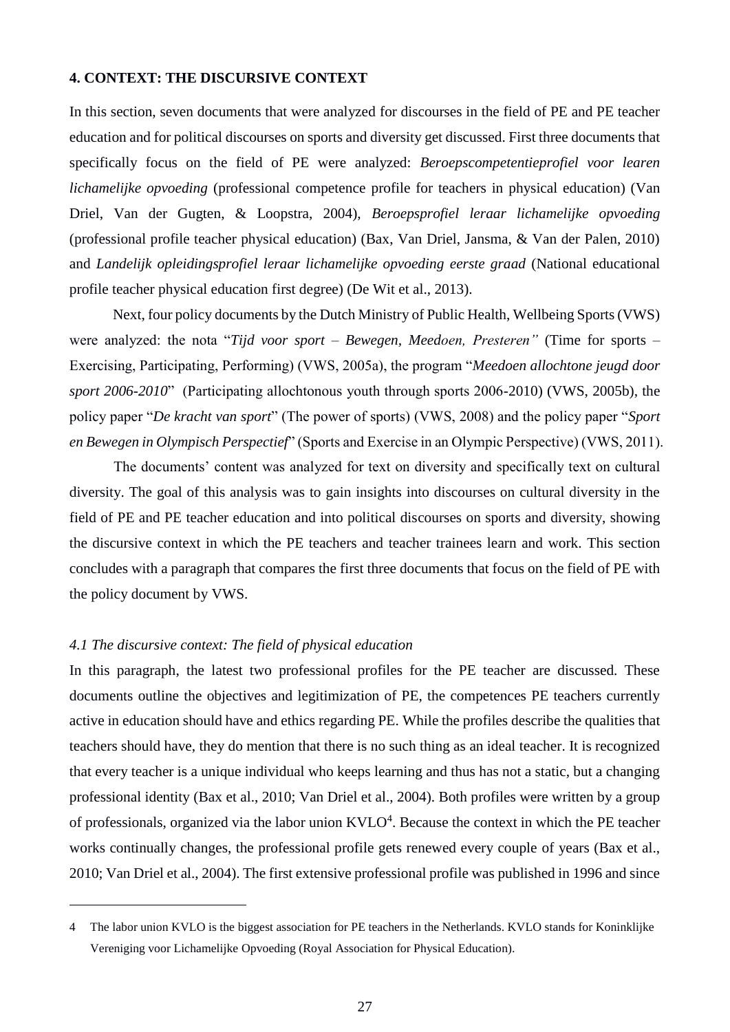## 4. CONTEXT: THE DISCURSIVE CONTEXT

In this section, seven documents that were analyzed for discourses in the field of PE and PE teacher education and for political discourses on sports and diversity get discussed. First three documents that specifically focus on the field of PE were analyzed: *Beroepscompetentieprofiel voor learen lichamelijke opvoeding* (professional competence profile for teachers in physical education) (Van Driel, Van der Gugten, & Loopstra, 2004), *Beroepsprofiel leraar lichamelijke opvoeding* (professional profile teacher physical education) (Bax, Van Driel, Jansma, & Van der Palen, 2010) and *Landelijk opleidingsprofiel leraar lichamelijke opvoeding eerste graad* (National educational profile teacher physical education first degree) (De Wit et al., 2013).

Next, four policy documents by the Dutch Ministry of Public Health, Wellbeing Sports (VWS) were analyzed: the nota "*Tijd voor sport – Bewegen, Meedoen, Presteren"* (Time for sports – Exercising, Participating, Performing) (VWS, 2005a), the program "*Meedoen allochtone jeugd door sport 2006-2010*" (Participating allochtonous youth through sports 2006-2010) (VWS, 2005b), the policy paper "*De kracht van sport*" (The power of sports) (VWS, 2008) and the policy paper "*Sport en Bewegen in Olympisch Perspectief*" (Sports and Exercise in an Olympic Perspective) (VWS, 2011).

The documents' content was analyzed for text on diversity and specifically text on cultural diversity. The goal of this analysis was to gain insights into discourses on cultural diversity in the field of PE and PE teacher education and into political discourses on sports and diversity, showing the discursive context in which the PE teachers and teacher trainees learn and work. This section concludes with a paragraph that compares the first three documents that focus on the field of PE with the policy document by VWS.

### *4.1 The discursive context: The field of physical education*

In this paragraph, the latest two professional profiles for the PE teacher are discussed. These documents outline the objectives and legitimization of PE, the competences PE teachers currently active in education should have and ethics regarding PE. While the profiles describe the qualities that teachers should have, they do mention that there is no such thing as an ideal teacher. It is recognized that every teacher is a unique individual who keeps learning and thus has not a static, but a changing professional identity (Bax et al., 2010; Van Driel et al., 2004). Both profiles were written by a group of professionals, organized via the labor union KVLO[4]. Because the context in which the PE teacher works continually changes, the professional profile gets renewed every couple of years (Bax et al., 2010; Van Driel et al., 2004). The first extensive professional profile was published in 1996 and since

4 The labor union KVLO is the biggest association for PE teachers in the Netherlands. KVLO stands for Koninklijke Vereniging voor Lichamelijke Opvoeding (Royal Association for Physical Education).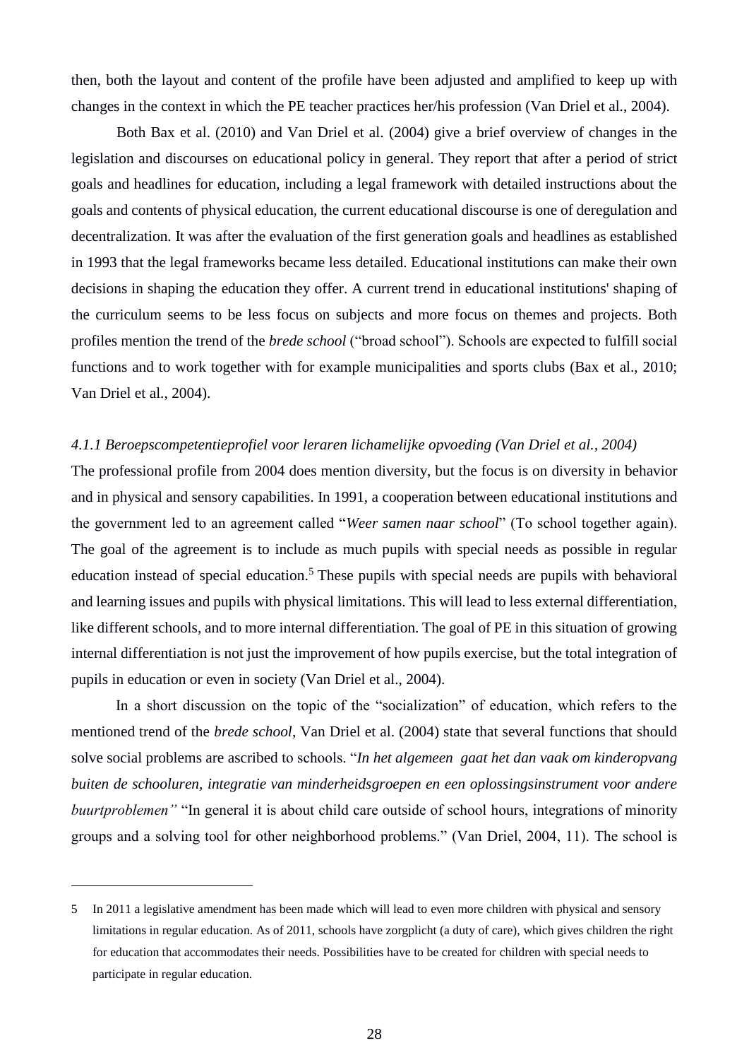then, both the layout and content of the profile have been adjusted and amplified to keep up with changes in the context in which the PE teacher practices her/his profession (Van Driel et al., 2004).

Both Bax et al. (2010) and Van Driel et al. (2004) give a brief overview of changes in the legislation and discourses on educational policy in general. They report that after a period of strict goals and headlines for education, including a legal framework with detailed instructions about the goals and contents of physical education, the current educational discourse is one of deregulation and decentralization. It was after the evaluation of the first generation goals and headlines as established in 1993 that the legal frameworks became less detailed. Educational institutions can make their own decisions in shaping the education they offer. A current trend in educational institutions' shaping of the curriculum seems to be less focus on subjects and more focus on themes and projects. Both profiles mention the trend of the *brede school* ("broad school"). Schools are expected to fulfill social functions and to work together with for example municipalities and sports clubs (Bax et al., 2010; Van Driel et al., 2004).

#### *4.1.1 Beroepscompetentieprofiel voor leraren lichamelijke opvoeding (Van Driel et al., 2004)*

The professional profile from 2004 does mention diversity, but the focus is on diversity in behavior and in physical and sensory capabilities. In 1991, a cooperation between educational institutions and the government led to an agreement called "*Weer samen naar school*" (To school together again). The goal of the agreement is to include as much pupils with special needs as possible in regular education instead of special education.[5] These pupils with special needs are pupils with behavioral and learning issues and pupils with physical limitations. This will lead to less external differentiation, like different schools, and to more internal differentiation. The goal of PE in this situation of growing internal differentiation is not just the improvement of how pupils exercise, but the total integration of pupils in education or even in society (Van Driel et al., 2004).

In a short discussion on the topic of the "socialization" of education, which refers to the mentioned trend of the *brede school*, Van Driel et al. (2004) state that several functions that should solve social problems are ascribed to schools. "*In het algemeen gaat het dan vaak om kinderopvang buiten de schooluren, integratie van minderheidsgroepen en een oplossingsinstrument voor andere buurtproblemen"* "In general it is about child care outside of school hours, integrations of minority groups and a solving tool for other neighborhood problems." (Van Driel, 2004, 11). The school is

---

5 In 2011 a legislative amendment has been made which will lead to even more children with physical and sensory limitations in regular education. As of 2011, schools have zorgplicht (a duty of care), which gives children the right for education that accommodates their needs. Possibilities have to be created for children with special needs to participate in regular education.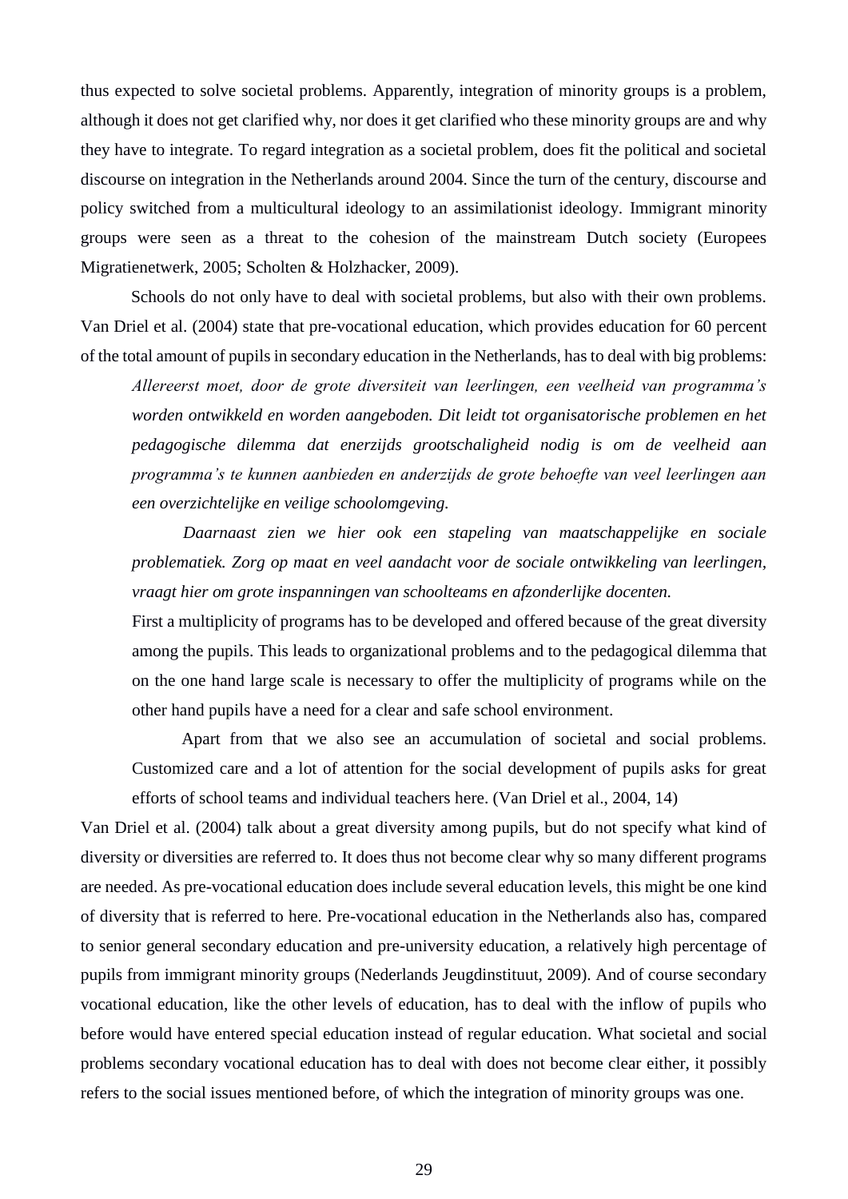thus expected to solve societal problems. Apparently, integration of minority groups is a problem, although it does not get clarified why, nor does it get clarified who these minority groups are and why they have to integrate. To regard integration as a societal problem, does fit the political and societal discourse on integration in the Netherlands around 2004. Since the turn of the century, discourse and policy switched from a multicultural ideology to an assimilationist ideology. Immigrant minority groups were seen as a threat to the cohesion of the mainstream Dutch society (Europees Migratienetwerk, 2005; Scholten & Holzhacker, 2009).

Schools do not only have to deal with societal problems, but also with their own problems. Van Driel et al. (2004) state that pre-vocational education, which provides education for 60 percent of the total amount of pupils in secondary education in the Netherlands, has to deal with big problems:

> *Allereerst moet, door de grote diversiteit van leerlingen, een veelheid van programma's worden ontwikkeld en worden aangeboden. Dit leidt tot organisatorische problemen en het pedagogische dilemma dat enerzijds grootschaligheid nodig is om de veelheid aan programma's te kunnen aanbieden en anderzijds de grote behoefte van veel leerlingen aan een overzichtelijke en veilige schoolomgeving.*
>
> *Daarnaast zien we hier ook een stapeling van maatschappelijke en sociale problematiek. Zorg op maat en veel aandacht voor de sociale ontwikkeling van leerlingen, vraagt hier om grote inspanningen van schoolteams en afzonderlijke docenten.*
>
> First a multiplicity of programs has to be developed and offered because of the great diversity among the pupils. This leads to organizational problems and to the pedagogical dilemma that on the one hand large scale is necessary to offer the multiplicity of programs while on the other hand pupils have a need for a clear and safe school environment.
>
> Apart from that we also see an accumulation of societal and social problems. Customized care and a lot of attention for the social development of pupils asks for great efforts of school teams and individual teachers here. (Van Driel et al., 2004, 14)

Van Driel et al. (2004) talk about a great diversity among pupils, but do not specify what kind of diversity or diversities are referred to. It does thus not become clear why so many different programs are needed. As pre-vocational education does include several education levels, this might be one kind of diversity that is referred to here. Pre-vocational education in the Netherlands also has, compared to senior general secondary education and pre-university education, a relatively high percentage of pupils from immigrant minority groups (Nederlands Jeugdinstituut, 2009). And of course secondary vocational education, like the other levels of education, has to deal with the inflow of pupils who before would have entered special education instead of regular education. What societal and social problems secondary vocational education has to deal with does not become clear either, it possibly refers to the social issues mentioned before, of which the integration of minority groups was one.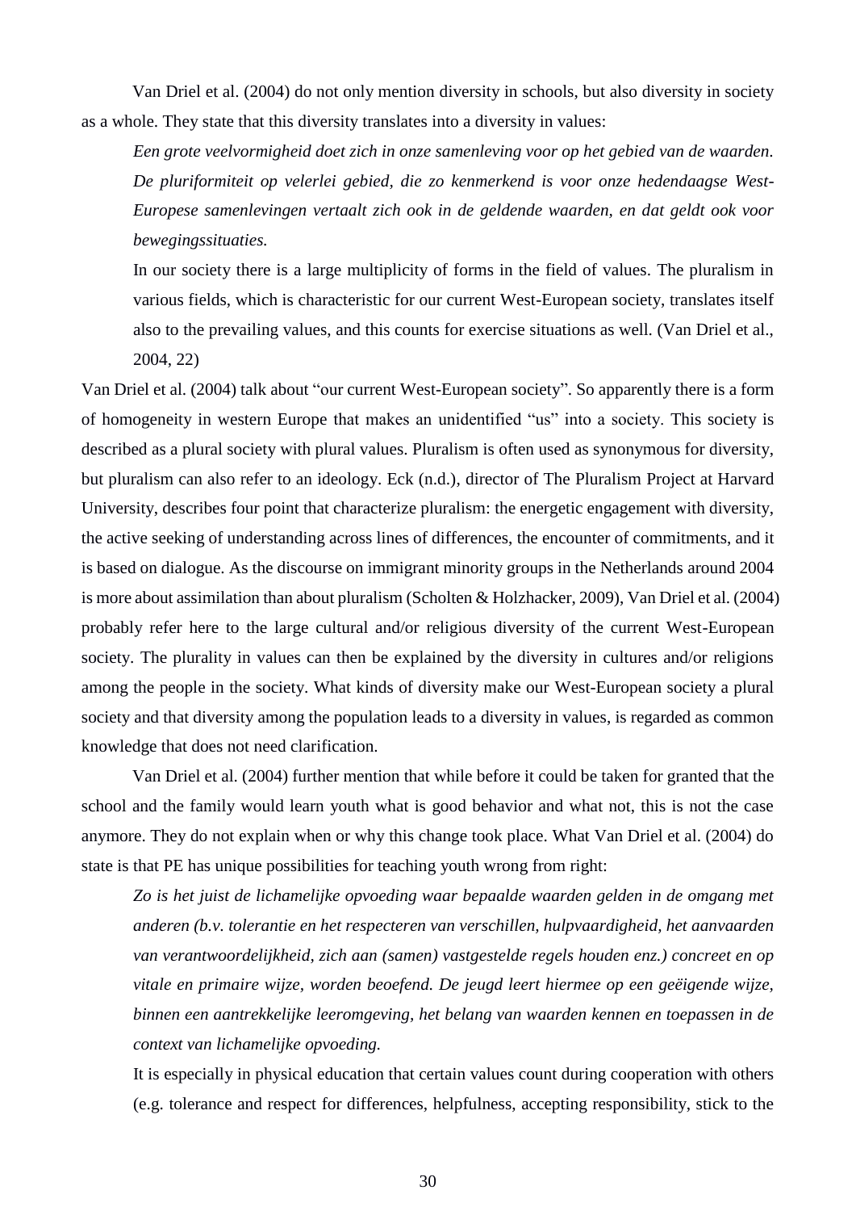Van Driel et al. (2004) do not only mention diversity in schools, but also diversity in society as a whole. They state that this diversity translates into a diversity in values:

> *Een grote veelvormigheid doet zich in onze samenleving voor op het gebied van de waarden. De pluriformiteit op velerlei gebied, die zo kenmerkend is voor onze hedendaagse West-Europese samenlevingen vertaalt zich ook in de geldende waarden, en dat geldt ook voor bewegingssituaties.*
>
> In our society there is a large multiplicity of forms in the field of values. The pluralism in various fields, which is characteristic for our current West-European society, translates itself also to the prevailing values, and this counts for exercise situations as well. (Van Driel et al., 2004, 22)

Van Driel et al. (2004) talk about "our current West-European society". So apparently there is a form of homogeneity in western Europe that makes an unidentified "us" into a society. This society is described as a plural society with plural values. Pluralism is often used as synonymous for diversity, but pluralism can also refer to an ideology. Eck (n.d.), director of The Pluralism Project at Harvard University, describes four point that characterize pluralism: the energetic engagement with diversity, the active seeking of understanding across lines of differences, the encounter of commitments, and it is based on dialogue. As the discourse on immigrant minority groups in the Netherlands around 2004 is more about assimilation than about pluralism (Scholten & Holzhacker, 2009), Van Driel et al. (2004) probably refer here to the large cultural and/or religious diversity of the current West-European society. The plurality in values can then be explained by the diversity in cultures and/or religions among the people in the society. What kinds of diversity make our West-European society a plural society and that diversity among the population leads to a diversity in values, is regarded as common knowledge that does not need clarification.

Van Driel et al. (2004) further mention that while before it could be taken for granted that the school and the family would learn youth what is good behavior and what not, this is not the case anymore. They do not explain when or why this change took place. What Van Driel et al. (2004) do state is that PE has unique possibilities for teaching youth wrong from right:

> *Zo is het juist de lichamelijke opvoeding waar bepaalde waarden gelden in de omgang met anderen (b.v. tolerantie en het respecteren van verschillen, hulpvaardigheid, het aanvaarden van verantwoordelijkheid, zich aan (samen) vastgestelde regels houden enz.) concreet en op vitale en primaire wijze, worden beoefend. De jeugd leert hiermee op een geëigende wijze, binnen een aantrekkelijke leeromgeving, het belang van waarden kennen en toepassen in de context van lichamelijke opvoeding.*
>
> It is especially in physical education that certain values count during cooperation with others (e.g. tolerance and respect for differences, helpfulness, accepting responsibility, stick to the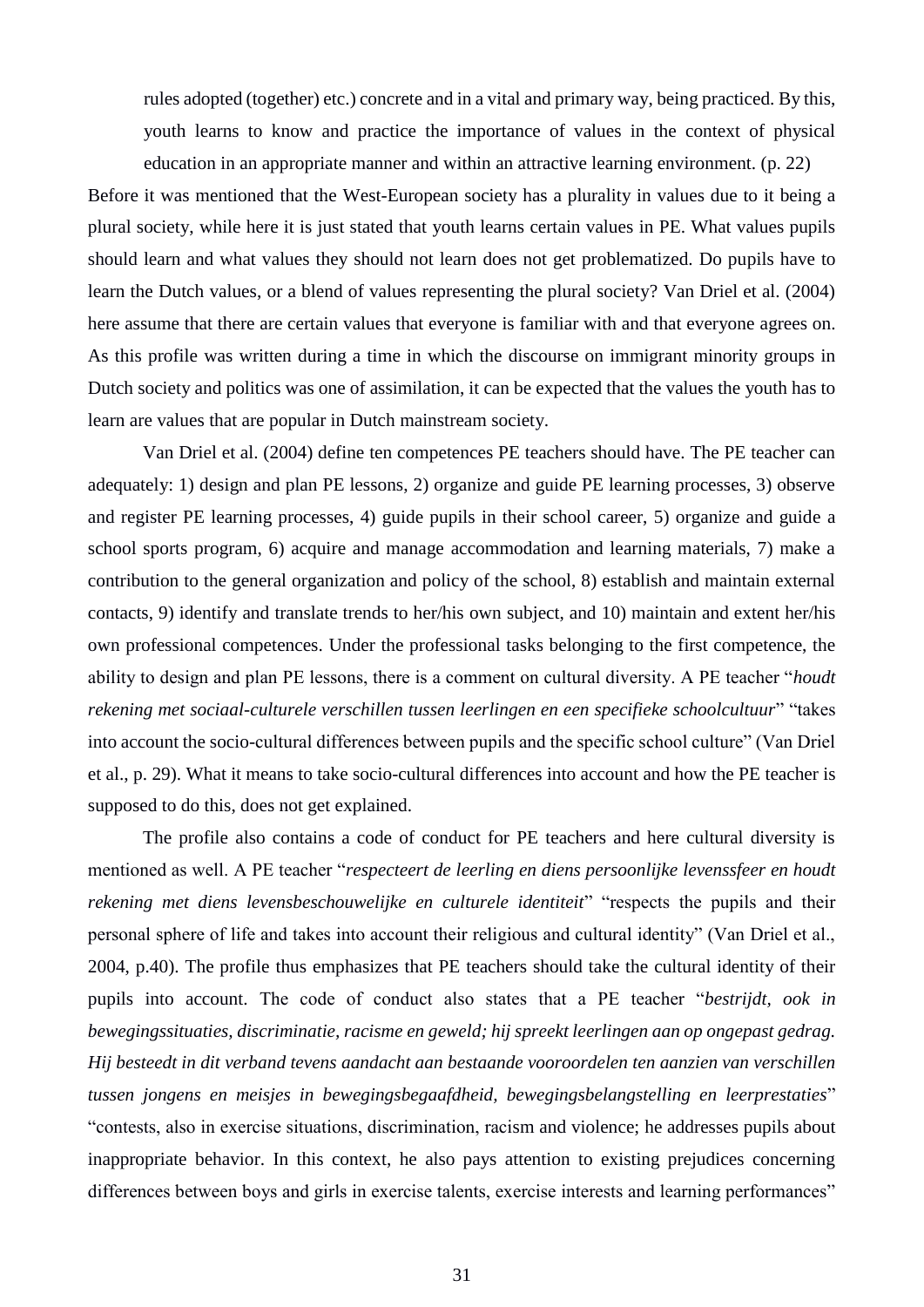> rules adopted (together) etc.) concrete and in a vital and primary way, being practiced. By this, youth learns to know and practice the importance of values in the context of physical education in an appropriate manner and within an attractive learning environment. (p. 22)

Before it was mentioned that the West-European society has a plurality in values due to it being a plural society, while here it is just stated that youth learns certain values in PE. What values pupils should learn and what values they should not learn does not get problematized. Do pupils have to learn the Dutch values, or a blend of values representing the plural society? Van Driel et al. (2004) here assume that there are certain values that everyone is familiar with and that everyone agrees on. As this profile was written during a time in which the discourse on immigrant minority groups in Dutch society and politics was one of assimilation, it can be expected that the values the youth has to learn are values that are popular in Dutch mainstream society.

Van Driel et al. (2004) define ten competences PE teachers should have. The PE teacher can adequately: 1) design and plan PE lessons, 2) organize and guide PE learning processes, 3) observe and register PE learning processes, 4) guide pupils in their school career, 5) organize and guide a school sports program, 6) acquire and manage accommodation and learning materials, 7) make a contribution to the general organization and policy of the school, 8) establish and maintain external contacts, 9) identify and translate trends to her/his own subject, and 10) maintain and extent her/his own professional competences. Under the professional tasks belonging to the first competence, the ability to design and plan PE lessons, there is a comment on cultural diversity. A PE teacher "*houdt rekening met sociaal-culturele verschillen tussen leerlingen en een specifieke schoolcultuur*" "takes into account the socio-cultural differences between pupils and the specific school culture" (Van Driel et al., p. 29). What it means to take socio-cultural differences into account and how the PE teacher is supposed to do this, does not get explained.

The profile also contains a code of conduct for PE teachers and here cultural diversity is mentioned as well. A PE teacher "*respecteert de leerling en diens persoonlijke levenssfeer en houdt rekening met diens levensbeschouwelijke en culturele identiteit*" "respects the pupils and their personal sphere of life and takes into account their religious and cultural identity" (Van Driel et al., 2004, p.40). The profile thus emphasizes that PE teachers should take the cultural identity of their pupils into account. The code of conduct also states that a PE teacher "*bestrijdt, ook in bewegingssituaties, discriminatie, racisme en geweld; hij spreekt leerlingen aan op ongepast gedrag. Hij besteedt in dit verband tevens aandacht aan bestaande vooroordelen ten aanzien van verschillen tussen jongens en meisjes in bewegingsbegaafdheid, bewegingsbelangstelling en leerprestaties*" "contests, also in exercise situations, discrimination, racism and violence; he addresses pupils about inappropriate behavior. In this context, he also pays attention to existing prejudices concerning differences between boys and girls in exercise talents, exercise interests and learning performances"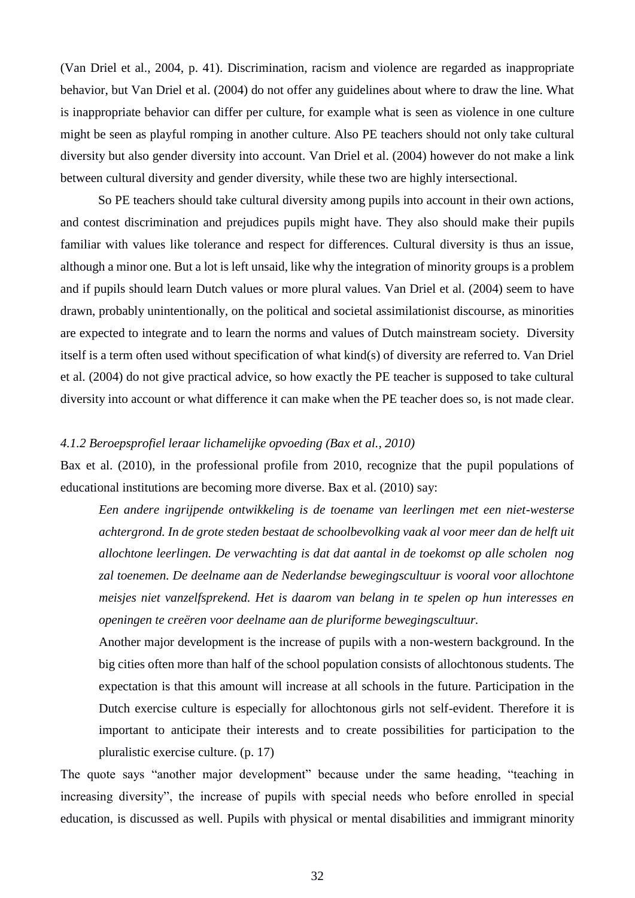(Van Driel et al., 2004, p. 41). Discrimination, racism and violence are regarded as inappropriate behavior, but Van Driel et al. (2004) do not offer any guidelines about where to draw the line. What is inappropriate behavior can differ per culture, for example what is seen as violence in one culture might be seen as playful romping in another culture. Also PE teachers should not only take cultural diversity but also gender diversity into account. Van Driel et al. (2004) however do not make a link between cultural diversity and gender diversity, while these two are highly intersectional.

So PE teachers should take cultural diversity among pupils into account in their own actions, and contest discrimination and prejudices pupils might have. They also should make their pupils familiar with values like tolerance and respect for differences. Cultural diversity is thus an issue, although a minor one. But a lot is left unsaid, like why the integration of minority groups is a problem and if pupils should learn Dutch values or more plural values. Van Driel et al. (2004) seem to have drawn, probably unintentionally, on the political and societal assimilationist discourse, as minorities are expected to integrate and to learn the norms and values of Dutch mainstream society. Diversity itself is a term often used without specification of what kind(s) of diversity are referred to. Van Driel et al. (2004) do not give practical advice, so how exactly the PE teacher is supposed to take cultural diversity into account or what difference it can make when the PE teacher does so, is not made clear.

#### *4.1.2 Beroepsprofiel leraar lichamelijke opvoeding (Bax et al., 2010)*

Bax et al. (2010), in the professional profile from 2010, recognize that the pupil populations of educational institutions are becoming more diverse. Bax et al. (2010) say:

> *Een andere ingrijpende ontwikkeling is de toename van leerlingen met een niet-westerse achtergrond. In de grote steden bestaat de schoolbevolking vaak al voor meer dan de helft uit allochtone leerlingen. De verwachting is dat dat aantal in de toekomst op alle scholen nog zal toenemen. De deelname aan de Nederlandse bewegingscultuur is vooral voor allochtone meisjes niet vanzelfsprekend. Het is daarom van belang in te spelen op hun interesses en openingen te creëren voor deelname aan de pluriforme bewegingscultuur.*
>
> Another major development is the increase of pupils with a non-western background. In the big cities often more than half of the school population consists of allochtonous students. The expectation is that this amount will increase at all schools in the future. Participation in the Dutch exercise culture is especially for allochtonous girls not self-evident. Therefore it is important to anticipate their interests and to create possibilities for participation to the pluralistic exercise culture. (p. 17)

The quote says "another major development" because under the same heading, "teaching in increasing diversity", the increase of pupils with special needs who before enrolled in special education, is discussed as well. Pupils with physical or mental disabilities and immigrant minority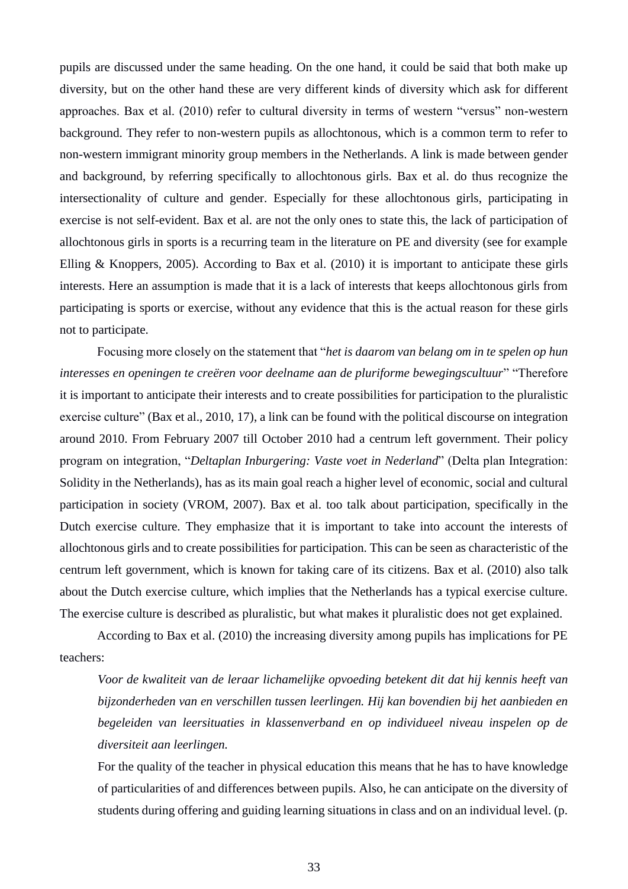pupils are discussed under the same heading. On the one hand, it could be said that both make up diversity, but on the other hand these are very different kinds of diversity which ask for different approaches. Bax et al. (2010) refer to cultural diversity in terms of western "versus" non-western background. They refer to non-western pupils as allochtonous, which is a common term to refer to non-western immigrant minority group members in the Netherlands. A link is made between gender and background, by referring specifically to allochtonous girls. Bax et al. do thus recognize the intersectionality of culture and gender. Especially for these allochtonous girls, participating in exercise is not self-evident. Bax et al. are not the only ones to state this, the lack of participation of allochtonous girls in sports is a recurring team in the literature on PE and diversity (see for example Elling & Knoppers, 2005). According to Bax et al. (2010) it is important to anticipate these girls interests. Here an assumption is made that it is a lack of interests that keeps allochtonous girls from participating is sports or exercise, without any evidence that this is the actual reason for these girls not to participate.

Focusing more closely on the statement that "*het is daarom van belang om in te spelen op hun interesses en openingen te creëren voor deelname aan de pluriforme bewegingscultuur*" "Therefore it is important to anticipate their interests and to create possibilities for participation to the pluralistic exercise culture" (Bax et al., 2010, 17), a link can be found with the political discourse on integration around 2010. From February 2007 till October 2010 had a centrum left government. Their policy program on integration, "*Deltaplan Inburgering: Vaste voet in Nederland*" (Delta plan Integration: Solidity in the Netherlands), has as its main goal reach a higher level of economic, social and cultural participation in society (VROM, 2007). Bax et al. too talk about participation, specifically in the Dutch exercise culture. They emphasize that it is important to take into account the interests of allochtonous girls and to create possibilities for participation. This can be seen as characteristic of the centrum left government, which is known for taking care of its citizens. Bax et al. (2010) also talk about the Dutch exercise culture, which implies that the Netherlands has a typical exercise culture. The exercise culture is described as pluralistic, but what makes it pluralistic does not get explained.

According to Bax et al. (2010) the increasing diversity among pupils has implications for PE teachers:

> *Voor de kwaliteit van de leraar lichamelijke opvoeding betekent dit dat hij kennis heeft van bijzonderheden van en verschillen tussen leerlingen. Hij kan bovendien bij het aanbieden en begeleiden van leersituaties in klassenverband en op individueel niveau inspelen op de diversiteit aan leerlingen.*
>
> For the quality of the teacher in physical education this means that he has to have knowledge of particularities of and differences between pupils. Also, he can anticipate on the diversity of students during offering and guiding learning situations in class and on an individual level. (p.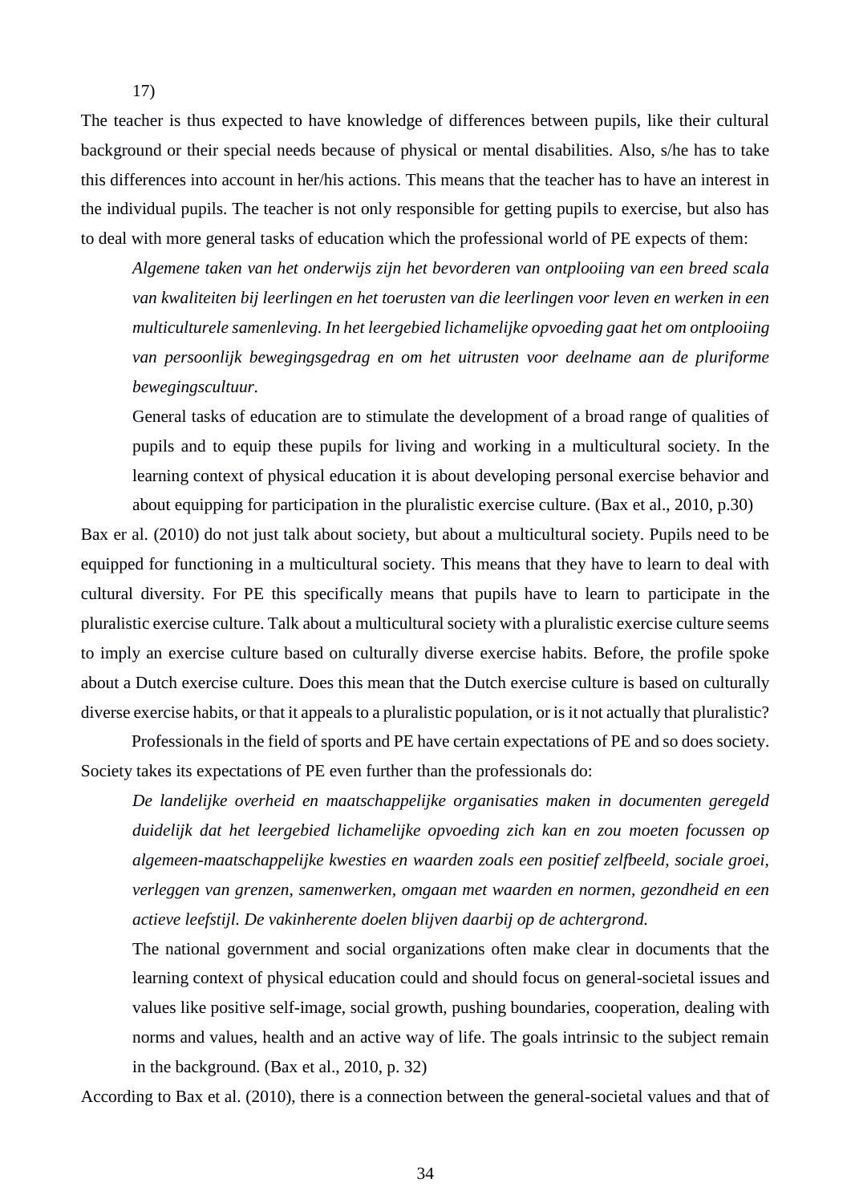17)

The teacher is thus expected to have knowledge of differences between pupils, like their cultural background or their special needs because of physical or mental disabilities. Also, s/he has to take this differences into account in her/his actions. This means that the teacher has to have an interest in the individual pupils. The teacher is not only responsible for getting pupils to exercise, but also has to deal with more general tasks of education which the professional world of PE expects of them:

> *Algemene taken van het onderwijs zijn het bevorderen van ontplooiing van een breed scala van kwaliteiten bij leerlingen en het toerusten van die leerlingen voor leven en werken in een multiculturele samenleving. In het leergebied lichamelijke opvoeding gaat het om ontplooiing van persoonlijk bewegingsgedrag en om het uitrusten voor deelname aan de pluriforme bewegingscultuur.*
>
> General tasks of education are to stimulate the development of a broad range of qualities of pupils and to equip these pupils for living and working in a multicultural society. In the learning context of physical education it is about developing personal exercise behavior and about equipping for participation in the pluralistic exercise culture. (Bax et al., 2010, p.30)

Bax er al. (2010) do not just talk about society, but about a multicultural society. Pupils need to be equipped for functioning in a multicultural society. This means that they have to learn to deal with cultural diversity. For PE this specifically means that pupils have to learn to participate in the pluralistic exercise culture. Talk about a multicultural society with a pluralistic exercise culture seems to imply an exercise culture based on culturally diverse exercise habits. Before, the profile spoke about a Dutch exercise culture. Does this mean that the Dutch exercise culture is based on culturally diverse exercise habits, or that it appeals to a pluralistic population, or is it not actually that pluralistic?

Professionals in the field of sports and PE have certain expectations of PE and so does society. Society takes its expectations of PE even further than the professionals do:

> *De landelijke overheid en maatschappelijke organisaties maken in documenten geregeld duidelijk dat het leergebied lichamelijke opvoeding zich kan en zou moeten focussen op algemeen-maatschappelijke kwesties en waarden zoals een positief zelfbeeld, sociale groei, verleggen van grenzen, samenwerken, omgaan met waarden en normen, gezondheid en een actieve leefstijl. De vakinherente doelen blijven daarbij op de achtergrond.*
>
> The national government and social organizations often make clear in documents that the learning context of physical education could and should focus on general-societal issues and values like positive self-image, social growth, pushing boundaries, cooperation, dealing with norms and values, health and an active way of life. The goals intrinsic to the subject remain in the background. (Bax et al., 2010, p. 32)

According to Bax et al. (2010), there is a connection between the general-societal values and that of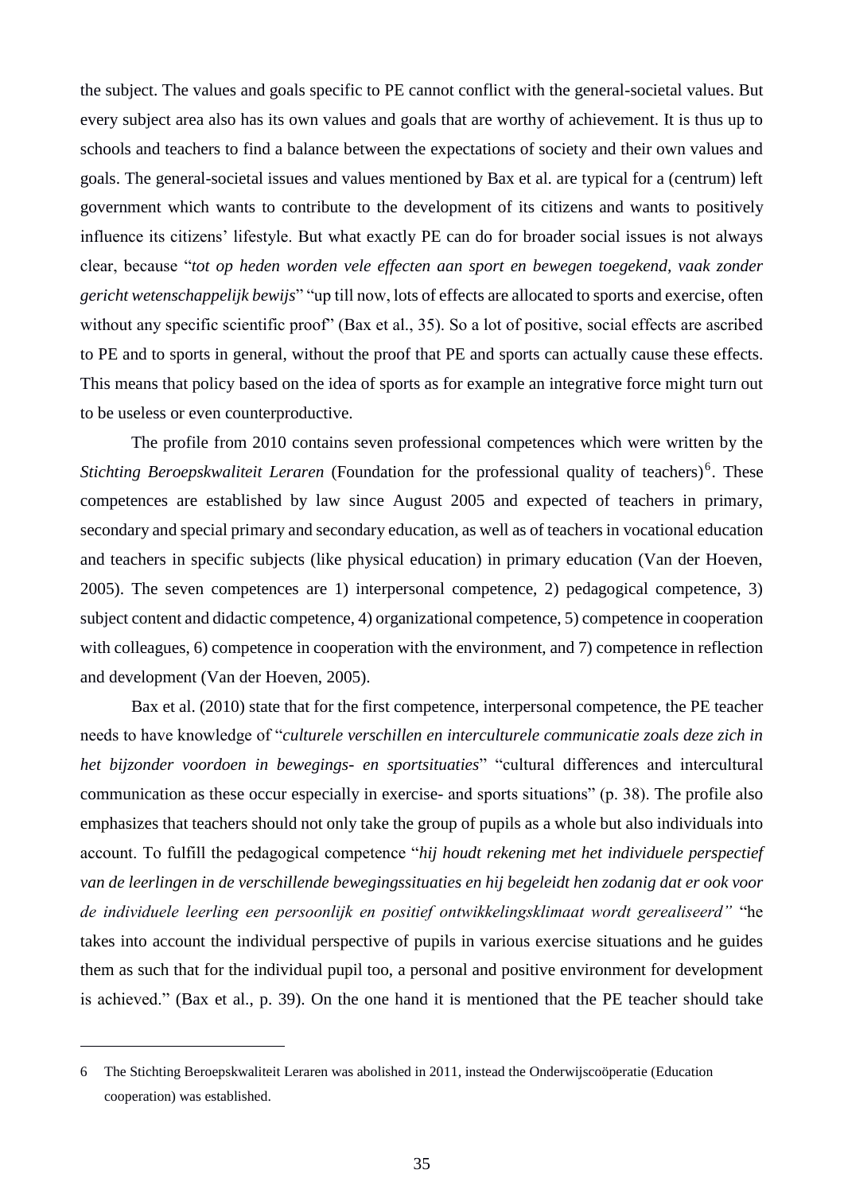the subject. The values and goals specific to PE cannot conflict with the general-societal values. But every subject area also has its own values and goals that are worthy of achievement. It is thus up to schools and teachers to find a balance between the expectations of society and their own values and goals. The general-societal issues and values mentioned by Bax et al. are typical for a (centrum) left government which wants to contribute to the development of its citizens and wants to positively influence its citizens' lifestyle. But what exactly PE can do for broader social issues is not always clear, because "*tot op heden worden vele effecten aan sport en bewegen toegekend, vaak zonder gericht wetenschappelijk bewijs*" "up till now, lots of effects are allocated to sports and exercise, often without any specific scientific proof" (Bax et al., 35). So a lot of positive, social effects are ascribed to PE and to sports in general, without the proof that PE and sports can actually cause these effects. This means that policy based on the idea of sports as for example an integrative force might turn out to be useless or even counterproductive.

The profile from 2010 contains seven professional competences which were written by the *Stichting Beroepskwaliteit Leraren* (Foundation for the professional quality of teachers)[6]. These competences are established by law since August 2005 and expected of teachers in primary, secondary and special primary and secondary education, as well as of teachers in vocational education and teachers in specific subjects (like physical education) in primary education (Van der Hoeven, 2005). The seven competences are 1) interpersonal competence, 2) pedagogical competence, 3) subject content and didactic competence, 4) organizational competence, 5) competence in cooperation with colleagues, 6) competence in cooperation with the environment, and 7) competence in reflection and development (Van der Hoeven, 2005).

Bax et al. (2010) state that for the first competence, interpersonal competence, the PE teacher needs to have knowledge of "*culturele verschillen en interculturele communicatie zoals deze zich in het bijzonder voordoen in bewegings- en sportsituaties*" "cultural differences and intercultural communication as these occur especially in exercise- and sports situations" (p. 38). The profile also emphasizes that teachers should not only take the group of pupils as a whole but also individuals into account. To fulfill the pedagogical competence "*hij houdt rekening met het individuele perspectief van de leerlingen in de verschillende bewegingssituaties en hij begeleidt hen zodanig dat er ook voor de individuele leerling een persoonlijk en positief ontwikkelingsklimaat wordt gerealiseerd"* "he takes into account the individual perspective of pupils in various exercise situations and he guides them as such that for the individual pupil too, a personal and positive environment for development is achieved." (Bax et al., p. 39). On the one hand it is mentioned that the PE teacher should take

6 The Stichting Beroepskwaliteit Leraren was abolished in 2011, instead the Onderwijscoöperatie (Education cooperation) was established.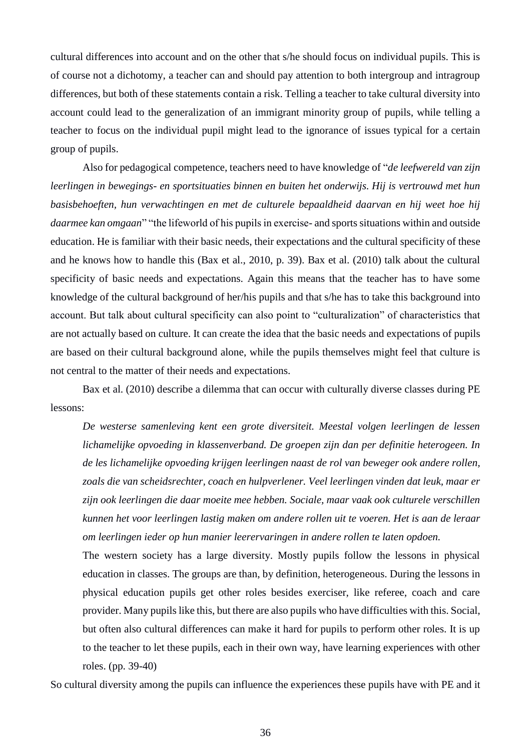cultural differences into account and on the other that s/he should focus on individual pupils. This is of course not a dichotomy, a teacher can and should pay attention to both intergroup and intragroup differences, but both of these statements contain a risk. Telling a teacher to take cultural diversity into account could lead to the generalization of an immigrant minority group of pupils, while telling a teacher to focus on the individual pupil might lead to the ignorance of issues typical for a certain group of pupils.

Also for pedagogical competence, teachers need to have knowledge of "*de leefwereld van zijn leerlingen in bewegings- en sportsituaties binnen en buiten het onderwijs. Hij is vertrouwd met hun basisbehoeften, hun verwachtingen en met de culturele bepaaldheid daarvan en hij weet hoe hij daarmee kan omgaan*" "the lifeworld of his pupils in exercise- and sports situations within and outside education. He is familiar with their basic needs, their expectations and the cultural specificity of these and he knows how to handle this (Bax et al., 2010, p. 39). Bax et al. (2010) talk about the cultural specificity of basic needs and expectations. Again this means that the teacher has to have some knowledge of the cultural background of her/his pupils and that s/he has to take this background into account. But talk about cultural specificity can also point to "culturalization" of characteristics that are not actually based on culture. It can create the idea that the basic needs and expectations of pupils are based on their cultural background alone, while the pupils themselves might feel that culture is not central to the matter of their needs and expectations.

Bax et al. (2010) describe a dilemma that can occur with culturally diverse classes during PE lessons:

> *De westerse samenleving kent een grote diversiteit. Meestal volgen leerlingen de lessen lichamelijke opvoeding in klassenverband. De groepen zijn dan per definitie heterogeen. In de les lichamelijke opvoeding krijgen leerlingen naast de rol van beweger ook andere rollen, zoals die van scheidsrechter, coach en hulpverlener. Veel leerlingen vinden dat leuk, maar er zijn ook leerlingen die daar moeite mee hebben. Sociale, maar vaak ook culturele verschillen kunnen het voor leerlingen lastig maken om andere rollen uit te voeren. Het is aan de leraar om leerlingen ieder op hun manier leerervaringen in andere rollen te laten opdoen.*
>
> The western society has a large diversity. Mostly pupils follow the lessons in physical education in classes. The groups are than, by definition, heterogeneous. During the lessons in physical education pupils get other roles besides exerciser, like referee, coach and care provider. Many pupils like this, but there are also pupils who have difficulties with this. Social, but often also cultural differences can make it hard for pupils to perform other roles. It is up to the teacher to let these pupils, each in their own way, have learning experiences with other roles. (pp. 39-40)

So cultural diversity among the pupils can influence the experiences these pupils have with PE and it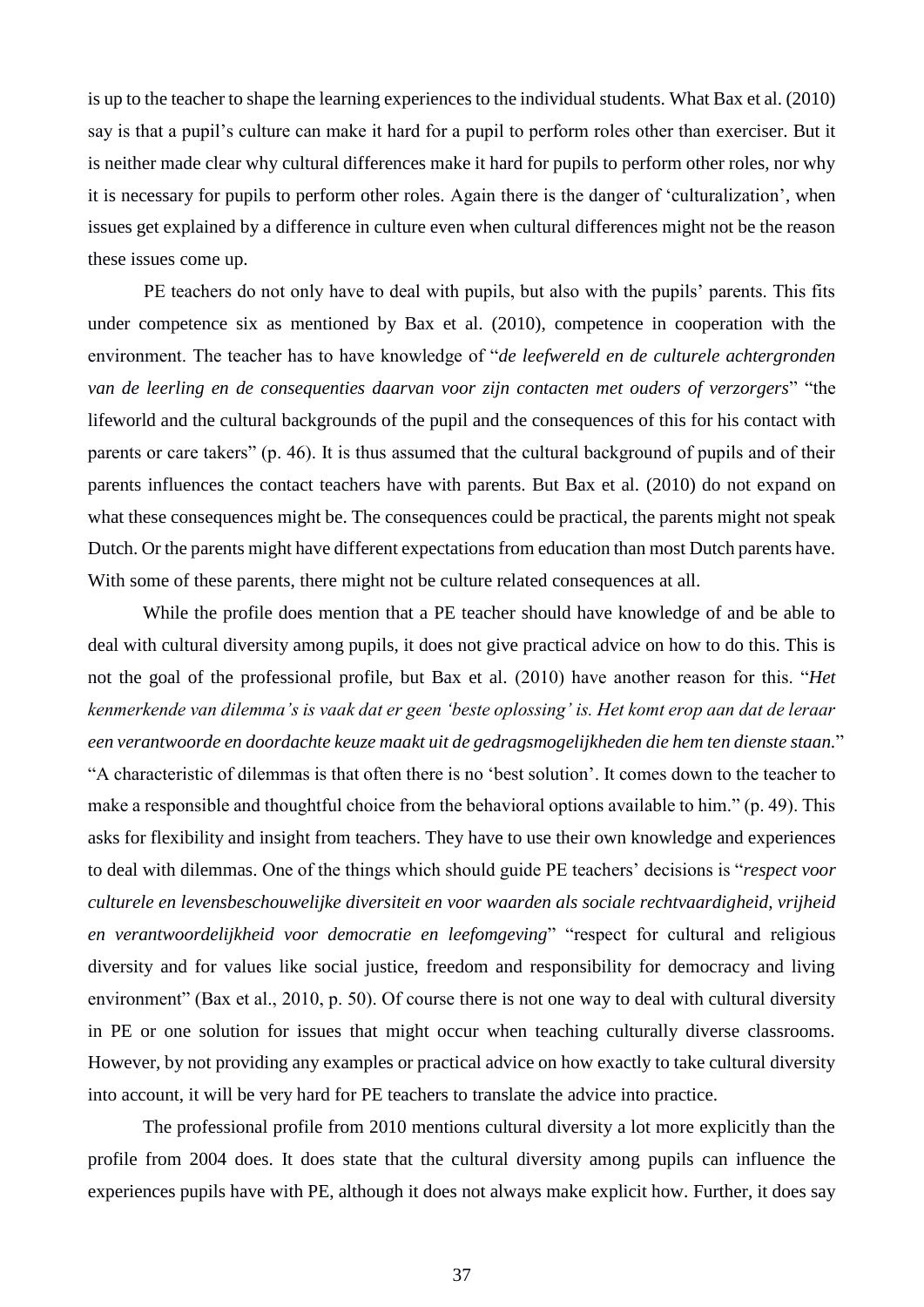is up to the teacher to shape the learning experiences to the individual students. What Bax et al. (2010) say is that a pupil's culture can make it hard for a pupil to perform roles other than exerciser. But it is neither made clear why cultural differences make it hard for pupils to perform other roles, nor why it is necessary for pupils to perform other roles. Again there is the danger of 'culturalization', when issues get explained by a difference in culture even when cultural differences might not be the reason these issues come up.

PE teachers do not only have to deal with pupils, but also with the pupils' parents. This fits under competence six as mentioned by Bax et al. (2010), competence in cooperation with the environment. The teacher has to have knowledge of "*de leefwereld en de culturele achtergronden van de leerling en de consequenties daarvan voor zijn contacten met ouders of verzorgers*" "the lifeworld and the cultural backgrounds of the pupil and the consequences of this for his contact with parents or care takers" (p. 46). It is thus assumed that the cultural background of pupils and of their parents influences the contact teachers have with parents. But Bax et al. (2010) do not expand on what these consequences might be. The consequences could be practical, the parents might not speak Dutch. Or the parents might have different expectations from education than most Dutch parents have. With some of these parents, there might not be culture related consequences at all.

While the profile does mention that a PE teacher should have knowledge of and be able to deal with cultural diversity among pupils, it does not give practical advice on how to do this. This is not the goal of the professional profile, but Bax et al. (2010) have another reason for this. "*Het kenmerkende van dilemma's is vaak dat er geen 'beste oplossing' is. Het komt erop aan dat de leraar een verantwoorde en doordachte keuze maakt uit de gedragsmogelijkheden die hem ten dienste staan.*" "A characteristic of dilemmas is that often there is no 'best solution'. It comes down to the teacher to make a responsible and thoughtful choice from the behavioral options available to him." (p. 49). This asks for flexibility and insight from teachers. They have to use their own knowledge and experiences to deal with dilemmas. One of the things which should guide PE teachers' decisions is "*respect voor culturele en levensbeschouwelijke diversiteit en voor waarden als sociale rechtvaardigheid, vrijheid en verantwoordelijkheid voor democratie en leefomgeving*" "respect for cultural and religious diversity and for values like social justice, freedom and responsibility for democracy and living environment" (Bax et al., 2010, p. 50). Of course there is not one way to deal with cultural diversity in PE or one solution for issues that might occur when teaching culturally diverse classrooms. However, by not providing any examples or practical advice on how exactly to take cultural diversity into account, it will be very hard for PE teachers to translate the advice into practice.

The professional profile from 2010 mentions cultural diversity a lot more explicitly than the profile from 2004 does. It does state that the cultural diversity among pupils can influence the experiences pupils have with PE, although it does not always make explicit how. Further, it does say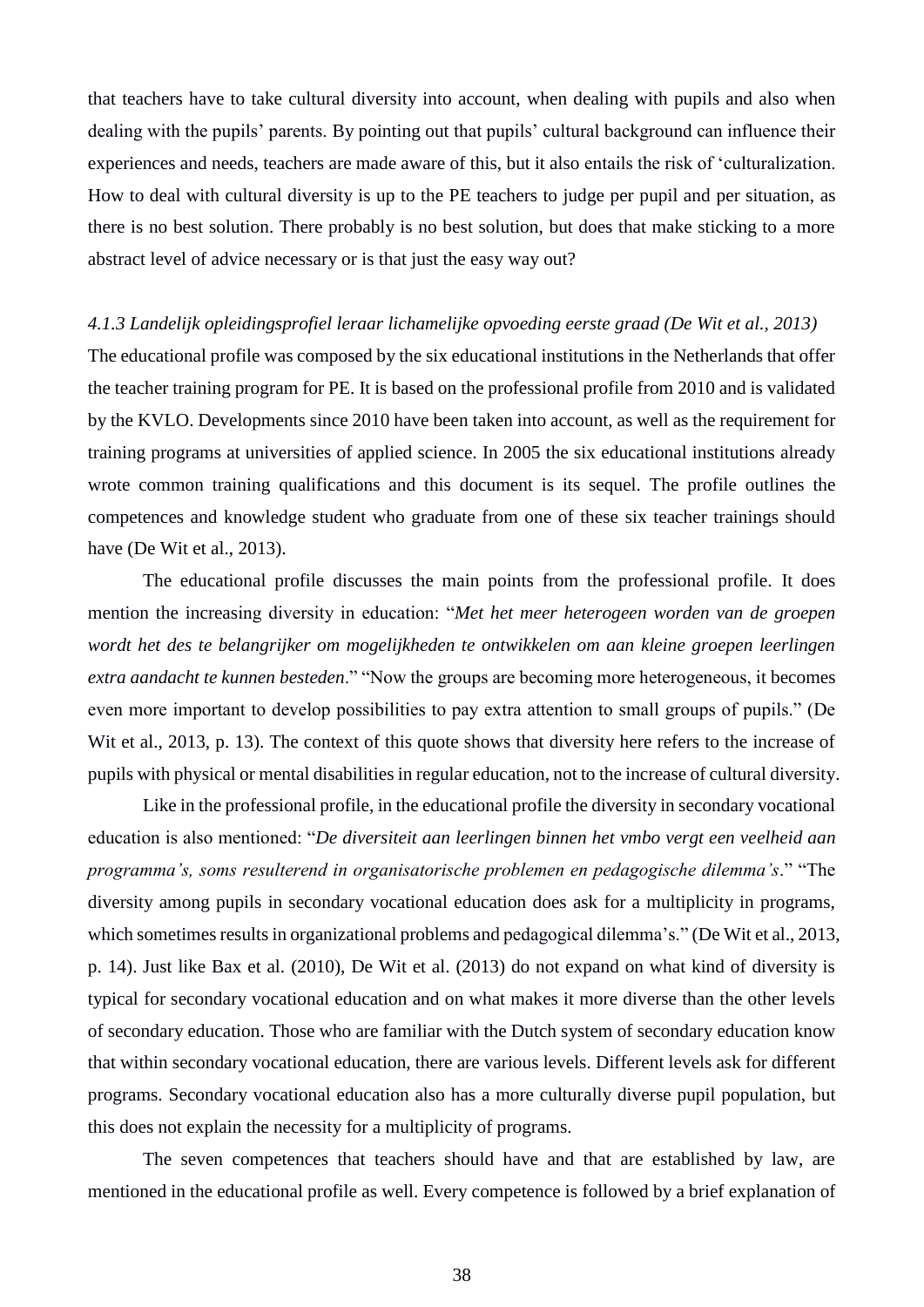that teachers have to take cultural diversity into account, when dealing with pupils and also when dealing with the pupils' parents. By pointing out that pupils' cultural background can influence their experiences and needs, teachers are made aware of this, but it also entails the risk of 'culturalization. How to deal with cultural diversity is up to the PE teachers to judge per pupil and per situation, as there is no best solution. There probably is no best solution, but does that make sticking to a more abstract level of advice necessary or is that just the easy way out?

#### *4.1.3 Landelijk opleidingsprofiel leraar lichamelijke opvoeding eerste graad (De Wit et al., 2013)*

The educational profile was composed by the six educational institutions in the Netherlands that offer the teacher training program for PE. It is based on the professional profile from 2010 and is validated by the KVLO. Developments since 2010 have been taken into account, as well as the requirement for training programs at universities of applied science. In 2005 the six educational institutions already wrote common training qualifications and this document is its sequel. The profile outlines the competences and knowledge student who graduate from one of these six teacher trainings should have (De Wit et al., 2013).

The educational profile discusses the main points from the professional profile. It does mention the increasing diversity in education: "*Met het meer heterogeen worden van de groepen wordt het des te belangrijker om mogelijkheden te ontwikkelen om aan kleine groepen leerlingen extra aandacht te kunnen besteden*." "Now the groups are becoming more heterogeneous, it becomes even more important to develop possibilities to pay extra attention to small groups of pupils." (De Wit et al., 2013, p. 13). The context of this quote shows that diversity here refers to the increase of pupils with physical or mental disabilities in regular education, not to the increase of cultural diversity.

Like in the professional profile, in the educational profile the diversity in secondary vocational education is also mentioned: "*De diversiteit aan leerlingen binnen het vmbo vergt een veelheid aan programma's, soms resulterend in organisatorische problemen en pedagogische dilemma's*." "The diversity among pupils in secondary vocational education does ask for a multiplicity in programs, which sometimes results in organizational problems and pedagogical dilemma's." (De Wit et al., 2013, p. 14). Just like Bax et al. (2010), De Wit et al. (2013) do not expand on what kind of diversity is typical for secondary vocational education and on what makes it more diverse than the other levels of secondary education. Those who are familiar with the Dutch system of secondary education know that within secondary vocational education, there are various levels. Different levels ask for different programs. Secondary vocational education also has a more culturally diverse pupil population, but this does not explain the necessity for a multiplicity of programs.

The seven competences that teachers should have and that are established by law, are mentioned in the educational profile as well. Every competence is followed by a brief explanation of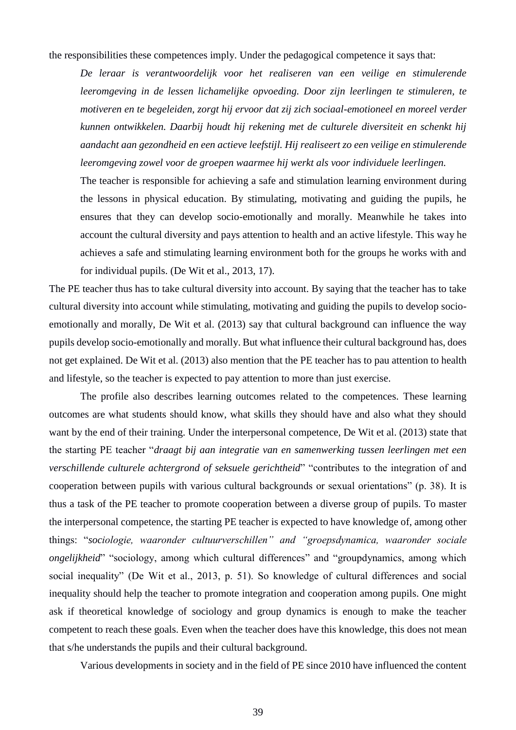the responsibilities these competences imply. Under the pedagogical competence it says that:

> *De leraar is verantwoordelijk voor het realiseren van een veilige en stimulerende leeromgeving in de lessen lichamelijke opvoeding. Door zijn leerlingen te stimuleren, te motiveren en te begeleiden, zorgt hij ervoor dat zij zich sociaal-emotioneel en moreel verder kunnen ontwikkelen. Daarbij houdt hij rekening met de culturele diversiteit en schenkt hij aandacht aan gezondheid en een actieve leefstijl. Hij realiseert zo een veilige en stimulerende leeromgeving zowel voor de groepen waarmee hij werkt als voor individuele leerlingen.*
>
> The teacher is responsible for achieving a safe and stimulation learning environment during the lessons in physical education. By stimulating, motivating and guiding the pupils, he ensures that they can develop socio-emotionally and morally. Meanwhile he takes into account the cultural diversity and pays attention to health and an active lifestyle. This way he achieves a safe and stimulating learning environment both for the groups he works with and for individual pupils. (De Wit et al., 2013, 17).

The PE teacher thus has to take cultural diversity into account. By saying that the teacher has to take cultural diversity into account while stimulating, motivating and guiding the pupils to develop socio-emotionally and morally, De Wit et al. (2013) say that cultural background can influence the way pupils develop socio-emotionally and morally. But what influence their cultural background has, does not get explained. De Wit et al. (2013) also mention that the PE teacher has to pau attention to health and lifestyle, so the teacher is expected to pay attention to more than just exercise.

The profile also describes learning outcomes related to the competences. These learning outcomes are what students should know, what skills they should have and also what they should want by the end of their training. Under the interpersonal competence, De Wit et al. (2013) state that the starting PE teacher "*draagt bij aan integratie van en samenwerking tussen leerlingen met een verschillende culturele achtergrond of seksuele gerichtheid*" "contributes to the integration of and cooperation between pupils with various cultural backgrounds or sexual orientations" (p. 38). It is thus a task of the PE teacher to promote cooperation between a diverse group of pupils. To master the interpersonal competence, the starting PE teacher is expected to have knowledge of, among other things: "*sociologie, waaronder cultuurverschillen" and "groepsdynamica, waaronder sociale ongelijkheid*" "sociology, among which cultural differences" and "groupdynamics, among which social inequality" (De Wit et al., 2013, p. 51). So knowledge of cultural differences and social inequality should help the teacher to promote integration and cooperation among pupils. One might ask if theoretical knowledge of sociology and group dynamics is enough to make the teacher competent to reach these goals. Even when the teacher does have this knowledge, this does not mean that s/he understands the pupils and their cultural background.

Various developments in society and in the field of PE since 2010 have influenced the content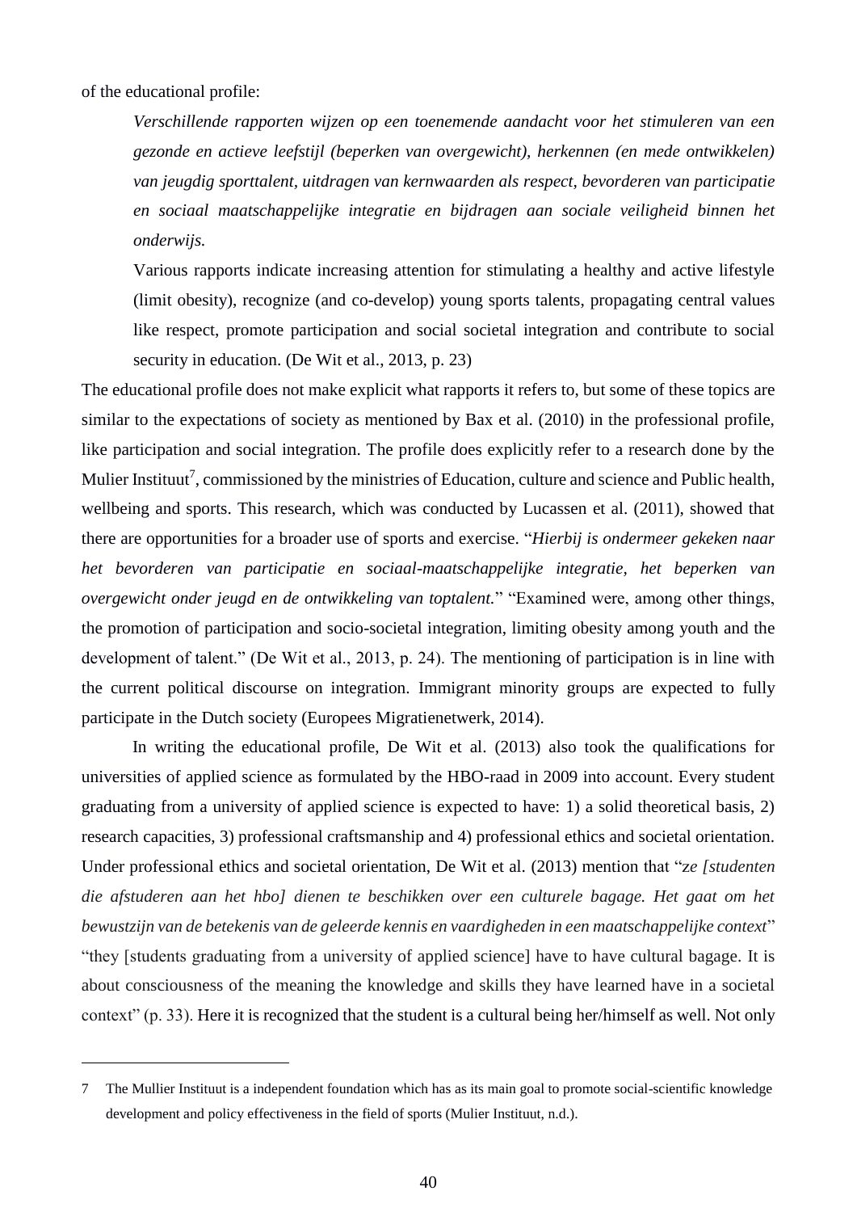of the educational profile:

> *Verschillende rapporten wijzen op een toenemende aandacht voor het stimuleren van een gezonde en actieve leefstijl (beperken van overgewicht), herkennen (en mede ontwikkelen) van jeugdig sporttalent, uitdragen van kernwaarden als respect, bevorderen van participatie en sociaal maatschappelijke integratie en bijdragen aan sociale veiligheid binnen het onderwijs.*
>
> Various rapports indicate increasing attention for stimulating a healthy and active lifestyle (limit obesity), recognize (and co-develop) young sports talents, propagating central values like respect, promote participation and social societal integration and contribute to social security in education. (De Wit et al., 2013, p. 23)

The educational profile does not make explicit what rapports it refers to, but some of these topics are similar to the expectations of society as mentioned by Bax et al. (2010) in the professional profile, like participation and social integration. The profile does explicitly refer to a research done by the Mulier Instituut[7], commissioned by the ministries of Education, culture and science and Public health, wellbeing and sports. This research, which was conducted by Lucassen et al. (2011), showed that there are opportunities for a broader use of sports and exercise. "*Hierbij is ondermeer gekeken naar het bevorderen van participatie en sociaal-maatschappelijke integratie, het beperken van overgewicht onder jeugd en de ontwikkeling van toptalent.*" "Examined were, among other things, the promotion of participation and socio-societal integration, limiting obesity among youth and the development of talent." (De Wit et al., 2013, p. 24). The mentioning of participation is in line with the current political discourse on integration. Immigrant minority groups are expected to fully participate in the Dutch society (Europees Migratienetwerk, 2014).

In writing the educational profile, De Wit et al. (2013) also took the qualifications for universities of applied science as formulated by the HBO-raad in 2009 into account. Every student graduating from a university of applied science is expected to have: 1) a solid theoretical basis, 2) research capacities, 3) professional craftsmanship and 4) professional ethics and societal orientation. Under professional ethics and societal orientation, De Wit et al. (2013) mention that "z*e [studenten die afstuderen aan het hbo] dienen te beschikken over een culturele bagage. Het gaat om het bewustzijn van de betekenis van de geleerde kennis en vaardigheden in een maatschappelijke context*" "they [students graduating from a university of applied science] have to have cultural bagage. It is about consciousness of the meaning the knowledge and skills they have learned have in a societal context" (p. 33). Here it is recognized that the student is a cultural being her/himself as well. Not only

7 The Mullier Instituut is a independent foundation which has as its main goal to promote social-scientific knowledge development and policy effectiveness in the field of sports (Mulier Instituut, n.d.).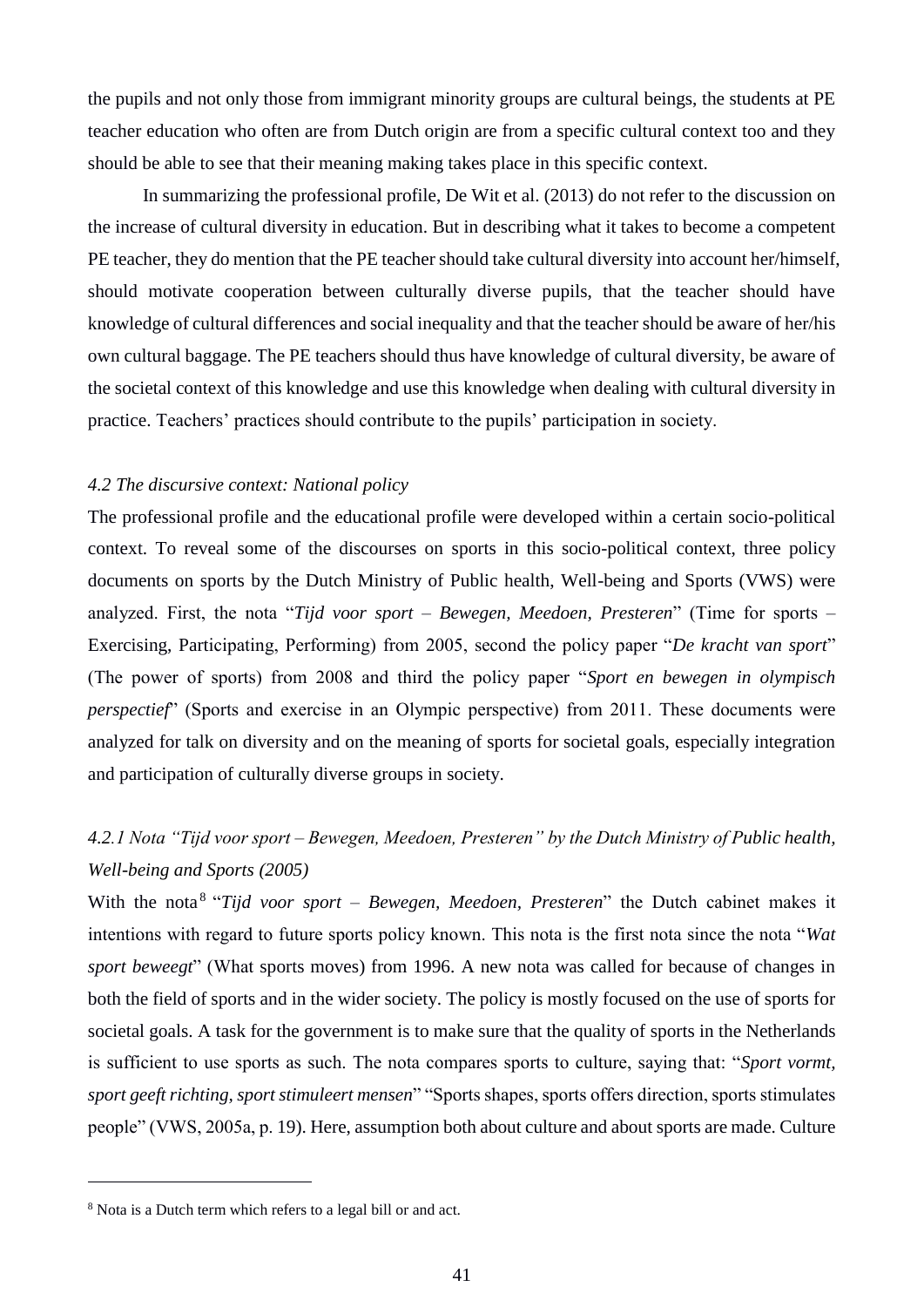the pupils and not only those from immigrant minority groups are cultural beings, the students at PE teacher education who often are from Dutch origin are from a specific cultural context too and they should be able to see that their meaning making takes place in this specific context.

In summarizing the professional profile, De Wit et al. (2013) do not refer to the discussion on the increase of cultural diversity in education. But in describing what it takes to become a competent PE teacher, they do mention that the PE teacher should take cultural diversity into account her/himself, should motivate cooperation between culturally diverse pupils, that the teacher should have knowledge of cultural differences and social inequality and that the teacher should be aware of her/his own cultural baggage. The PE teachers should thus have knowledge of cultural diversity, be aware of the societal context of this knowledge and use this knowledge when dealing with cultural diversity in practice. Teachers' practices should contribute to the pupils' participation in society.

#### *4.2 The discursive context: National policy*

The professional profile and the educational profile were developed within a certain socio-political context. To reveal some of the discourses on sports in this socio-political context, three policy documents on sports by the Dutch Ministry of Public health, Well-being and Sports (VWS) were analyzed. First, the nota "*Tijd voor sport – Bewegen, Meedoen, Presteren*" (Time for sports – Exercising, Participating, Performing) from 2005, second the policy paper "*De kracht van sport*" (The power of sports) from 2008 and third the policy paper "*Sport en bewegen in olympisch perspectief*" (Sports and exercise in an Olympic perspective) from 2011. These documents were analyzed for talk on diversity and on the meaning of sports for societal goals, especially integration and participation of culturally diverse groups in society.

#### *4.2.1 Nota "Tijd voor sport – Bewegen, Meedoen, Presteren" by the Dutch Ministry of Public health, Well-being and Sports (2005)*

With the nota[8] "*Tijd voor sport – Bewegen, Meedoen, Presteren*" the Dutch cabinet makes it intentions with regard to future sports policy known. This nota is the first nota since the nota "*Wat sport beweegt*" (What sports moves) from 1996. A new nota was called for because of changes in both the field of sports and in the wider society. The policy is mostly focused on the use of sports for societal goals. A task for the government is to make sure that the quality of sports in the Netherlands is sufficient to use sports as such. The nota compares sports to culture, saying that: "*Sport vormt, sport geeft richting, sport stimuleert mensen*" "Sports shapes, sports offers direction, sports stimulates people" (VWS, 2005a, p. 19). Here, assumption both about culture and about sports are made. Culture

[8] Nota is a Dutch term which refers to a legal bill or and act.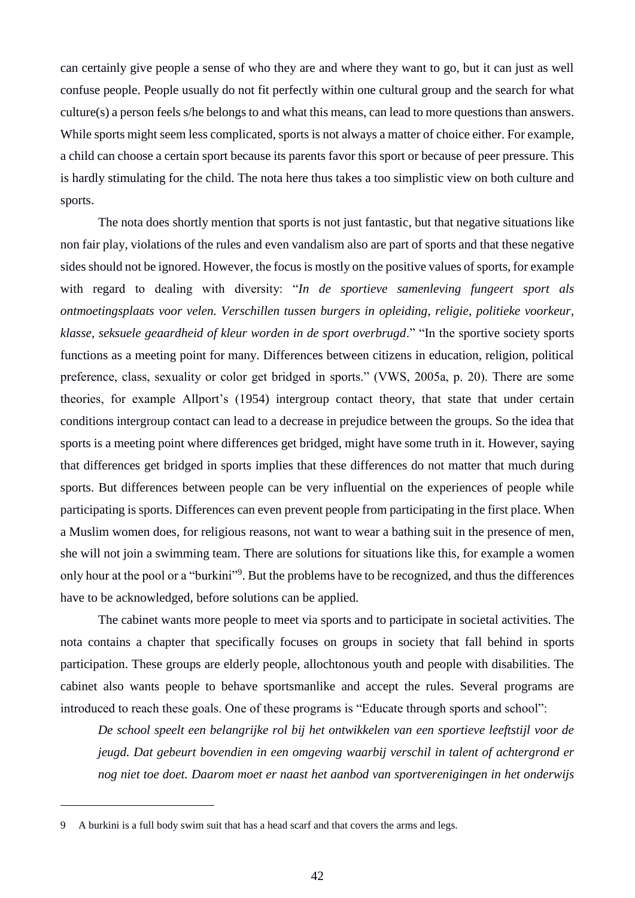can certainly give people a sense of who they are and where they want to go, but it can just as well confuse people. People usually do not fit perfectly within one cultural group and the search for what culture(s) a person feels s/he belongs to and what this means, can lead to more questions than answers. While sports might seem less complicated, sports is not always a matter of choice either. For example, a child can choose a certain sport because its parents favor this sport or because of peer pressure. This is hardly stimulating for the child. The nota here thus takes a too simplistic view on both culture and sports.

The nota does shortly mention that sports is not just fantastic, but that negative situations like non fair play, violations of the rules and even vandalism also are part of sports and that these negative sides should not be ignored. However, the focus is mostly on the positive values of sports, for example with regard to dealing with diversity: "*In de sportieve samenleving fungeert sport als ontmoetingsplaats voor velen. Verschillen tussen burgers in opleiding, religie, politieke voorkeur, klasse, seksuele geaardheid of kleur worden in de sport overbrugd*." "In the sportive society sports functions as a meeting point for many. Differences between citizens in education, religion, political preference, class, sexuality or color get bridged in sports." (VWS, 2005a, p. 20). There are some theories, for example Allport's (1954) intergroup contact theory, that state that under certain conditions intergroup contact can lead to a decrease in prejudice between the groups. So the idea that sports is a meeting point where differences get bridged, might have some truth in it. However, saying that differences get bridged in sports implies that these differences do not matter that much during sports. But differences between people can be very influential on the experiences of people while participating is sports. Differences can even prevent people from participating in the first place. When a Muslim women does, for religious reasons, not want to wear a bathing suit in the presence of men, she will not join a swimming team. There are solutions for situations like this, for example a women only hour at the pool or a "burkini"[9]. But the problems have to be recognized, and thus the differences have to be acknowledged, before solutions can be applied.

The cabinet wants more people to meet via sports and to participate in societal activities. The nota contains a chapter that specifically focuses on groups in society that fall behind in sports participation. These groups are elderly people, allochtonous youth and people with disabilities. The cabinet also wants people to behave sportsmanlike and accept the rules. Several programs are introduced to reach these goals. One of these programs is "Educate through sports and school":

> *De school speelt een belangrijke rol bij het ontwikkelen van een sportieve leeftstijl voor de jeugd. Dat gebeurt bovendien in een omgeving waarbij verschil in talent of achtergrond er nog niet toe doet. Daarom moet er naast het aanbod van sportverenigingen in het onderwijs*

---

9 A burkini is a full body swim suit that has a head scarf and that covers the arms and legs.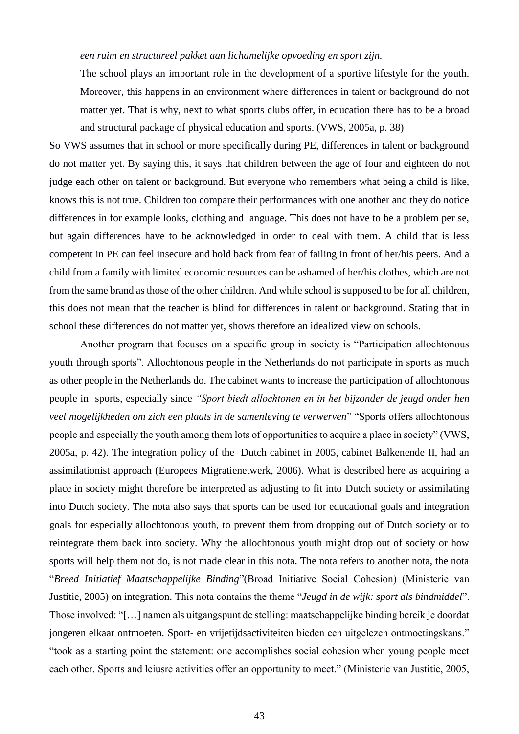*een ruim en structureel pakket aan lichamelijke opvoeding en sport zijn.*

> The school plays an important role in the development of a sportive lifestyle for the youth. Moreover, this happens in an environment where differences in talent or background do not matter yet. That is why, next to what sports clubs offer, in education there has to be a broad and structural package of physical education and sports. (VWS, 2005a, p. 38)

So VWS assumes that in school or more specifically during PE, differences in talent or background do not matter yet. By saying this, it says that children between the age of four and eighteen do not judge each other on talent or background. But everyone who remembers what being a child is like, knows this is not true. Children too compare their performances with one another and they do notice differences in for example looks, clothing and language. This does not have to be a problem per se, but again differences have to be acknowledged in order to deal with them. A child that is less competent in PE can feel insecure and hold back from fear of failing in front of her/his peers. And a child from a family with limited economic resources can be ashamed of her/his clothes, which are not from the same brand as those of the other children. And while school is supposed to be for all children, this does not mean that the teacher is blind for differences in talent or background. Stating that in school these differences do not matter yet, shows therefore an idealized view on schools.

Another program that focuses on a specific group in society is "Participation allochtonous youth through sports". Allochtonous people in the Netherlands do not participate in sports as much as other people in the Netherlands do. The cabinet wants to increase the participation of allochtonous people in sports, especially since *"Sport biedt allochtonen en in het bijzonder de jeugd onder hen veel mogelijkheden om zich een plaats in de samenleving te verwerven*" "Sports offers allochtonous people and especially the youth among them lots of opportunities to acquire a place in society" (VWS, 2005a, p. 42). The integration policy of the Dutch cabinet in 2005, cabinet Balkenende II, had an assimilationist approach (Europees Migratienetwerk, 2006). What is described here as acquiring a place in society might therefore be interpreted as adjusting to fit into Dutch society or assimilating into Dutch society. The nota also says that sports can be used for educational goals and integration goals for especially allochtonous youth, to prevent them from dropping out of Dutch society or to reintegrate them back into society. Why the allochtonous youth might drop out of society or how sports will help them not do, is not made clear in this nota. The nota refers to another nota, the nota "*Breed Initiatief Maatschappelijke Binding*"(Broad Initiative Social Cohesion) (Ministerie van Justitie, 2005) on integration. This nota contains the theme "*Jeugd in de wijk: sport als bindmiddel*". Those involved: "[…] namen als uitgangspunt de stelling: maatschappelijke binding bereik je doordat jongeren elkaar ontmoeten. Sport- en vrijetijdsactiviteiten bieden een uitgelezen ontmoetingskans." "took as a starting point the statement: one accomplishes social cohesion when young people meet each other. Sports and leiusre activities offer an opportunity to meet." (Ministerie van Justitie, 2005,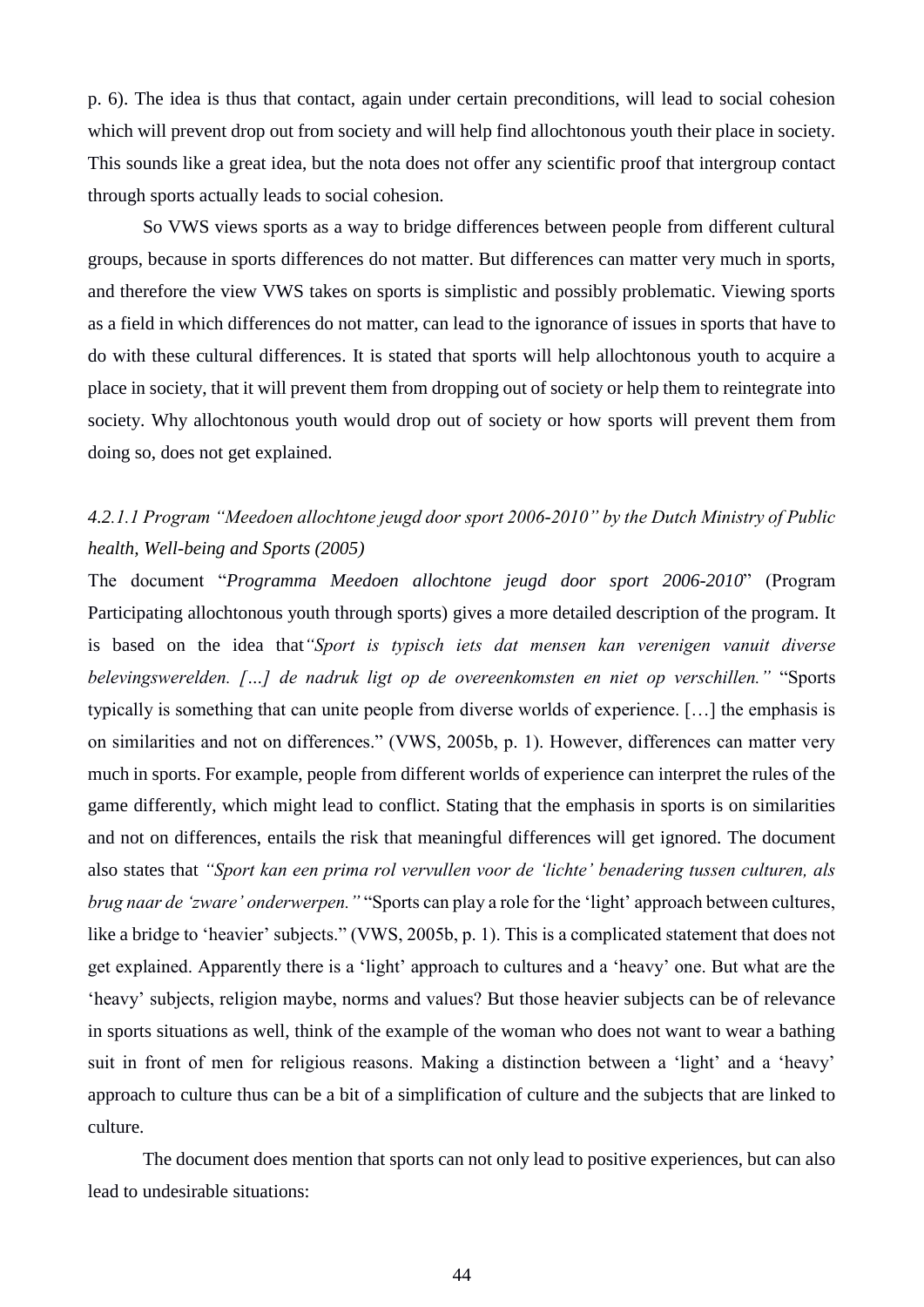p. 6). The idea is thus that contact, again under certain preconditions, will lead to social cohesion which will prevent drop out from society and will help find allochtonous youth their place in society. This sounds like a great idea, but the nota does not offer any scientific proof that intergroup contact through sports actually leads to social cohesion.

So VWS views sports as a way to bridge differences between people from different cultural groups, because in sports differences do not matter. But differences can matter very much in sports, and therefore the view VWS takes on sports is simplistic and possibly problematic. Viewing sports as a field in which differences do not matter, can lead to the ignorance of issues in sports that have to do with these cultural differences. It is stated that sports will help allochtonous youth to acquire a place in society, that it will prevent them from dropping out of society or help them to reintegrate into society. Why allochtonous youth would drop out of society or how sports will prevent them from doing so, does not get explained.

#### *4.2.1.1 Program "Meedoen allochtone jeugd door sport 2006-2010" by the Dutch Ministry of Public health, Well-being and Sports (2005)*

The document "*Programma Meedoen allochtone jeugd door sport 2006-2010*" (Program Participating allochtonous youth through sports) gives a more detailed description of the program. It is based on the idea that*"Sport is typisch iets dat mensen kan verenigen vanuit diverse belevingswerelden. […] de nadruk ligt op de overeenkomsten en niet op verschillen."* "Sports typically is something that can unite people from diverse worlds of experience. […] the emphasis is on similarities and not on differences." (VWS, 2005b, p. 1). However, differences can matter very much in sports. For example, people from different worlds of experience can interpret the rules of the game differently, which might lead to conflict. Stating that the emphasis in sports is on similarities and not on differences, entails the risk that meaningful differences will get ignored. The document also states that *"Sport kan een prima rol vervullen voor de 'lichte' benadering tussen culturen, als brug naar de 'zware' onderwerpen."* "Sports can play a role for the 'light' approach between cultures, like a bridge to 'heavier' subjects." (VWS, 2005b, p. 1). This is a complicated statement that does not get explained. Apparently there is a 'light' approach to cultures and a 'heavy' one. But what are the 'heavy' subjects, religion maybe, norms and values? But those heavier subjects can be of relevance in sports situations as well, think of the example of the woman who does not want to wear a bathing suit in front of men for religious reasons. Making a distinction between a 'light' and a 'heavy' approach to culture thus can be a bit of a simplification of culture and the subjects that are linked to culture.

The document does mention that sports can not only lead to positive experiences, but can also lead to undesirable situations: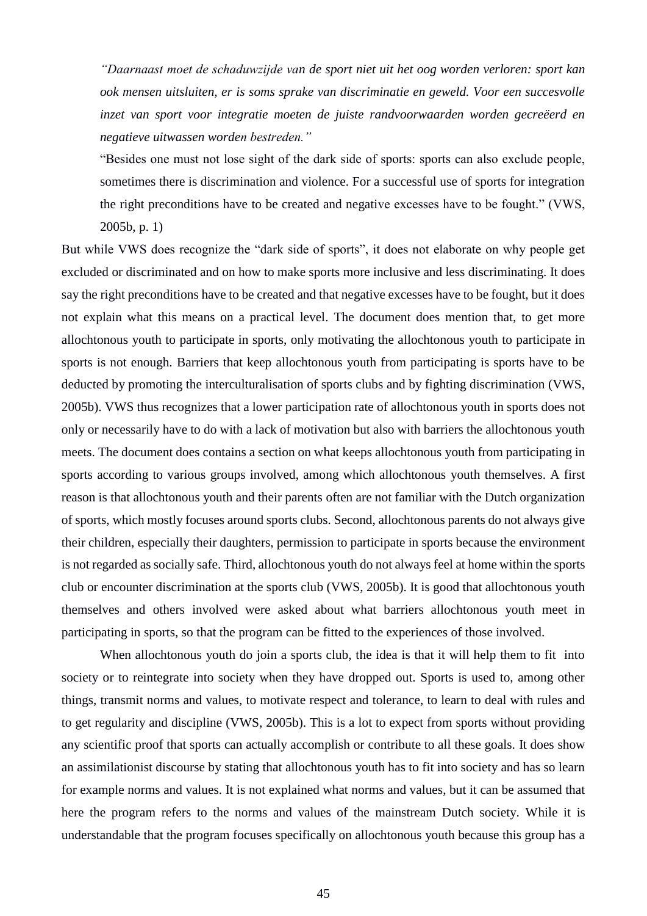> *"Daarnaast moet de schaduwzijde van de sport niet uit het oog worden verloren: sport kan ook mensen uitsluiten, er is soms sprake van discriminatie en geweld. Voor een succesvolle inzet van sport voor integratie moeten de juiste randvoorwaarden worden gecreëerd en negatieve uitwassen worden bestreden."*
>
> "Besides one must not lose sight of the dark side of sports: sports can also exclude people, sometimes there is discrimination and violence. For a successful use of sports for integration the right preconditions have to be created and negative excesses have to be fought." (VWS, 2005b, p. 1)

But while VWS does recognize the "dark side of sports", it does not elaborate on why people get excluded or discriminated and on how to make sports more inclusive and less discriminating. It does say the right preconditions have to be created and that negative excesses have to be fought, but it does not explain what this means on a practical level. The document does mention that, to get more allochtonous youth to participate in sports, only motivating the allochtonous youth to participate in sports is not enough. Barriers that keep allochtonous youth from participating is sports have to be deducted by promoting the interculturalisation of sports clubs and by fighting discrimination (VWS, 2005b). VWS thus recognizes that a lower participation rate of allochtonous youth in sports does not only or necessarily have to do with a lack of motivation but also with barriers the allochtonous youth meets. The document does contains a section on what keeps allochtonous youth from participating in sports according to various groups involved, among which allochtonous youth themselves. A first reason is that allochtonous youth and their parents often are not familiar with the Dutch organization of sports, which mostly focuses around sports clubs. Second, allochtonous parents do not always give their children, especially their daughters, permission to participate in sports because the environment is not regarded as socially safe. Third, allochtonous youth do not always feel at home within the sports club or encounter discrimination at the sports club (VWS, 2005b). It is good that allochtonous youth themselves and others involved were asked about what barriers allochtonous youth meet in participating in sports, so that the program can be fitted to the experiences of those involved.

When allochtonous youth do join a sports club, the idea is that it will help them to fit into society or to reintegrate into society when they have dropped out. Sports is used to, among other things, transmit norms and values, to motivate respect and tolerance, to learn to deal with rules and to get regularity and discipline (VWS, 2005b). This is a lot to expect from sports without providing any scientific proof that sports can actually accomplish or contribute to all these goals. It does show an assimilationist discourse by stating that allochtonous youth has to fit into society and has so learn for example norms and values. It is not explained what norms and values, but it can be assumed that here the program refers to the norms and values of the mainstream Dutch society. While it is understandable that the program focuses specifically on allochtonous youth because this group has a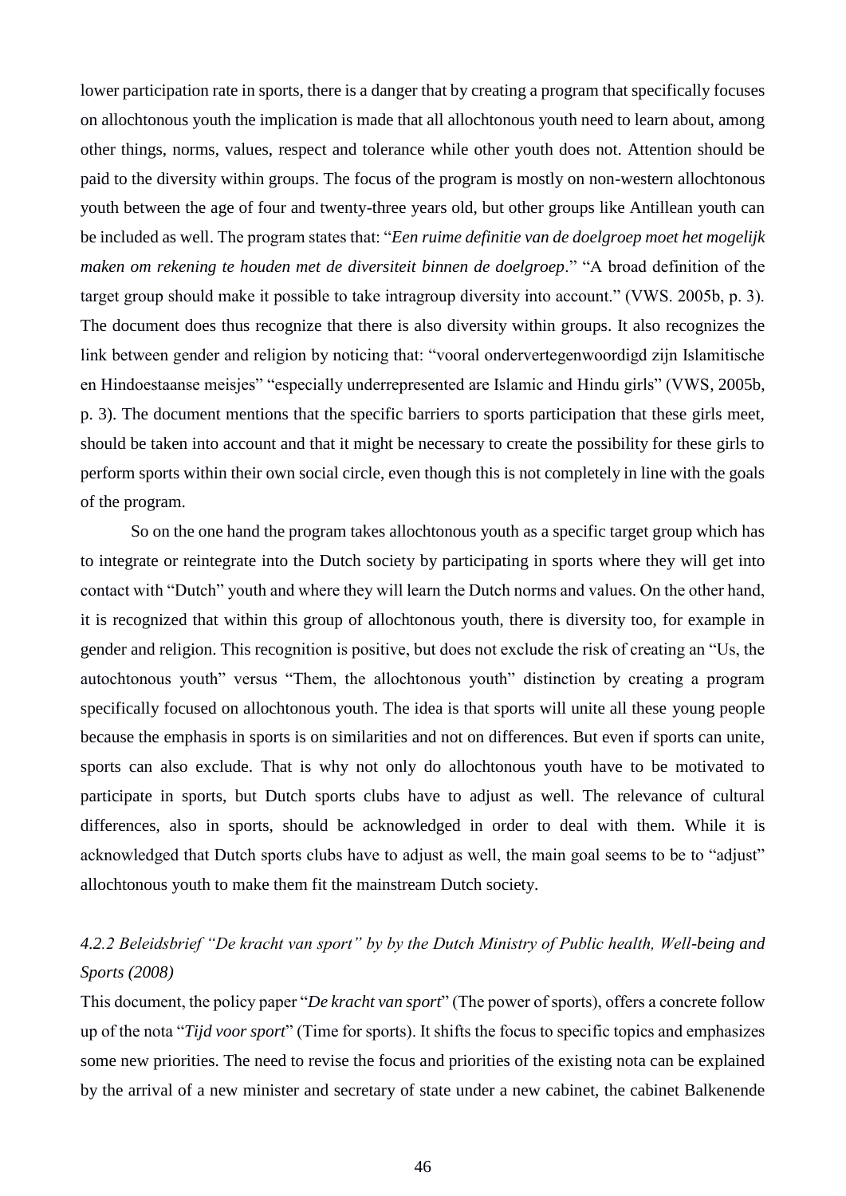lower participation rate in sports, there is a danger that by creating a program that specifically focuses on allochtonous youth the implication is made that all allochtonous youth need to learn about, among other things, norms, values, respect and tolerance while other youth does not. Attention should be paid to the diversity within groups. The focus of the program is mostly on non-western allochtonous youth between the age of four and twenty-three years old, but other groups like Antillean youth can be included as well. The program states that: "*Een ruime definitie van de doelgroep moet het mogelijk maken om rekening te houden met de diversiteit binnen de doelgroep*." "A broad definition of the target group should make it possible to take intragroup diversity into account." (VWS. 2005b, p. 3). The document does thus recognize that there is also diversity within groups. It also recognizes the link between gender and religion by noticing that: "vooral ondervertegenwoordigd zijn Islamitische en Hindoestaanse meisjes" "especially underrepresented are Islamic and Hindu girls" (VWS, 2005b, p. 3). The document mentions that the specific barriers to sports participation that these girls meet, should be taken into account and that it might be necessary to create the possibility for these girls to perform sports within their own social circle, even though this is not completely in line with the goals of the program.

So on the one hand the program takes allochtonous youth as a specific target group which has to integrate or reintegrate into the Dutch society by participating in sports where they will get into contact with "Dutch" youth and where they will learn the Dutch norms and values. On the other hand, it is recognized that within this group of allochtonous youth, there is diversity too, for example in gender and religion. This recognition is positive, but does not exclude the risk of creating an "Us, the autochtonous youth" versus "Them, the allochtonous youth" distinction by creating a program specifically focused on allochtonous youth. The idea is that sports will unite all these young people because the emphasis in sports is on similarities and not on differences. But even if sports can unite, sports can also exclude. That is why not only do allochtonous youth have to be motivated to participate in sports, but Dutch sports clubs have to adjust as well. The relevance of cultural differences, also in sports, should be acknowledged in order to deal with them. While it is acknowledged that Dutch sports clubs have to adjust as well, the main goal seems to be to "adjust" allochtonous youth to make them fit the mainstream Dutch society.

#### *4.2.2 Beleidsbrief "De kracht van sport" by by the Dutch Ministry of Public health, Well-being and Sports (2008)*

This document, the policy paper "*De kracht van sport*" (The power of sports), offers a concrete follow up of the nota "*Tijd voor sport*" (Time for sports). It shifts the focus to specific topics and emphasizes some new priorities. The need to revise the focus and priorities of the existing nota can be explained by the arrival of a new minister and secretary of state under a new cabinet, the cabinet Balkenende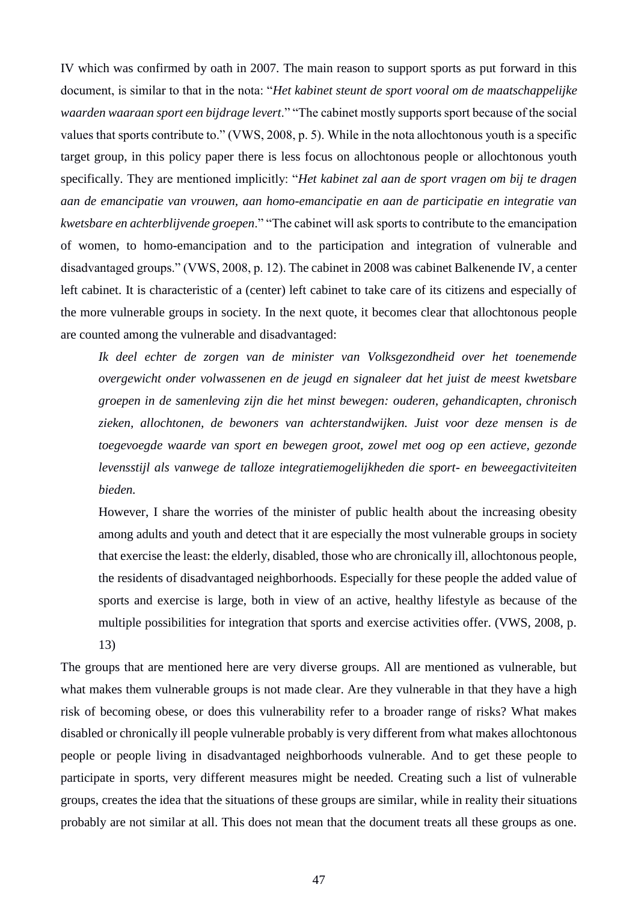IV which was confirmed by oath in 2007. The main reason to support sports as put forward in this document, is similar to that in the nota: "*Het kabinet steunt de sport vooral om de maatschappelijke waarden waaraan sport een bijdrage levert*." "The cabinet mostly supports sport because of the social values that sports contribute to." (VWS, 2008, p. 5). While in the nota allochtonous youth is a specific target group, in this policy paper there is less focus on allochtonous people or allochtonous youth specifically. They are mentioned implicitly: "*Het kabinet zal aan de sport vragen om bij te dragen aan de emancipatie van vrouwen, aan homo-emancipatie en aan de participatie en integratie van kwetsbare en achterblijvende groepen*." "The cabinet will ask sports to contribute to the emancipation of women, to homo-emancipation and to the participation and integration of vulnerable and disadvantaged groups." (VWS, 2008, p. 12). The cabinet in 2008 was cabinet Balkenende IV, a center left cabinet. It is characteristic of a (center) left cabinet to take care of its citizens and especially of the more vulnerable groups in society. In the next quote, it becomes clear that allochtonous people are counted among the vulnerable and disadvantaged:

> *Ik deel echter de zorgen van de minister van Volksgezondheid over het toenemende overgewicht onder volwassenen en de jeugd en signaleer dat het juist de meest kwetsbare groepen in de samenleving zijn die het minst bewegen: ouderen, gehandicapten, chronisch zieken, allochtonen, de bewoners van achterstandwijken. Juist voor deze mensen is de toegevoegde waarde van sport en bewegen groot, zowel met oog op een actieve, gezonde levensstijl als vanwege de talloze integratiemogelijkheden die sport- en beweegactiviteiten bieden.*
>
> However, I share the worries of the minister of public health about the increasing obesity among adults and youth and detect that it are especially the most vulnerable groups in society that exercise the least: the elderly, disabled, those who are chronically ill, allochtonous people, the residents of disadvantaged neighborhoods. Especially for these people the added value of sports and exercise is large, both in view of an active, healthy lifestyle as because of the multiple possibilities for integration that sports and exercise activities offer. (VWS, 2008, p. 13)

The groups that are mentioned here are very diverse groups. All are mentioned as vulnerable, but what makes them vulnerable groups is not made clear. Are they vulnerable in that they have a high risk of becoming obese, or does this vulnerability refer to a broader range of risks? What makes disabled or chronically ill people vulnerable probably is very different from what makes allochtonous people or people living in disadvantaged neighborhoods vulnerable. And to get these people to participate in sports, very different measures might be needed. Creating such a list of vulnerable groups, creates the idea that the situations of these groups are similar, while in reality their situations probably are not similar at all. This does not mean that the document treats all these groups as one.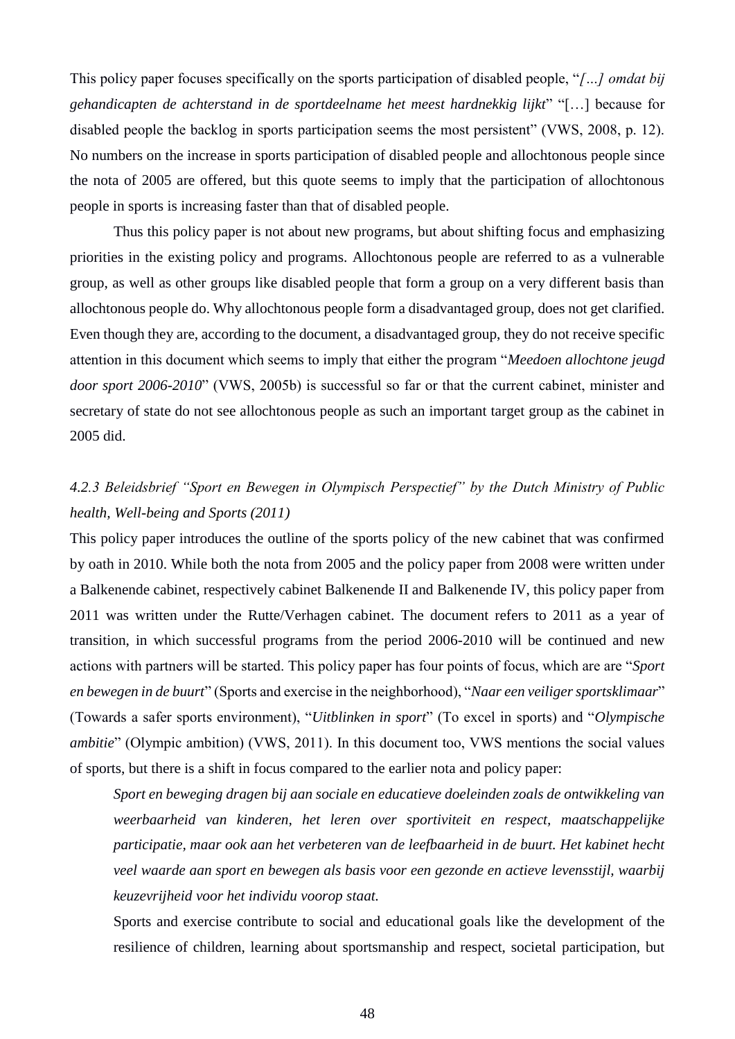This policy paper focuses specifically on the sports participation of disabled people, "*[…] omdat bij gehandicapten de achterstand in de sportdeelname het meest hardnekkig lijkt*" "[…] because for disabled people the backlog in sports participation seems the most persistent" (VWS, 2008, p. 12). No numbers on the increase in sports participation of disabled people and allochtonous people since the nota of 2005 are offered, but this quote seems to imply that the participation of allochtonous people in sports is increasing faster than that of disabled people.

Thus this policy paper is not about new programs, but about shifting focus and emphasizing priorities in the existing policy and programs. Allochtonous people are referred to as a vulnerable group, as well as other groups like disabled people that form a group on a very different basis than allochtonous people do. Why allochtonous people form a disadvantaged group, does not get clarified. Even though they are, according to the document, a disadvantaged group, they do not receive specific attention in this document which seems to imply that either the program "*Meedoen allochtone jeugd door sport 2006-2010*" (VWS, 2005b) is successful so far or that the current cabinet, minister and secretary of state do not see allochtonous people as such an important target group as the cabinet in 2005 did.

### *4.2.3 Beleidsbrief "Sport en Bewegen in Olympisch Perspectief" by the Dutch Ministry of Public health, Well-being and Sports (2011)*

This policy paper introduces the outline of the sports policy of the new cabinet that was confirmed by oath in 2010. While both the nota from 2005 and the policy paper from 2008 were written under a Balkenende cabinet, respectively cabinet Balkenende II and Balkenende IV, this policy paper from 2011 was written under the Rutte/Verhagen cabinet. The document refers to 2011 as a year of transition, in which successful programs from the period 2006-2010 will be continued and new actions with partners will be started. This policy paper has four points of focus, which are are "*Sport en bewegen in de buurt*" (Sports and exercise in the neighborhood), "*Naar een veiliger sportsklimaar*" (Towards a safer sports environment), "*Uitblinken in sport*" (To excel in sports) and "*Olympische ambitie*" (Olympic ambition) (VWS, 2011). In this document too, VWS mentions the social values of sports, but there is a shift in focus compared to the earlier nota and policy paper:

> *Sport en beweging dragen bij aan sociale en educatieve doeleinden zoals de ontwikkeling van weerbaarheid van kinderen, het leren over sportiviteit en respect, maatschappelijke participatie, maar ook aan het verbeteren van de leefbaarheid in de buurt. Het kabinet hecht veel waarde aan sport en bewegen als basis voor een gezonde en actieve levensstijl, waarbij keuzevrijheid voor het individu voorop staat.*
>
> Sports and exercise contribute to social and educational goals like the development of the resilience of children, learning about sportsmanship and respect, societal participation, but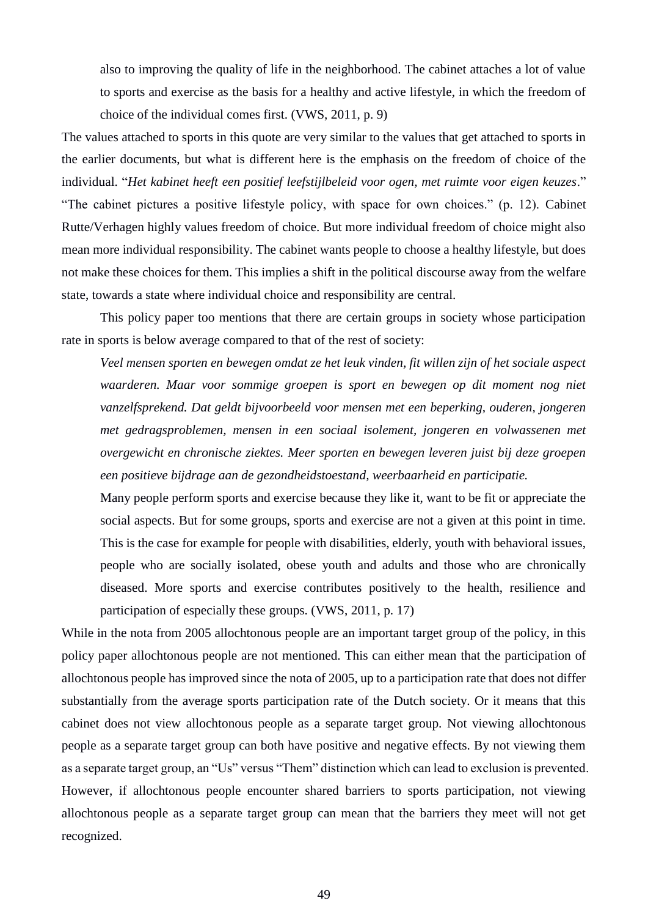> also to improving the quality of life in the neighborhood. The cabinet attaches a lot of value to sports and exercise as the basis for a healthy and active lifestyle, in which the freedom of choice of the individual comes first. (VWS, 2011, p. 9)

The values attached to sports in this quote are very similar to the values that get attached to sports in the earlier documents, but what is different here is the emphasis on the freedom of choice of the individual. "*Het kabinet heeft een positief leefstijlbeleid voor ogen, met ruimte voor eigen keuzes*." "The cabinet pictures a positive lifestyle policy, with space for own choices." (p. 12). Cabinet Rutte/Verhagen highly values freedom of choice. But more individual freedom of choice might also mean more individual responsibility. The cabinet wants people to choose a healthy lifestyle, but does not make these choices for them. This implies a shift in the political discourse away from the welfare state, towards a state where individual choice and responsibility are central.

This policy paper too mentions that there are certain groups in society whose participation rate in sports is below average compared to that of the rest of society:

> *Veel mensen sporten en bewegen omdat ze het leuk vinden, fit willen zijn of het sociale aspect waarderen. Maar voor sommige groepen is sport en bewegen op dit moment nog niet vanzelfsprekend. Dat geldt bijvoorbeeld voor mensen met een beperking, ouderen, jongeren met gedragsproblemen, mensen in een sociaal isolement, jongeren en volwassenen met overgewicht en chronische ziektes. Meer sporten en bewegen leveren juist bij deze groepen een positieve bijdrage aan de gezondheidstoestand, weerbaarheid en participatie.*
>
> Many people perform sports and exercise because they like it, want to be fit or appreciate the social aspects. But for some groups, sports and exercise are not a given at this point in time. This is the case for example for people with disabilities, elderly, youth with behavioral issues, people who are socially isolated, obese youth and adults and those who are chronically diseased. More sports and exercise contributes positively to the health, resilience and participation of especially these groups. (VWS, 2011, p. 17)

While in the nota from 2005 allochtonous people are an important target group of the policy, in this policy paper allochtonous people are not mentioned. This can either mean that the participation of allochtonous people has improved since the nota of 2005, up to a participation rate that does not differ substantially from the average sports participation rate of the Dutch society. Or it means that this cabinet does not view allochtonous people as a separate target group. Not viewing allochtonous people as a separate target group can both have positive and negative effects. By not viewing them as a separate target group, an "Us" versus "Them" distinction which can lead to exclusion is prevented. However, if allochtonous people encounter shared barriers to sports participation, not viewing allochtonous people as a separate target group can mean that the barriers they meet will not get recognized.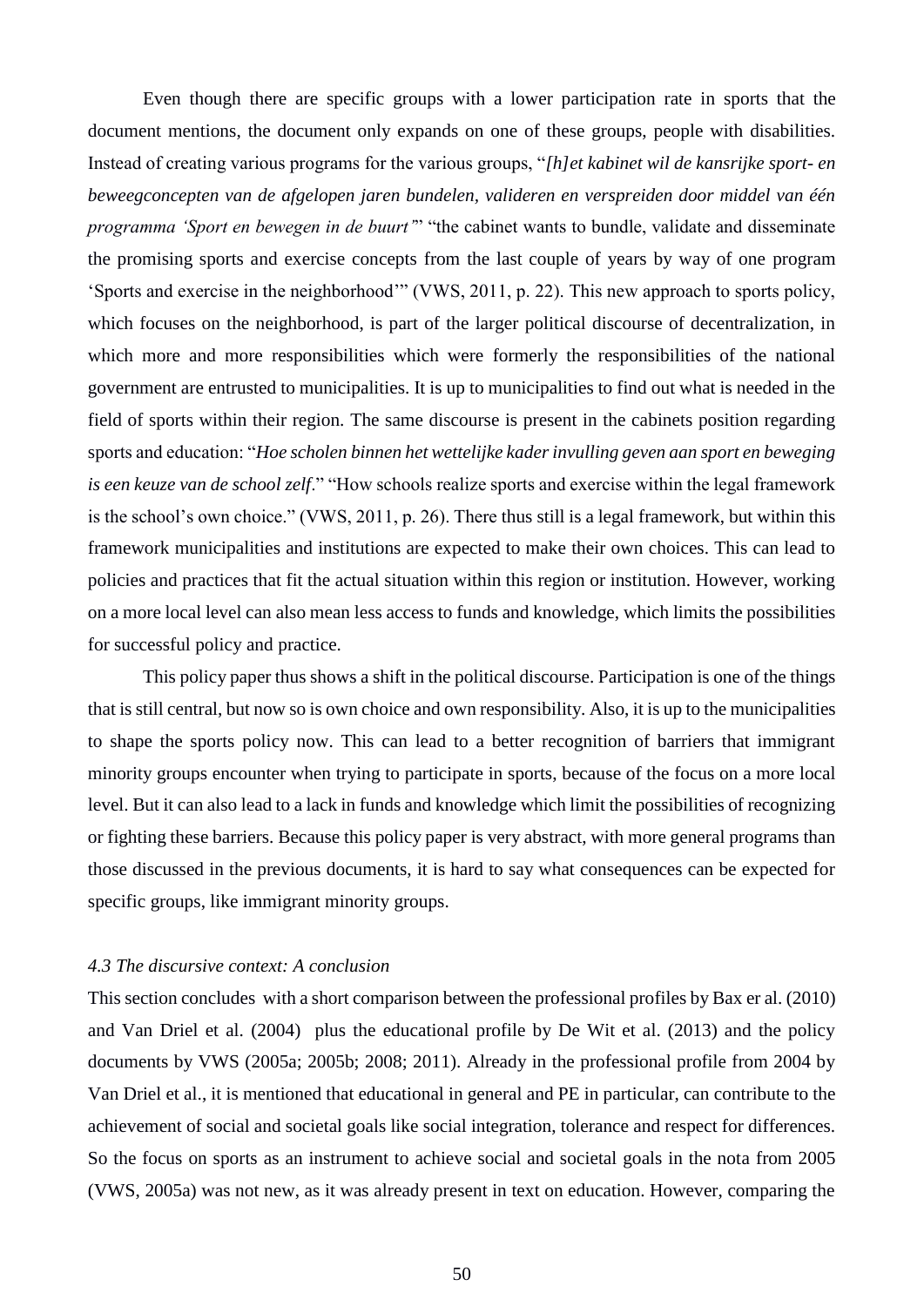Even though there are specific groups with a lower participation rate in sports that the document mentions, the document only expands on one of these groups, people with disabilities. Instead of creating various programs for the various groups, "*[h]et kabinet wil de kansrijke sport- en beweegconcepten van de afgelopen jaren bundelen, valideren en verspreiden door middel van één programma 'Sport en bewegen in de buurt'*" "the cabinet wants to bundle, validate and disseminate the promising sports and exercise concepts from the last couple of years by way of one program 'Sports and exercise in the neighborhood'" (VWS, 2011, p. 22). This new approach to sports policy, which focuses on the neighborhood, is part of the larger political discourse of decentralization, in which more and more responsibilities which were formerly the responsibilities of the national government are entrusted to municipalities. It is up to municipalities to find out what is needed in the field of sports within their region. The same discourse is present in the cabinets position regarding sports and education: "*Hoe scholen binnen het wettelijke kader invulling geven aan sport en beweging is een keuze van de school zelf*." "How schools realize sports and exercise within the legal framework is the school's own choice." (VWS, 2011, p. 26). There thus still is a legal framework, but within this framework municipalities and institutions are expected to make their own choices. This can lead to policies and practices that fit the actual situation within this region or institution. However, working on a more local level can also mean less access to funds and knowledge, which limits the possibilities for successful policy and practice.

This policy paper thus shows a shift in the political discourse. Participation is one of the things that is still central, but now so is own choice and own responsibility. Also, it is up to the municipalities to shape the sports policy now. This can lead to a better recognition of barriers that immigrant minority groups encounter when trying to participate in sports, because of the focus on a more local level. But it can also lead to a lack in funds and knowledge which limit the possibilities of recognizing or fighting these barriers. Because this policy paper is very abstract, with more general programs than those discussed in the previous documents, it is hard to say what consequences can be expected for specific groups, like immigrant minority groups.

### *4.3 The discursive context: A conclusion*

This section concludes with a short comparison between the professional profiles by Bax er al. (2010) and Van Driel et al. (2004) plus the educational profile by De Wit et al. (2013) and the policy documents by VWS (2005a; 2005b; 2008; 2011). Already in the professional profile from 2004 by Van Driel et al., it is mentioned that educational in general and PE in particular, can contribute to the achievement of social and societal goals like social integration, tolerance and respect for differences. So the focus on sports as an instrument to achieve social and societal goals in the nota from 2005 (VWS, 2005a) was not new, as it was already present in text on education. However, comparing the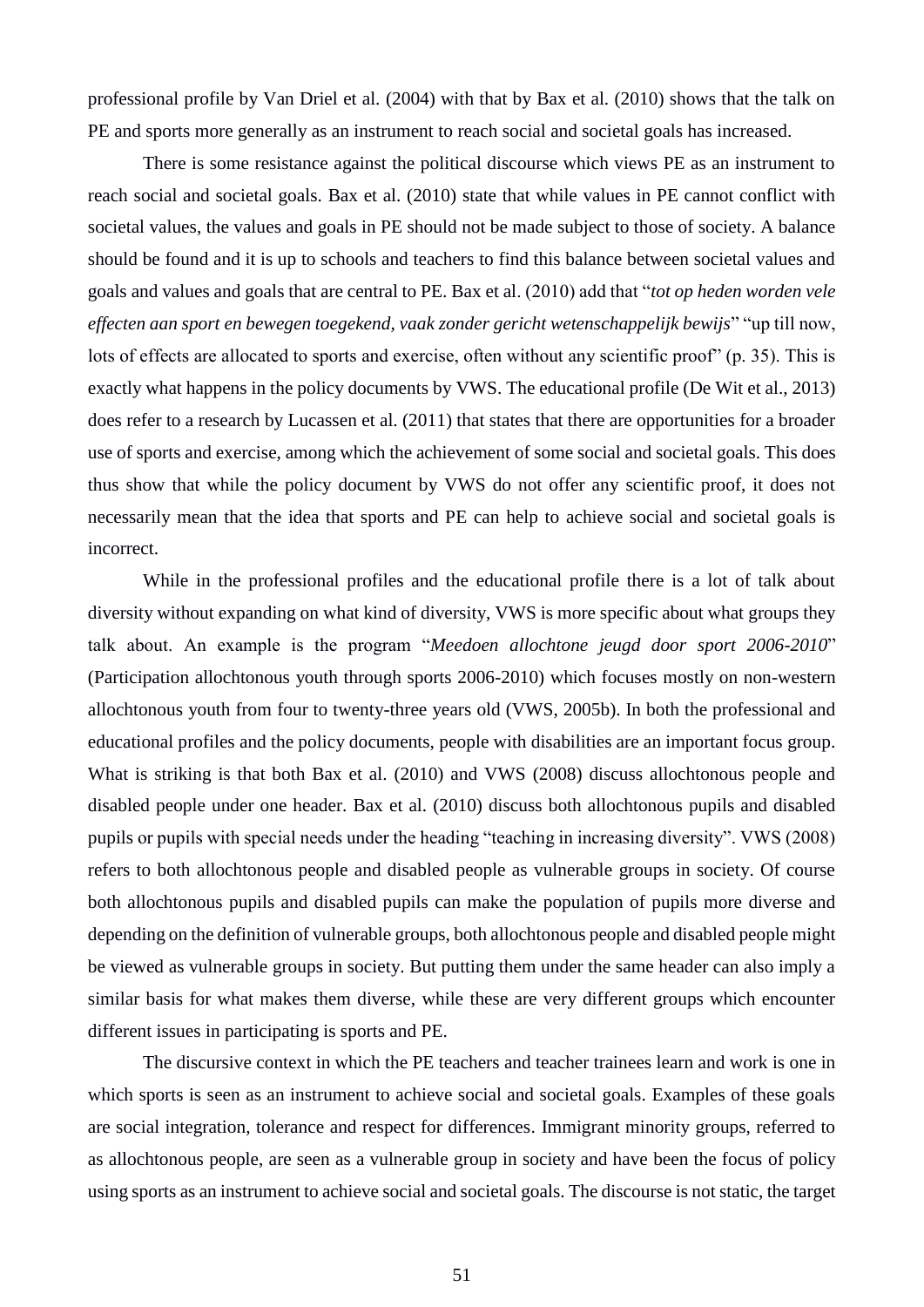professional profile by Van Driel et al. (2004) with that by Bax et al. (2010) shows that the talk on PE and sports more generally as an instrument to reach social and societal goals has increased.

There is some resistance against the political discourse which views PE as an instrument to reach social and societal goals. Bax et al. (2010) state that while values in PE cannot conflict with societal values, the values and goals in PE should not be made subject to those of society. A balance should be found and it is up to schools and teachers to find this balance between societal values and goals and values and goals that are central to PE. Bax et al. (2010) add that "*tot op heden worden vele effecten aan sport en bewegen toegekend, vaak zonder gericht wetenschappelijk bewijs*" "up till now, lots of effects are allocated to sports and exercise, often without any scientific proof" (p. 35). This is exactly what happens in the policy documents by VWS. The educational profile (De Wit et al., 2013) does refer to a research by Lucassen et al. (2011) that states that there are opportunities for a broader use of sports and exercise, among which the achievement of some social and societal goals. This does thus show that while the policy document by VWS do not offer any scientific proof, it does not necessarily mean that the idea that sports and PE can help to achieve social and societal goals is incorrect.

While in the professional profiles and the educational profile there is a lot of talk about diversity without expanding on what kind of diversity, VWS is more specific about what groups they talk about. An example is the program "*Meedoen allochtone jeugd door sport 2006-2010*" (Participation allochtonous youth through sports 2006-2010) which focuses mostly on non-western allochtonous youth from four to twenty-three years old (VWS, 2005b). In both the professional and educational profiles and the policy documents, people with disabilities are an important focus group. What is striking is that both Bax et al. (2010) and VWS (2008) discuss allochtonous people and disabled people under one header. Bax et al. (2010) discuss both allochtonous pupils and disabled pupils or pupils with special needs under the heading "teaching in increasing diversity". VWS (2008) refers to both allochtonous people and disabled people as vulnerable groups in society. Of course both allochtonous pupils and disabled pupils can make the population of pupils more diverse and depending on the definition of vulnerable groups, both allochtonous people and disabled people might be viewed as vulnerable groups in society. But putting them under the same header can also imply a similar basis for what makes them diverse, while these are very different groups which encounter different issues in participating is sports and PE.

The discursive context in which the PE teachers and teacher trainees learn and work is one in which sports is seen as an instrument to achieve social and societal goals. Examples of these goals are social integration, tolerance and respect for differences. Immigrant minority groups, referred to as allochtonous people, are seen as a vulnerable group in society and have been the focus of policy using sports as an instrument to achieve social and societal goals. The discourse is not static, the target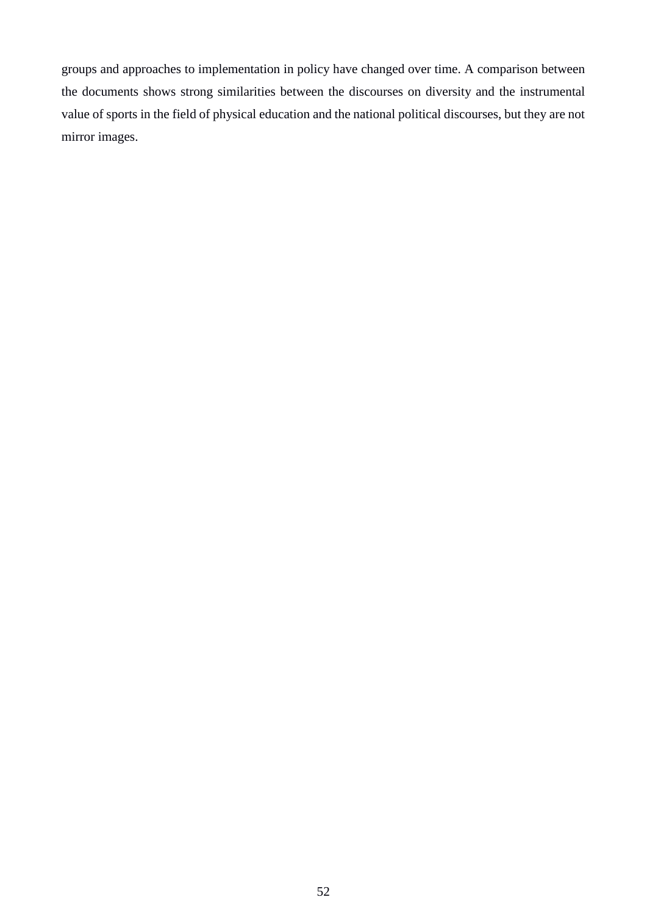groups and approaches to implementation in policy have changed over time. A comparison between the documents shows strong similarities between the discourses on diversity and the instrumental value of sports in the field of physical education and the national political discourses, but they are not mirror images.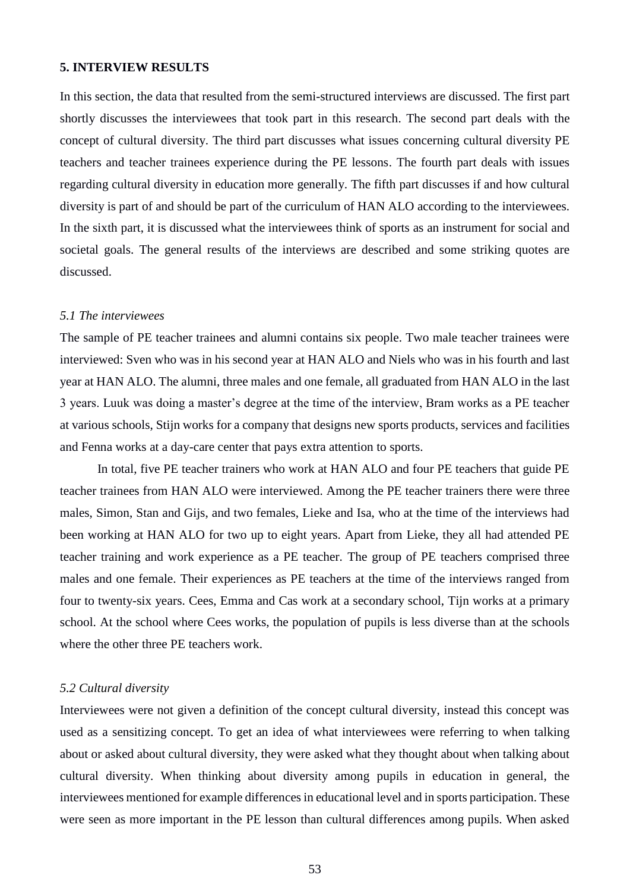## 5. INTERVIEW RESULTS

In this section, the data that resulted from the semi-structured interviews are discussed. The first part shortly discusses the interviewees that took part in this research. The second part deals with the concept of cultural diversity. The third part discusses what issues concerning cultural diversity PE teachers and teacher trainees experience during the PE lessons. The fourth part deals with issues regarding cultural diversity in education more generally. The fifth part discusses if and how cultural diversity is part of and should be part of the curriculum of HAN ALO according to the interviewees. In the sixth part, it is discussed what the interviewees think of sports as an instrument for social and societal goals. The general results of the interviews are described and some striking quotes are discussed.

### *5.1 The interviewees*

The sample of PE teacher trainees and alumni contains six people. Two male teacher trainees were interviewed: Sven who was in his second year at HAN ALO and Niels who was in his fourth and last year at HAN ALO. The alumni, three males and one female, all graduated from HAN ALO in the last 3 years. Luuk was doing a master's degree at the time of the interview, Bram works as a PE teacher at various schools, Stijn works for a company that designs new sports products, services and facilities and Fenna works at a day-care center that pays extra attention to sports.

In total, five PE teacher trainers who work at HAN ALO and four PE teachers that guide PE teacher trainees from HAN ALO were interviewed. Among the PE teacher trainers there were three males, Simon, Stan and Gijs, and two females, Lieke and Isa, who at the time of the interviews had been working at HAN ALO for two up to eight years. Apart from Lieke, they all had attended PE teacher training and work experience as a PE teacher. The group of PE teachers comprised three males and one female. Their experiences as PE teachers at the time of the interviews ranged from four to twenty-six years. Cees, Emma and Cas work at a secondary school, Tijn works at a primary school. At the school where Cees works, the population of pupils is less diverse than at the schools where the other three PE teachers work.

### *5.2 Cultural diversity*

Interviewees were not given a definition of the concept cultural diversity, instead this concept was used as a sensitizing concept. To get an idea of what interviewees were referring to when talking about or asked about cultural diversity, they were asked what they thought about when talking about cultural diversity. When thinking about diversity among pupils in education in general, the interviewees mentioned for example differences in educational level and in sports participation. These were seen as more important in the PE lesson than cultural differences among pupils. When asked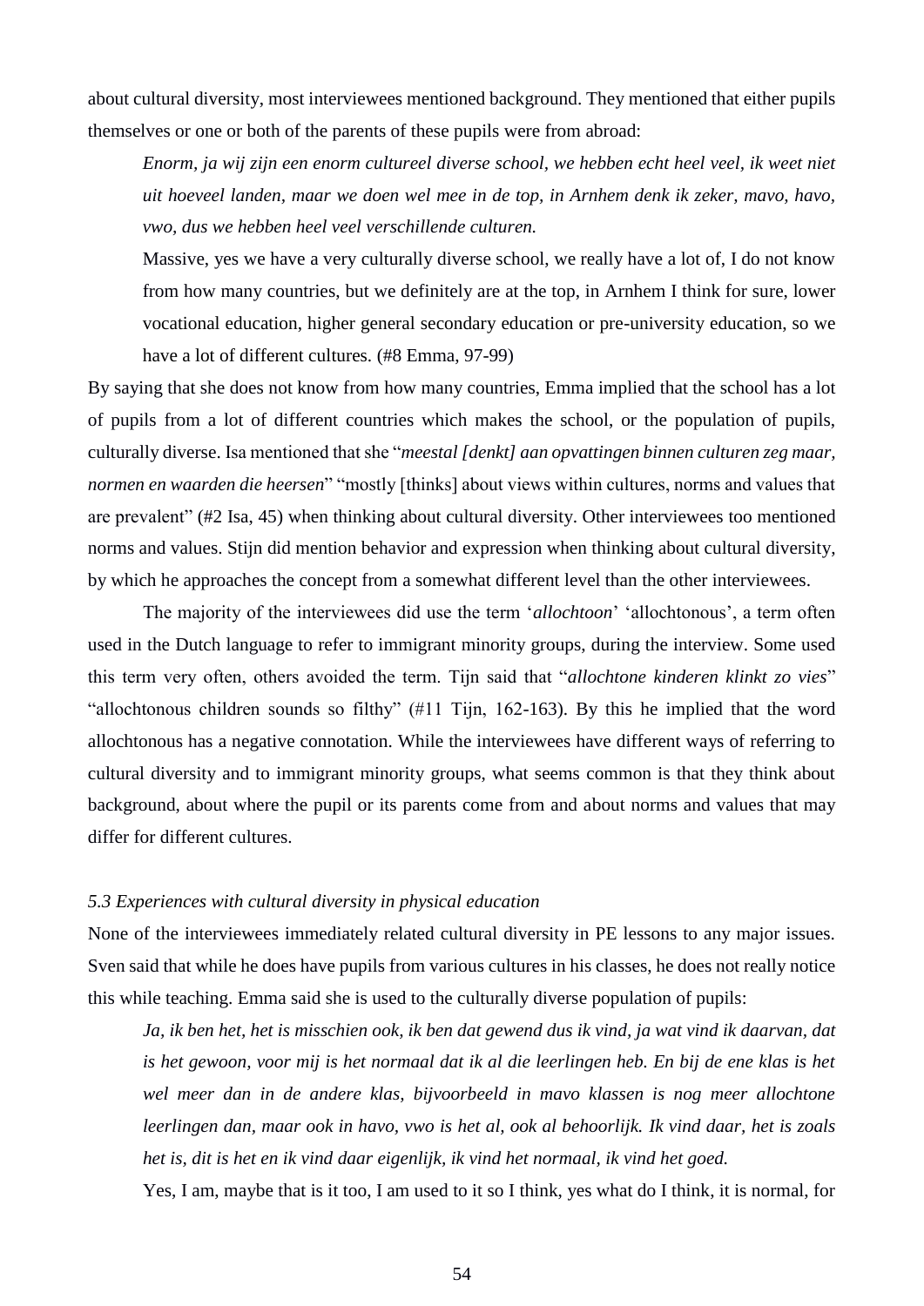about cultural diversity, most interviewees mentioned background. They mentioned that either pupils themselves or one or both of the parents of these pupils were from abroad:

> *Enorm, ja wij zijn een enorm cultureel diverse school, we hebben echt heel veel, ik weet niet uit hoeveel landen, maar we doen wel mee in de top, in Arnhem denk ik zeker, mavo, havo, vwo, dus we hebben heel veel verschillende culturen.*
>
> Massive, yes we have a very culturally diverse school, we really have a lot of, I do not know from how many countries, but we definitely are at the top, in Arnhem I think for sure, lower vocational education, higher general secondary education or pre-university education, so we have a lot of different cultures. (#8 Emma, 97-99)

By saying that she does not know from how many countries, Emma implied that the school has a lot of pupils from a lot of different countries which makes the school, or the population of pupils, culturally diverse. Isa mentioned that she "*meestal [denkt] aan opvattingen binnen culturen zeg maar, normen en waarden die heersen*" "mostly [thinks] about views within cultures, norms and values that are prevalent" (#2 Isa, 45) when thinking about cultural diversity. Other interviewees too mentioned norms and values. Stijn did mention behavior and expression when thinking about cultural diversity, by which he approaches the concept from a somewhat different level than the other interviewees.

The majority of the interviewees did use the term '*allochtoon*' 'allochtonous', a term often used in the Dutch language to refer to immigrant minority groups, during the interview. Some used this term very often, others avoided the term. Tijn said that "*allochtone kinderen klinkt zo vies*" "allochtonous children sounds so filthy" (#11 Tijn, 162-163). By this he implied that the word allochtonous has a negative connotation. While the interviewees have different ways of referring to cultural diversity and to immigrant minority groups, what seems common is that they think about background, about where the pupil or its parents come from and about norms and values that may differ for different cultures.

### *5.3 Experiences with cultural diversity in physical education*

None of the interviewees immediately related cultural diversity in PE lessons to any major issues. Sven said that while he does have pupils from various cultures in his classes, he does not really notice this while teaching. Emma said she is used to the culturally diverse population of pupils:

> *Ja, ik ben het, het is misschien ook, ik ben dat gewend dus ik vind, ja wat vind ik daarvan, dat is het gewoon, voor mij is het normaal dat ik al die leerlingen heb. En bij de ene klas is het wel meer dan in de andere klas, bijvoorbeeld in mavo klassen is nog meer allochtone leerlingen dan, maar ook in havo, vwo is het al, ook al behoorlijk. Ik vind daar, het is zoals het is, dit is het en ik vind daar eigenlijk, ik vind het normaal, ik vind het goed.*
>
> Yes, I am, maybe that is it too, I am used to it so I think, yes what do I think, it is normal, for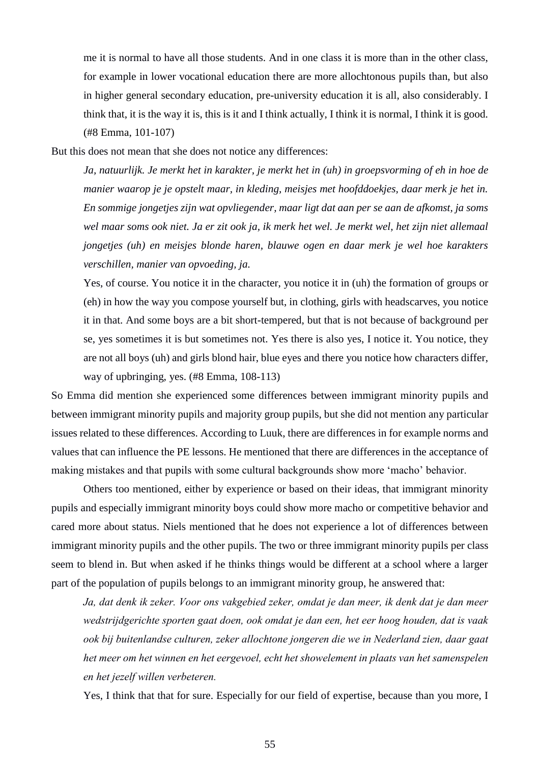me it is normal to have all those students. And in one class it is more than in the other class, for example in lower vocational education there are more allochtonous pupils than, but also in higher general secondary education, pre-university education it is all, also considerably. I think that, it is the way it is, this is it and I think actually, I think it is normal, I think it is good. (#8 Emma, 101-107)

But this does not mean that she does not notice any differences:

> *Ja, natuurlijk. Je merkt het in karakter, je merkt het in (uh) in groepsvorming of eh in hoe de manier waarop je je opstelt maar, in kleding, meisjes met hoofddoekjes, daar merk je het in. En sommige jongetjes zijn wat opvliegender, maar ligt dat aan per se aan de afkomst, ja soms wel maar soms ook niet. Ja er zit ook ja, ik merk het wel. Je merkt wel, het zijn niet allemaal jongetjes (uh) en meisjes blonde haren, blauwe ogen en daar merk je wel hoe karakters verschillen, manier van opvoeding, ja.*
>
> Yes, of course. You notice it in the character, you notice it in (uh) the formation of groups or (eh) in how the way you compose yourself but, in clothing, girls with headscarves, you notice it in that. And some boys are a bit short-tempered, but that is not because of background per se, yes sometimes it is but sometimes not. Yes there is also yes, I notice it. You notice, they are not all boys (uh) and girls blond hair, blue eyes and there you notice how characters differ, way of upbringing, yes. (#8 Emma, 108-113)

So Emma did mention she experienced some differences between immigrant minority pupils and between immigrant minority pupils and majority group pupils, but she did not mention any particular issues related to these differences. According to Luuk, there are differences in for example norms and values that can influence the PE lessons. He mentioned that there are differences in the acceptance of making mistakes and that pupils with some cultural backgrounds show more 'macho' behavior.

Others too mentioned, either by experience or based on their ideas, that immigrant minority pupils and especially immigrant minority boys could show more macho or competitive behavior and cared more about status. Niels mentioned that he does not experience a lot of differences between immigrant minority pupils and the other pupils. The two or three immigrant minority pupils per class seem to blend in. But when asked if he thinks things would be different at a school where a larger part of the population of pupils belongs to an immigrant minority group, he answered that:

> *Ja, dat denk ik zeker. Voor ons vakgebied zeker, omdat je dan meer, ik denk dat je dan meer wedstrijdgerichte sporten gaat doen, ook omdat je dan een, het eer hoog houden, dat is vaak ook bij buitenlandse culturen, zeker allochtone jongeren die we in Nederland zien, daar gaat het meer om het winnen en het eergevoel, echt het showelement in plaats van het samenspelen en het jezelf willen verbeteren.*
>
> Yes, I think that that for sure. Especially for our field of expertise, because than you more, I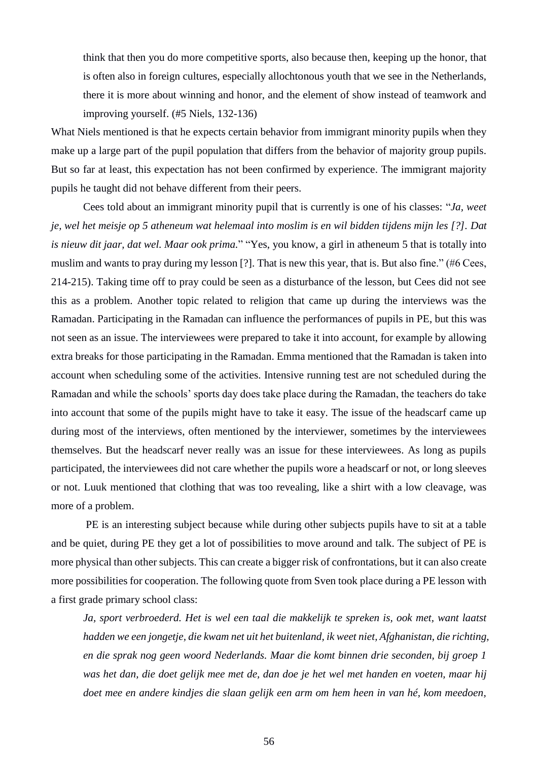> think that then you do more competitive sports, also because then, keeping up the honor, that is often also in foreign cultures, especially allochtonous youth that we see in the Netherlands, there it is more about winning and honor, and the element of show instead of teamwork and improving yourself. (#5 Niels, 132-136)

What Niels mentioned is that he expects certain behavior from immigrant minority pupils when they make up a large part of the pupil population that differs from the behavior of majority group pupils. But so far at least, this expectation has not been confirmed by experience. The immigrant majority pupils he taught did not behave different from their peers.

Cees told about an immigrant minority pupil that is currently is one of his classes: "*Ja, weet je, wel het meisje op 5 atheneum wat helemaal into moslim is en wil bidden tijdens mijn les [?]. Dat is nieuw dit jaar, dat wel. Maar ook prima.*" "Yes, you know, a girl in atheneum 5 that is totally into muslim and wants to pray during my lesson [?]. That is new this year, that is. But also fine." (#6 Cees, 214-215). Taking time off to pray could be seen as a disturbance of the lesson, but Cees did not see this as a problem. Another topic related to religion that came up during the interviews was the Ramadan. Participating in the Ramadan can influence the performances of pupils in PE, but this was not seen as an issue. The interviewees were prepared to take it into account, for example by allowing extra breaks for those participating in the Ramadan. Emma mentioned that the Ramadan is taken into account when scheduling some of the activities. Intensive running test are not scheduled during the Ramadan and while the schools' sports day does take place during the Ramadan, the teachers do take into account that some of the pupils might have to take it easy. The issue of the headscarf came up during most of the interviews, often mentioned by the interviewer, sometimes by the interviewees themselves. But the headscarf never really was an issue for these interviewees. As long as pupils participated, the interviewees did not care whether the pupils wore a headscarf or not, or long sleeves or not. Luuk mentioned that clothing that was too revealing, like a shirt with a low cleavage, was more of a problem.

PE is an interesting subject because while during other subjects pupils have to sit at a table and be quiet, during PE they get a lot of possibilities to move around and talk. The subject of PE is more physical than other subjects. This can create a bigger risk of confrontations, but it can also create more possibilities for cooperation. The following quote from Sven took place during a PE lesson with a first grade primary school class:

> *Ja, sport verbroederd. Het is wel een taal die makkelijk te spreken is, ook met, want laatst hadden we een jongetje, die kwam net uit het buitenland, ik weet niet, Afghanistan, die richting, en die sprak nog geen woord Nederlands. Maar die komt binnen drie seconden, bij groep 1 was het dan, die doet gelijk mee met de, dan doe je het wel met handen en voeten, maar hij doet mee en andere kindjes die slaan gelijk een arm om hem heen in van hé, kom meedoen,*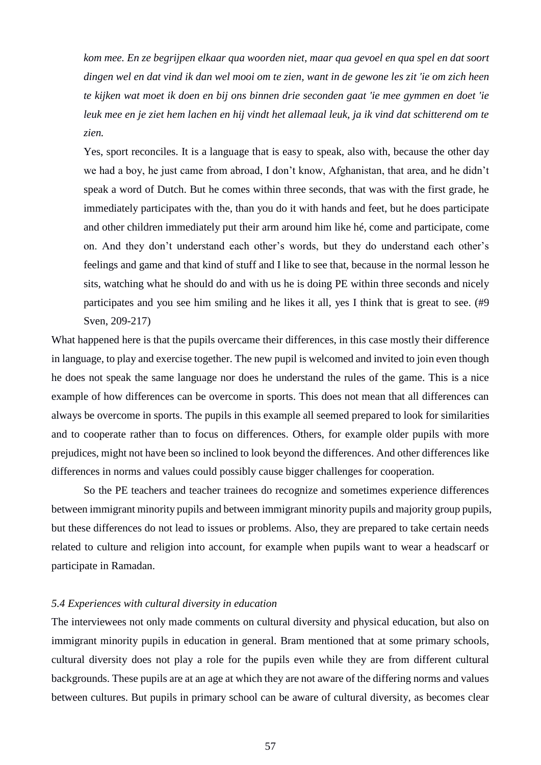*kom mee. En ze begrijpen elkaar qua woorden niet, maar qua gevoel en qua spel en dat soort dingen wel en dat vind ik dan wel mooi om te zien, want in de gewone les zit 'ie om zich heen te kijken wat moet ik doen en bij ons binnen drie seconden gaat 'ie mee gymmen en doet 'ie leuk mee en je ziet hem lachen en hij vindt het allemaal leuk, ja ik vind dat schitterend om te zien.*

> Yes, sport reconciles. It is a language that is easy to speak, also with, because the other day we had a boy, he just came from abroad, I don't know, Afghanistan, that area, and he didn't speak a word of Dutch. But he comes within three seconds, that was with the first grade, he immediately participates with the, than you do it with hands and feet, but he does participate and other children immediately put their arm around him like hé, come and participate, come on. And they don't understand each other's words, but they do understand each other's feelings and game and that kind of stuff and I like to see that, because in the normal lesson he sits, watching what he should do and with us he is doing PE within three seconds and nicely participates and you see him smiling and he likes it all, yes I think that is great to see. (#9 Sven, 209-217)

What happened here is that the pupils overcame their differences, in this case mostly their difference in language, to play and exercise together. The new pupil is welcomed and invited to join even though he does not speak the same language nor does he understand the rules of the game. This is a nice example of how differences can be overcome in sports. This does not mean that all differences can always be overcome in sports. The pupils in this example all seemed prepared to look for similarities and to cooperate rather than to focus on differences. Others, for example older pupils with more prejudices, might not have been so inclined to look beyond the differences. And other differences like differences in norms and values could possibly cause bigger challenges for cooperation.

So the PE teachers and teacher trainees do recognize and sometimes experience differences between immigrant minority pupils and between immigrant minority pupils and majority group pupils, but these differences do not lead to issues or problems. Also, they are prepared to take certain needs related to culture and religion into account, for example when pupils want to wear a headscarf or participate in Ramadan.

### *5.4 Experiences with cultural diversity in education*

The interviewees not only made comments on cultural diversity and physical education, but also on immigrant minority pupils in education in general. Bram mentioned that at some primary schools, cultural diversity does not play a role for the pupils even while they are from different cultural backgrounds. These pupils are at an age at which they are not aware of the differing norms and values between cultures. But pupils in primary school can be aware of cultural diversity, as becomes clear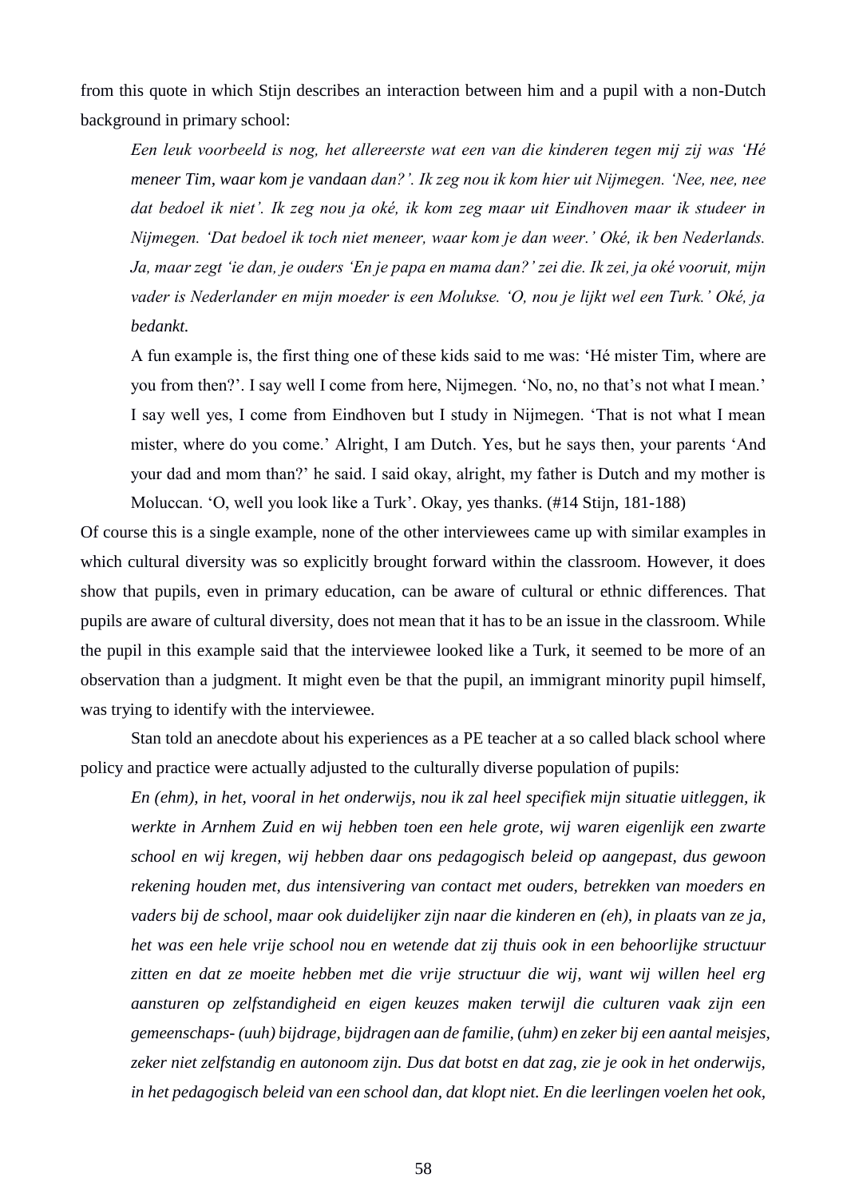from this quote in which Stijn describes an interaction between him and a pupil with a non-Dutch background in primary school:

> *Een leuk voorbeeld is nog, het allereerste wat een van die kinderen tegen mij zij was 'Hé meneer Tim, waar kom je vandaan dan?'. Ik zeg nou ik kom hier uit Nijmegen. 'Nee, nee, nee dat bedoel ik niet'. Ik zeg nou ja oké, ik kom zeg maar uit Eindhoven maar ik studeer in Nijmegen. 'Dat bedoel ik toch niet meneer, waar kom je dan weer.' Oké, ik ben Nederlands. Ja, maar zegt 'ie dan, je ouders 'En je papa en mama dan?' zei die. Ik zei, ja oké vooruit, mijn vader is Nederlander en mijn moeder is een Molukse. 'O, nou je lijkt wel een Turk.' Oké, ja bedankt.*
>
> A fun example is, the first thing one of these kids said to me was: 'Hé mister Tim, where are you from then?'. I say well I come from here, Nijmegen. 'No, no, no that's not what I mean.' I say well yes, I come from Eindhoven but I study in Nijmegen. 'That is not what I mean mister, where do you come.' Alright, I am Dutch. Yes, but he says then, your parents 'And your dad and mom than?' he said. I said okay, alright, my father is Dutch and my mother is Moluccan. 'O, well you look like a Turk'. Okay, yes thanks. (#14 Stijn, 181-188)

Of course this is a single example, none of the other interviewees came up with similar examples in which cultural diversity was so explicitly brought forward within the classroom. However, it does show that pupils, even in primary education, can be aware of cultural or ethnic differences. That pupils are aware of cultural diversity, does not mean that it has to be an issue in the classroom. While the pupil in this example said that the interviewee looked like a Turk, it seemed to be more of an observation than a judgment. It might even be that the pupil, an immigrant minority pupil himself, was trying to identify with the interviewee.

Stan told an anecdote about his experiences as a PE teacher at a so called black school where policy and practice were actually adjusted to the culturally diverse population of pupils:

> *En (ehm), in het, vooral in het onderwijs, nou ik zal heel specifiek mijn situatie uitleggen, ik werkte in Arnhem Zuid en wij hebben toen een hele grote, wij waren eigenlijk een zwarte school en wij kregen, wij hebben daar ons pedagogisch beleid op aangepast, dus gewoon rekening houden met, dus intensivering van contact met ouders, betrekken van moeders en vaders bij de school, maar ook duidelijker zijn naar die kinderen en (eh), in plaats van ze ja, het was een hele vrije school nou en wetende dat zij thuis ook in een behoorlijke structuur zitten en dat ze moeite hebben met die vrije structuur die wij, want wij willen heel erg aansturen op zelfstandigheid en eigen keuzes maken terwijl die culturen vaak zijn een gemeenschaps- (uuh) bijdrage, bijdragen aan de familie, (uhm) en zeker bij een aantal meisjes, zeker niet zelfstandig en autonoom zijn. Dus dat botst en dat zag, zie je ook in het onderwijs, in het pedagogisch beleid van een school dan, dat klopt niet. En die leerlingen voelen het ook,*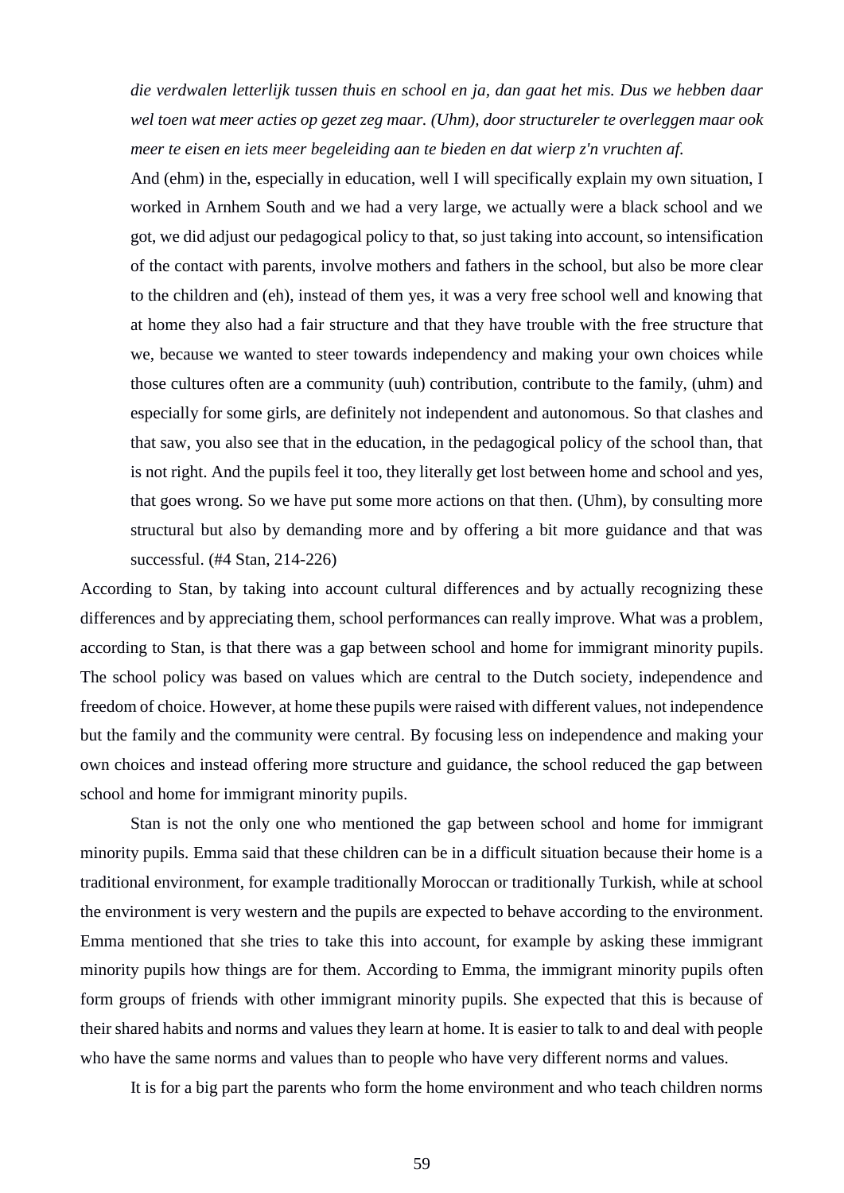*die verdwalen letterlijk tussen thuis en school en ja, dan gaat het mis. Dus we hebben daar wel toen wat meer acties op gezet zeg maar. (Uhm), door structureler te overleggen maar ook meer te eisen en iets meer begeleiding aan te bieden en dat wierp z'n vruchten af.*

> And (ehm) in the, especially in education, well I will specifically explain my own situation, I worked in Arnhem South and we had a very large, we actually were a black school and we got, we did adjust our pedagogical policy to that, so just taking into account, so intensification of the contact with parents, involve mothers and fathers in the school, but also be more clear to the children and (eh), instead of them yes, it was a very free school well and knowing that at home they also had a fair structure and that they have trouble with the free structure that we, because we wanted to steer towards independency and making your own choices while those cultures often are a community (uuh) contribution, contribute to the family, (uhm) and especially for some girls, are definitely not independent and autonomous. So that clashes and that saw, you also see that in the education, in the pedagogical policy of the school than, that is not right. And the pupils feel it too, they literally get lost between home and school and yes, that goes wrong. So we have put some more actions on that then. (Uhm), by consulting more structural but also by demanding more and by offering a bit more guidance and that was successful. (#4 Stan, 214-226)

According to Stan, by taking into account cultural differences and by actually recognizing these differences and by appreciating them, school performances can really improve. What was a problem, according to Stan, is that there was a gap between school and home for immigrant minority pupils. The school policy was based on values which are central to the Dutch society, independence and freedom of choice. However, at home these pupils were raised with different values, not independence but the family and the community were central. By focusing less on independence and making your own choices and instead offering more structure and guidance, the school reduced the gap between school and home for immigrant minority pupils.

Stan is not the only one who mentioned the gap between school and home for immigrant minority pupils. Emma said that these children can be in a difficult situation because their home is a traditional environment, for example traditionally Moroccan or traditionally Turkish, while at school the environment is very western and the pupils are expected to behave according to the environment. Emma mentioned that she tries to take this into account, for example by asking these immigrant minority pupils how things are for them. According to Emma, the immigrant minority pupils often form groups of friends with other immigrant minority pupils. She expected that this is because of their shared habits and norms and values they learn at home. It is easier to talk to and deal with people who have the same norms and values than to people who have very different norms and values.

It is for a big part the parents who form the home environment and who teach children norms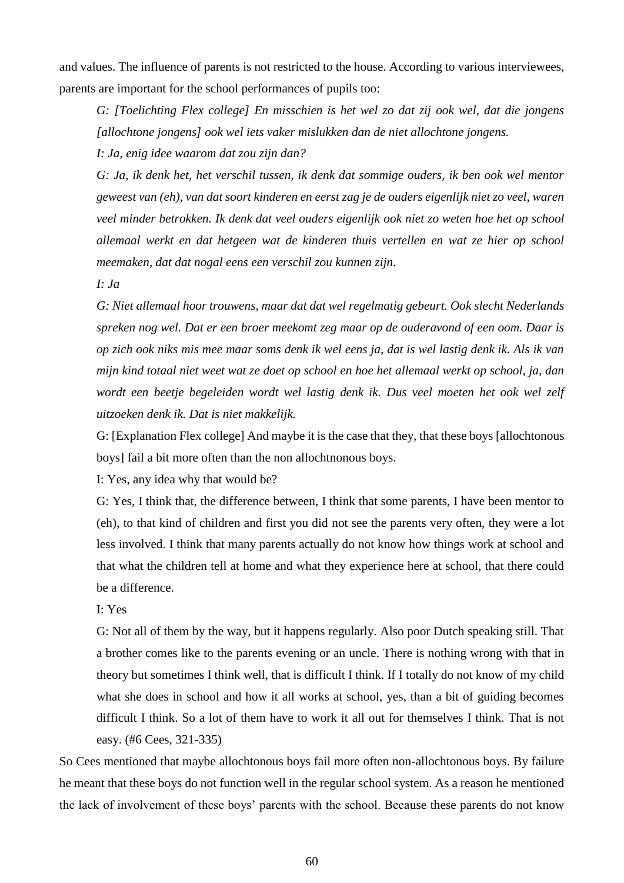and values. The influence of parents is not restricted to the house. According to various interviewees, parents are important for the school performances of pupils too:

> *G: [Toelichting Flex college] En misschien is het wel zo dat zij ook wel, dat die jongens [allochtone jongens] ook wel iets vaker mislukken dan de niet allochtone jongens.*
>
> *I: Ja, enig idee waarom dat zou zijn dan?*
>
> *G: Ja, ik denk het, het verschil tussen, ik denk dat sommige ouders, ik ben ook wel mentor geweest van (eh), van dat soort kinderen en eerst zag je de ouders eigenlijk niet zo veel, waren veel minder betrokken. Ik denk dat veel ouders eigenlijk ook niet zo weten hoe het op school allemaal werkt en dat hetgeen wat de kinderen thuis vertellen en wat ze hier op school meemaken, dat dat nogal eens een verschil zou kunnen zijn.*
>
> *I: Ja*
>
> *G: Niet allemaal hoor trouwens, maar dat dat wel regelmatig gebeurt. Ook slecht Nederlands spreken nog wel. Dat er een broer meekomt zeg maar op de ouderavond of een oom. Daar is op zich ook niks mis mee maar soms denk ik wel eens ja, dat is wel lastig denk ik. Als ik van mijn kind totaal niet weet wat ze doet op school en hoe het allemaal werkt op school, ja, dan wordt een beetje begeleiden wordt wel lastig denk ik. Dus veel moeten het ook wel zelf uitzoeken denk ik. Dat is niet makkelijk.*
>
> G: [Explanation Flex college] And maybe it is the case that they, that these boys [allochtonous boys] fail a bit more often than the non allochtnonous boys.
>
> I: Yes, any idea why that would be?
>
> G: Yes, I think that, the difference between, I think that some parents, I have been mentor to (eh), to that kind of children and first you did not see the parents very often, they were a lot less involved. I think that many parents actually do not know how things work at school and that what the children tell at home and what they experience here at school, that there could be a difference.
>
> I: Yes
>
> G: Not all of them by the way, but it happens regularly. Also poor Dutch speaking still. That a brother comes like to the parents evening or an uncle. There is nothing wrong with that in theory but sometimes I think well, that is difficult I think. If I totally do not know of my child what she does in school and how it all works at school, yes, than a bit of guiding becomes difficult I think. So a lot of them have to work it all out for themselves I think. That is not easy. (#6 Cees, 321-335)

So Cees mentioned that maybe allochtonous boys fail more often non-allochtonous boys. By failure he meant that these boys do not function well in the regular school system. As a reason he mentioned the lack of involvement of these boys' parents with the school. Because these parents do not know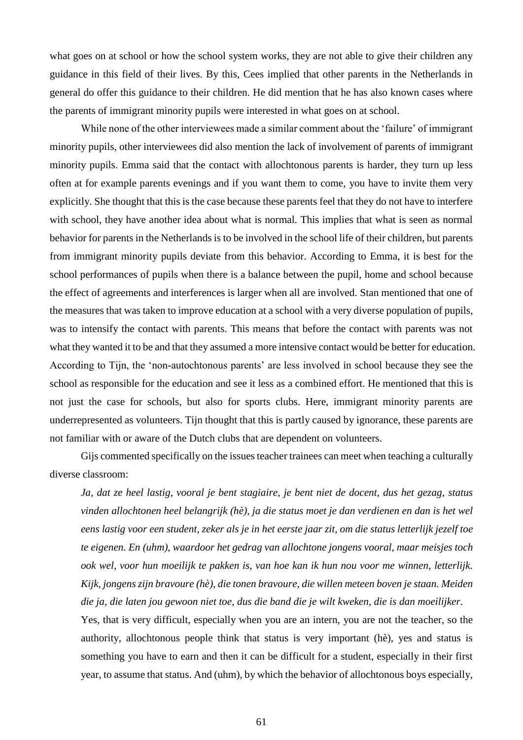what goes on at school or how the school system works, they are not able to give their children any guidance in this field of their lives. By this, Cees implied that other parents in the Netherlands in general do offer this guidance to their children. He did mention that he has also known cases where the parents of immigrant minority pupils were interested in what goes on at school.

While none of the other interviewees made a similar comment about the 'failure' of immigrant minority pupils, other interviewees did also mention the lack of involvement of parents of immigrant minority pupils. Emma said that the contact with allochtonous parents is harder, they turn up less often at for example parents evenings and if you want them to come, you have to invite them very explicitly. She thought that this is the case because these parents feel that they do not have to interfere with school, they have another idea about what is normal. This implies that what is seen as normal behavior for parents in the Netherlands is to be involved in the school life of their children, but parents from immigrant minority pupils deviate from this behavior. According to Emma, it is best for the school performances of pupils when there is a balance between the pupil, home and school because the effect of agreements and interferences is larger when all are involved. Stan mentioned that one of the measures that was taken to improve education at a school with a very diverse population of pupils, was to intensify the contact with parents. This means that before the contact with parents was not what they wanted it to be and that they assumed a more intensive contact would be better for education. According to Tijn, the 'non-autochtonous parents' are less involved in school because they see the school as responsible for the education and see it less as a combined effort. He mentioned that this is not just the case for schools, but also for sports clubs. Here, immigrant minority parents are underrepresented as volunteers. Tijn thought that this is partly caused by ignorance, these parents are not familiar with or aware of the Dutch clubs that are dependent on volunteers.

Gijs commented specifically on the issues teacher trainees can meet when teaching a culturally diverse classroom:

> *Ja, dat ze heel lastig, vooral je bent stagiaire, je bent niet de docent, dus het gezag, status vinden allochtonen heel belangrijk (hè), ja die status moet je dan verdienen en dan is het wel eens lastig voor een student, zeker als je in het eerste jaar zit, om die status letterlijk jezelf toe te eigenen. En (uhm), waardoor het gedrag van allochtone jongens vooral, maar meisjes toch ook wel, voor hun moeilijk te pakken is, van hoe kan ik hun nou voor me winnen, letterlijk. Kijk, jongens zijn bravoure (hè), die tonen bravoure, die willen meteen boven je staan. Meiden die ja, die laten jou gewoon niet toe, dus die band die je wilt kweken, die is dan moeilijker.*
>
> Yes, that is very difficult, especially when you are an intern, you are not the teacher, so the authority, allochtonous people think that status is very important (hè), yes and status is something you have to earn and then it can be difficult for a student, especially in their first year, to assume that status. And (uhm), by which the behavior of allochtonous boys especially,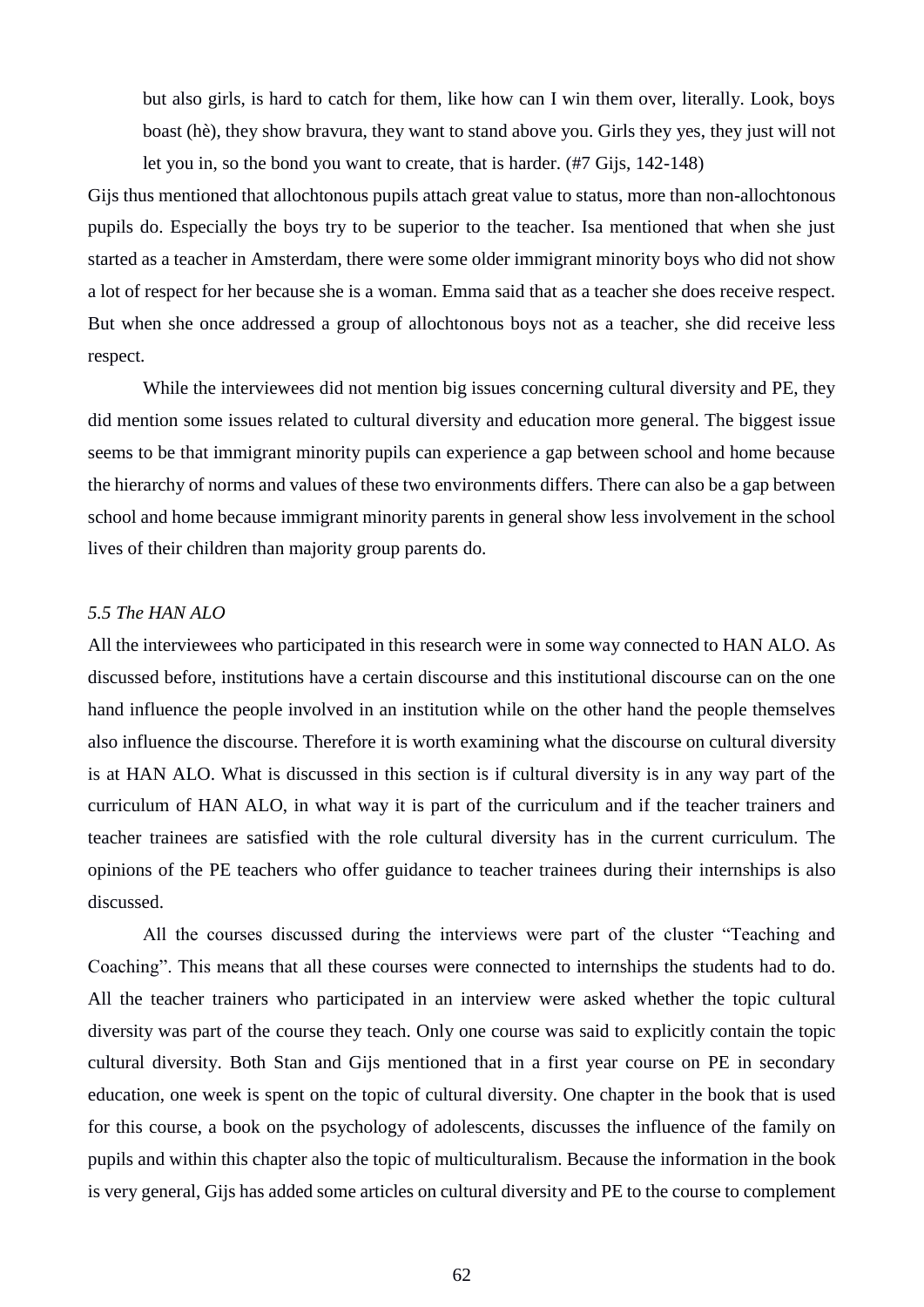> but also girls, is hard to catch for them, like how can I win them over, literally. Look, boys boast (hè), they show bravura, they want to stand above you. Girls they yes, they just will not let you in, so the bond you want to create, that is harder. (#7 Gijs, 142-148)

Gijs thus mentioned that allochtonous pupils attach great value to status, more than non-allochtonous pupils do. Especially the boys try to be superior to the teacher. Isa mentioned that when she just started as a teacher in Amsterdam, there were some older immigrant minority boys who did not show a lot of respect for her because she is a woman. Emma said that as a teacher she does receive respect. But when she once addressed a group of allochtonous boys not as a teacher, she did receive less respect.

While the interviewees did not mention big issues concerning cultural diversity and PE, they did mention some issues related to cultural diversity and education more general. The biggest issue seems to be that immigrant minority pupils can experience a gap between school and home because the hierarchy of norms and values of these two environments differs. There can also be a gap between school and home because immigrant minority parents in general show less involvement in the school lives of their children than majority group parents do.

### *5.5 The HAN ALO*

All the interviewees who participated in this research were in some way connected to HAN ALO. As discussed before, institutions have a certain discourse and this institutional discourse can on the one hand influence the people involved in an institution while on the other hand the people themselves also influence the discourse. Therefore it is worth examining what the discourse on cultural diversity is at HAN ALO. What is discussed in this section is if cultural diversity is in any way part of the curriculum of HAN ALO, in what way it is part of the curriculum and if the teacher trainers and teacher trainees are satisfied with the role cultural diversity has in the current curriculum. The opinions of the PE teachers who offer guidance to teacher trainees during their internships is also discussed.

All the courses discussed during the interviews were part of the cluster "Teaching and Coaching". This means that all these courses were connected to internships the students had to do. All the teacher trainers who participated in an interview were asked whether the topic cultural diversity was part of the course they teach. Only one course was said to explicitly contain the topic cultural diversity. Both Stan and Gijs mentioned that in a first year course on PE in secondary education, one week is spent on the topic of cultural diversity. One chapter in the book that is used for this course, a book on the psychology of adolescents, discusses the influence of the family on pupils and within this chapter also the topic of multiculturalism. Because the information in the book is very general, Gijs has added some articles on cultural diversity and PE to the course to complement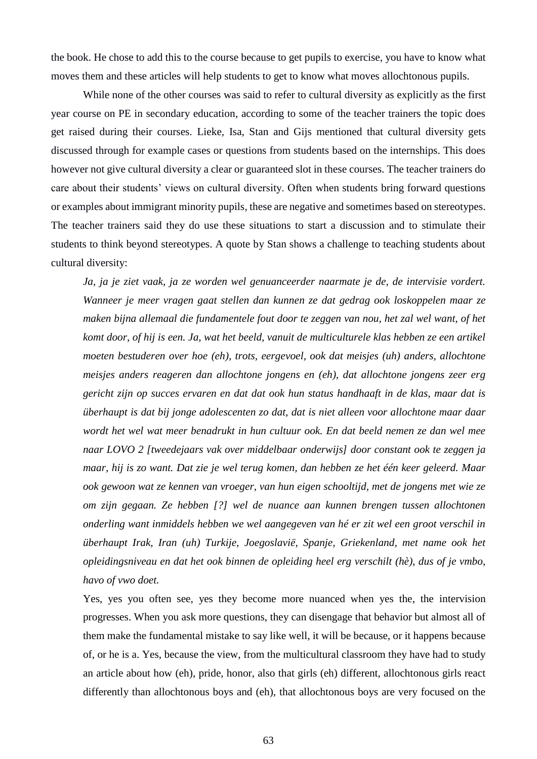the book. He chose to add this to the course because to get pupils to exercise, you have to know what moves them and these articles will help students to get to know what moves allochtonous pupils.

While none of the other courses was said to refer to cultural diversity as explicitly as the first year course on PE in secondary education, according to some of the teacher trainers the topic does get raised during their courses. Lieke, Isa, Stan and Gijs mentioned that cultural diversity gets discussed through for example cases or questions from students based on the internships. This does however not give cultural diversity a clear or guaranteed slot in these courses. The teacher trainers do care about their students' views on cultural diversity. Often when students bring forward questions or examples about immigrant minority pupils, these are negative and sometimes based on stereotypes. The teacher trainers said they do use these situations to start a discussion and to stimulate their students to think beyond stereotypes. A quote by Stan shows a challenge to teaching students about cultural diversity:

> *Ja, ja je ziet vaak, ja ze worden wel genuanceerder naarmate je de, de intervisie vordert. Wanneer je meer vragen gaat stellen dan kunnen ze dat gedrag ook loskoppelen maar ze maken bijna allemaal die fundamentele fout door te zeggen van nou, het zal wel want, of het komt door, of hij is een. Ja, wat het beeld, vanuit de multiculturele klas hebben ze een artikel moeten bestuderen over hoe (eh), trots, eergevoel, ook dat meisjes (uh) anders, allochtone meisjes anders reageren dan allochtone jongens en (eh), dat allochtone jongens zeer erg gericht zijn op succes ervaren en dat dat ook hun status handhaaft in de klas, maar dat is überhaupt is dat bij jonge adolescenten zo dat, dat is niet alleen voor allochtone maar daar wordt het wel wat meer benadrukt in hun cultuur ook. En dat beeld nemen ze dan wel mee naar LOVO 2 [tweedejaars vak over middelbaar onderwijs] door constant ook te zeggen ja maar, hij is zo want. Dat zie je wel terug komen, dan hebben ze het één keer geleerd. Maar ook gewoon wat ze kennen van vroeger, van hun eigen schooltijd, met de jongens met wie ze om zijn gegaan. Ze hebben [?] wel de nuance aan kunnen brengen tussen allochtonen onderling want inmiddels hebben we wel aangegeven van hé er zit wel een groot verschil in überhaupt Irak, Iran (uh) Turkije, Joegoslavië, Spanje, Griekenland, met name ook het opleidingsniveau en dat het ook binnen de opleiding heel erg verschilt (hè), dus of je vmbo, havo of vwo doet.*
>
> Yes, yes you often see, yes they become more nuanced when yes the, the intervision progresses. When you ask more questions, they can disengage that behavior but almost all of them make the fundamental mistake to say like well, it will be because, or it happens because of, or he is a. Yes, because the view, from the multicultural classroom they have had to study an article about how (eh), pride, honor, also that girls (eh) different, allochtonous girls react differently than allochtonous boys and (eh), that allochtonous boys are very focused on the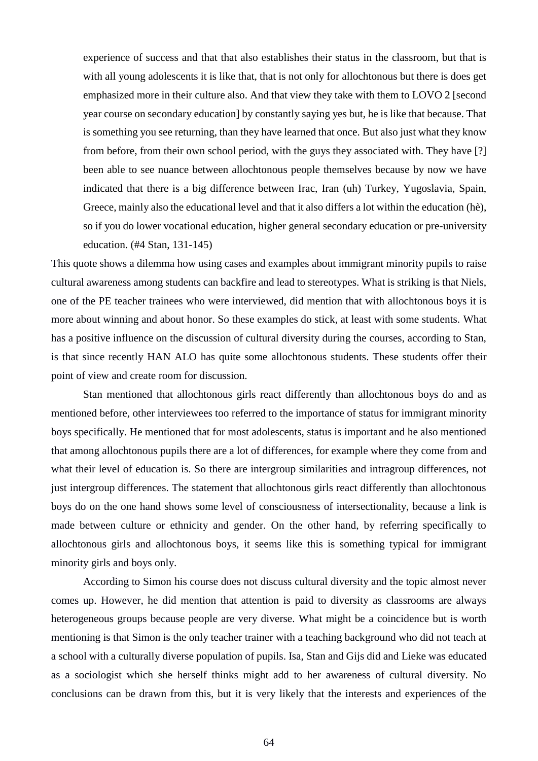> experience of success and that that also establishes their status in the classroom, but that is with all young adolescents it is like that, that is not only for allochtonous but there is does get emphasized more in their culture also. And that view they take with them to LOVO 2 [second year course on secondary education] by constantly saying yes but, he is like that because. That is something you see returning, than they have learned that once. But also just what they know from before, from their own school period, with the guys they associated with. They have [?] been able to see nuance between allochtonous people themselves because by now we have indicated that there is a big difference between Irac, Iran (uh) Turkey, Yugoslavia, Spain, Greece, mainly also the educational level and that it also differs a lot within the education (hè), so if you do lower vocational education, higher general secondary education or pre-university education. (#4 Stan, 131-145)

This quote shows a dilemma how using cases and examples about immigrant minority pupils to raise cultural awareness among students can backfire and lead to stereotypes. What is striking is that Niels, one of the PE teacher trainees who were interviewed, did mention that with allochtonous boys it is more about winning and about honor. So these examples do stick, at least with some students. What has a positive influence on the discussion of cultural diversity during the courses, according to Stan, is that since recently HAN ALO has quite some allochtonous students. These students offer their point of view and create room for discussion.

Stan mentioned that allochtonous girls react differently than allochtonous boys do and as mentioned before, other interviewees too referred to the importance of status for immigrant minority boys specifically. He mentioned that for most adolescents, status is important and he also mentioned that among allochtonous pupils there are a lot of differences, for example where they come from and what their level of education is. So there are intergroup similarities and intragroup differences, not just intergroup differences. The statement that allochtonous girls react differently than allochtonous boys do on the one hand shows some level of consciousness of intersectionality, because a link is made between culture or ethnicity and gender. On the other hand, by referring specifically to allochtonous girls and allochtonous boys, it seems like this is something typical for immigrant minority girls and boys only.

According to Simon his course does not discuss cultural diversity and the topic almost never comes up. However, he did mention that attention is paid to diversity as classrooms are always heterogeneous groups because people are very diverse. What might be a coincidence but is worth mentioning is that Simon is the only teacher trainer with a teaching background who did not teach at a school with a culturally diverse population of pupils. Isa, Stan and Gijs did and Lieke was educated as a sociologist which she herself thinks might add to her awareness of cultural diversity. No conclusions can be drawn from this, but it is very likely that the interests and experiences of the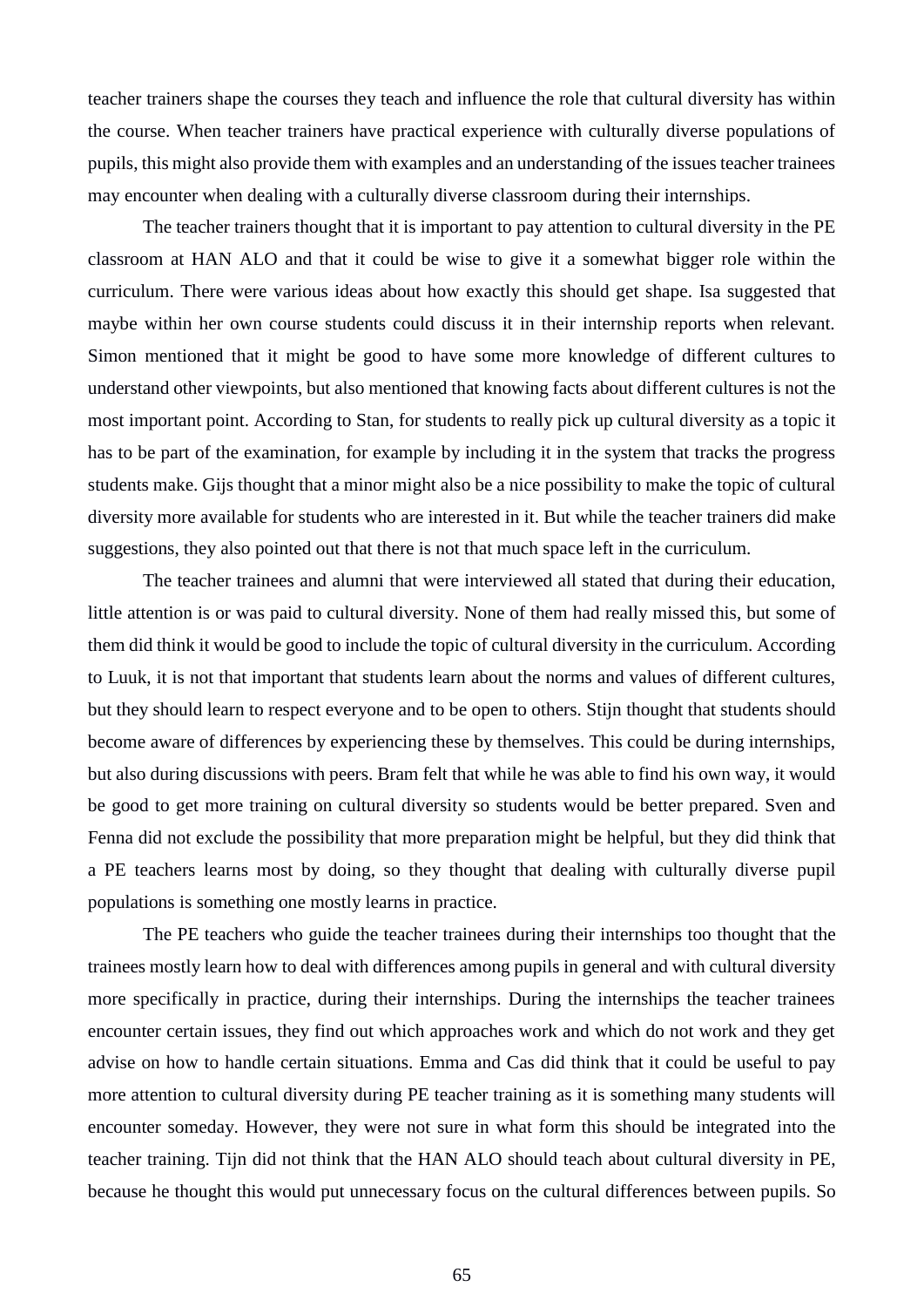teacher trainers shape the courses they teach and influence the role that cultural diversity has within the course. When teacher trainers have practical experience with culturally diverse populations of pupils, this might also provide them with examples and an understanding of the issues teacher trainees may encounter when dealing with a culturally diverse classroom during their internships.

The teacher trainers thought that it is important to pay attention to cultural diversity in the PE classroom at HAN ALO and that it could be wise to give it a somewhat bigger role within the curriculum. There were various ideas about how exactly this should get shape. Isa suggested that maybe within her own course students could discuss it in their internship reports when relevant. Simon mentioned that it might be good to have some more knowledge of different cultures to understand other viewpoints, but also mentioned that knowing facts about different cultures is not the most important point. According to Stan, for students to really pick up cultural diversity as a topic it has to be part of the examination, for example by including it in the system that tracks the progress students make. Gijs thought that a minor might also be a nice possibility to make the topic of cultural diversity more available for students who are interested in it. But while the teacher trainers did make suggestions, they also pointed out that there is not that much space left in the curriculum.

The teacher trainees and alumni that were interviewed all stated that during their education, little attention is or was paid to cultural diversity. None of them had really missed this, but some of them did think it would be good to include the topic of cultural diversity in the curriculum. According to Luuk, it is not that important that students learn about the norms and values of different cultures, but they should learn to respect everyone and to be open to others. Stijn thought that students should become aware of differences by experiencing these by themselves. This could be during internships, but also during discussions with peers. Bram felt that while he was able to find his own way, it would be good to get more training on cultural diversity so students would be better prepared. Sven and Fenna did not exclude the possibility that more preparation might be helpful, but they did think that a PE teachers learns most by doing, so they thought that dealing with culturally diverse pupil populations is something one mostly learns in practice.

The PE teachers who guide the teacher trainees during their internships too thought that the trainees mostly learn how to deal with differences among pupils in general and with cultural diversity more specifically in practice, during their internships. During the internships the teacher trainees encounter certain issues, they find out which approaches work and which do not work and they get advise on how to handle certain situations. Emma and Cas did think that it could be useful to pay more attention to cultural diversity during PE teacher training as it is something many students will encounter someday. However, they were not sure in what form this should be integrated into the teacher training. Tijn did not think that the HAN ALO should teach about cultural diversity in PE, because he thought this would put unnecessary focus on the cultural differences between pupils. So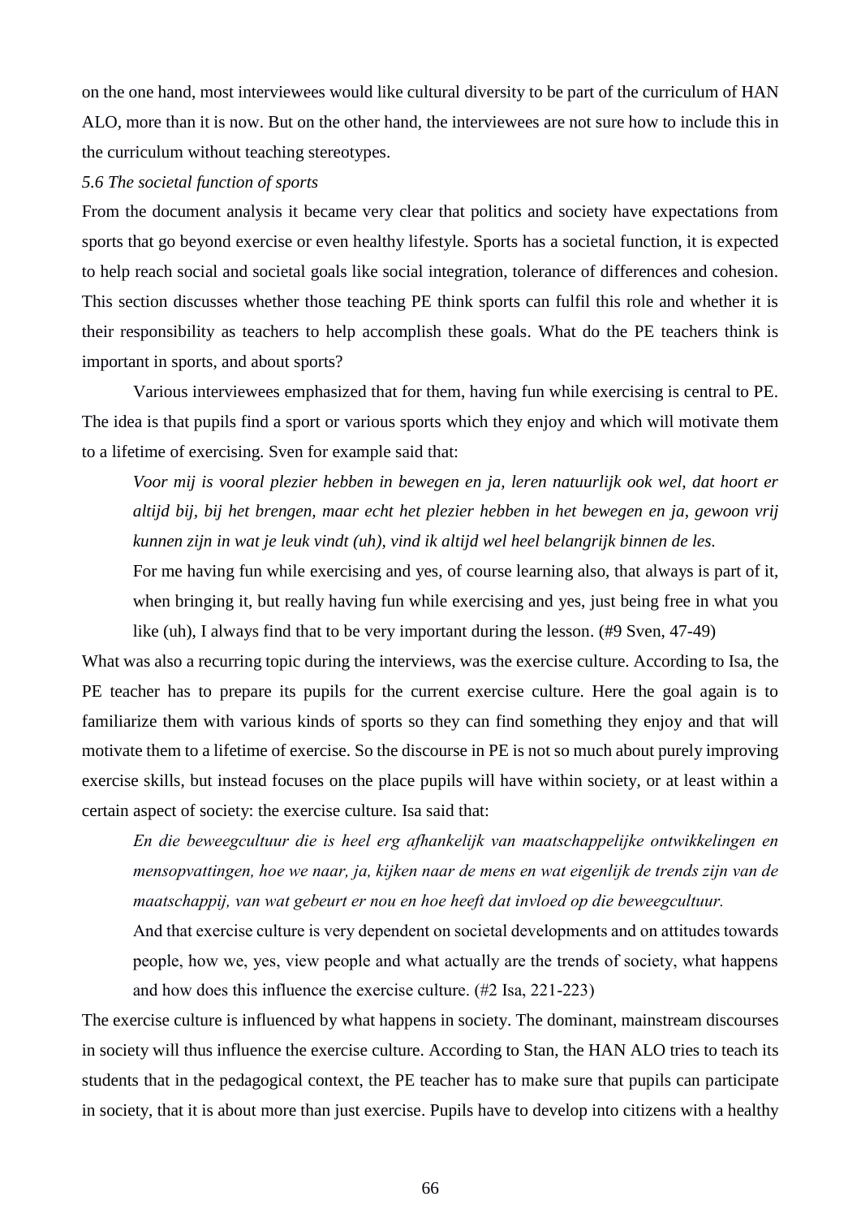on the one hand, most interviewees would like cultural diversity to be part of the curriculum of HAN ALO, more than it is now. But on the other hand, the interviewees are not sure how to include this in the curriculum without teaching stereotypes.

*5.6 The societal function of sports*

From the document analysis it became very clear that politics and society have expectations from sports that go beyond exercise or even healthy lifestyle. Sports has a societal function, it is expected to help reach social and societal goals like social integration, tolerance of differences and cohesion. This section discusses whether those teaching PE think sports can fulfil this role and whether it is their responsibility as teachers to help accomplish these goals. What do the PE teachers think is important in sports, and about sports?

Various interviewees emphasized that for them, having fun while exercising is central to PE. The idea is that pupils find a sport or various sports which they enjoy and which will motivate them to a lifetime of exercising. Sven for example said that:

> *Voor mij is vooral plezier hebben in bewegen en ja, leren natuurlijk ook wel, dat hoort er altijd bij, bij het brengen, maar echt het plezier hebben in het bewegen en ja, gewoon vrij kunnen zijn in wat je leuk vindt (uh), vind ik altijd wel heel belangrijk binnen de les.*
>
> For me having fun while exercising and yes, of course learning also, that always is part of it, when bringing it, but really having fun while exercising and yes, just being free in what you like (uh), I always find that to be very important during the lesson. (#9 Sven, 47-49)

What was also a recurring topic during the interviews, was the exercise culture. According to Isa, the PE teacher has to prepare its pupils for the current exercise culture. Here the goal again is to familiarize them with various kinds of sports so they can find something they enjoy and that will motivate them to a lifetime of exercise. So the discourse in PE is not so much about purely improving exercise skills, but instead focuses on the place pupils will have within society, or at least within a certain aspect of society: the exercise culture. Isa said that:

> *En die beweegcultuur die is heel erg afhankelijk van maatschappelijke ontwikkelingen en mensopvattingen, hoe we naar, ja, kijken naar de mens en wat eigenlijk de trends zijn van de maatschappij, van wat gebeurt er nou en hoe heeft dat invloed op die beweegcultuur.*
>
> And that exercise culture is very dependent on societal developments and on attitudes towards people, how we, yes, view people and what actually are the trends of society, what happens and how does this influence the exercise culture. (#2 Isa, 221-223)

The exercise culture is influenced by what happens in society. The dominant, mainstream discourses in society will thus influence the exercise culture. According to Stan, the HAN ALO tries to teach its students that in the pedagogical context, the PE teacher has to make sure that pupils can participate in society, that it is about more than just exercise. Pupils have to develop into citizens with a healthy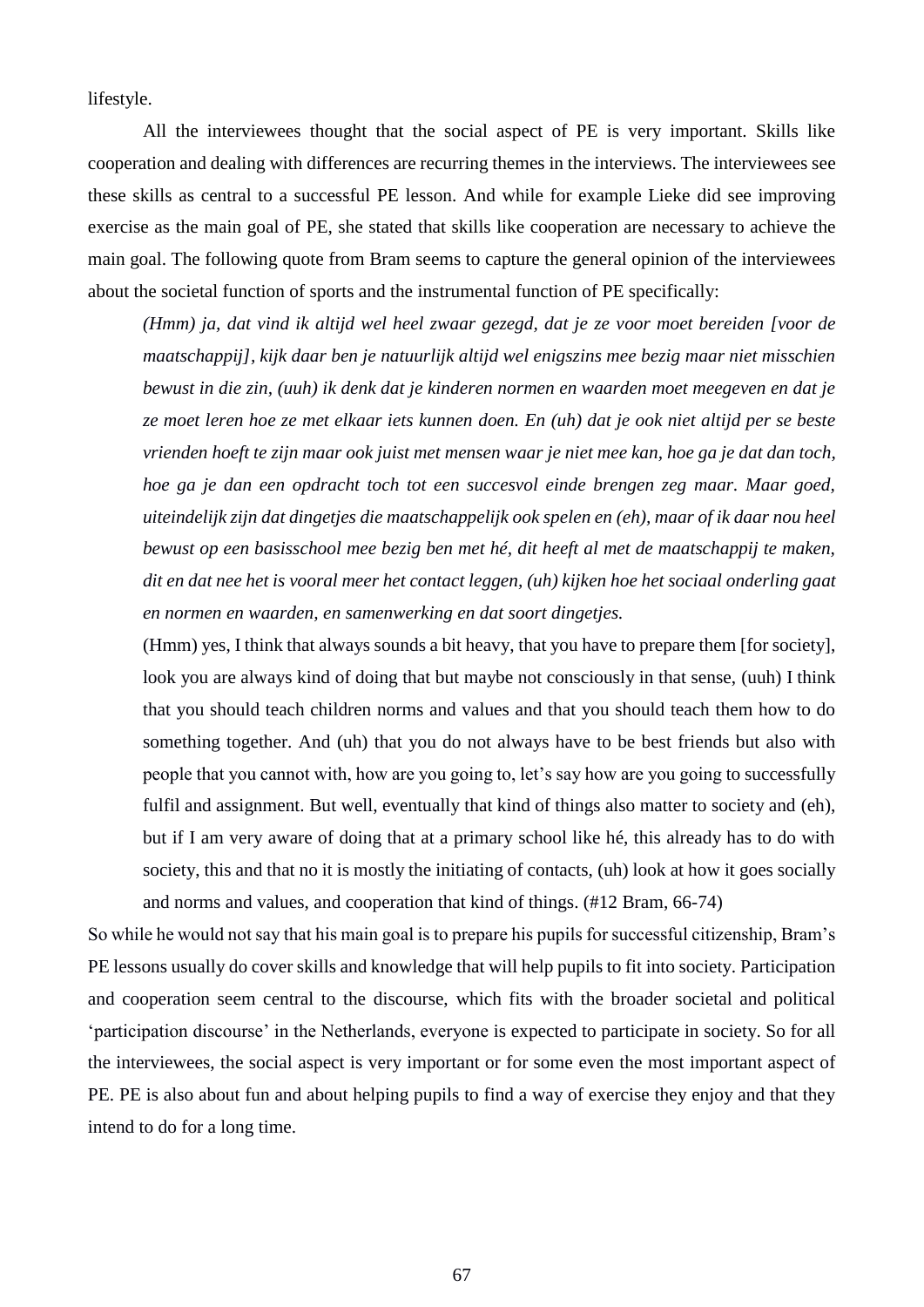lifestyle.

All the interviewees thought that the social aspect of PE is very important. Skills like cooperation and dealing with differences are recurring themes in the interviews. The interviewees see these skills as central to a successful PE lesson. And while for example Lieke did see improving exercise as the main goal of PE, she stated that skills like cooperation are necessary to achieve the main goal. The following quote from Bram seems to capture the general opinion of the interviewees about the societal function of sports and the instrumental function of PE specifically:

> *(Hmm) ja, dat vind ik altijd wel heel zwaar gezegd, dat je ze voor moet bereiden [voor de maatschappij], kijk daar ben je natuurlijk altijd wel enigszins mee bezig maar niet misschien bewust in die zin, (uuh) ik denk dat je kinderen normen en waarden moet meegeven en dat je ze moet leren hoe ze met elkaar iets kunnen doen. En (uh) dat je ook niet altijd per se beste vrienden hoeft te zijn maar ook juist met mensen waar je niet mee kan, hoe ga je dat dan toch, hoe ga je dan een opdracht toch tot een succesvol einde brengen zeg maar. Maar goed, uiteindelijk zijn dat dingetjes die maatschappelijk ook spelen en (eh), maar of ik daar nou heel bewust op een basisschool mee bezig ben met hé, dit heeft al met de maatschappij te maken, dit en dat nee het is vooral meer het contact leggen, (uh) kijken hoe het sociaal onderling gaat en normen en waarden, en samenwerking en dat soort dingetjes.*
>
> (Hmm) yes, I think that always sounds a bit heavy, that you have to prepare them [for society], look you are always kind of doing that but maybe not consciously in that sense, (uuh) I think that you should teach children norms and values and that you should teach them how to do something together. And (uh) that you do not always have to be best friends but also with people that you cannot with, how are you going to, let's say how are you going to successfully fulfil and assignment. But well, eventually that kind of things also matter to society and (eh), but if I am very aware of doing that at a primary school like hé, this already has to do with society, this and that no it is mostly the initiating of contacts, (uh) look at how it goes socially and norms and values, and cooperation that kind of things. (#12 Bram, 66-74)

So while he would not say that his main goal is to prepare his pupils for successful citizenship, Bram's PE lessons usually do cover skills and knowledge that will help pupils to fit into society. Participation and cooperation seem central to the discourse, which fits with the broader societal and political 'participation discourse' in the Netherlands, everyone is expected to participate in society. So for all the interviewees, the social aspect is very important or for some even the most important aspect of PE. PE is also about fun and about helping pupils to find a way of exercise they enjoy and that they intend to do for a long time.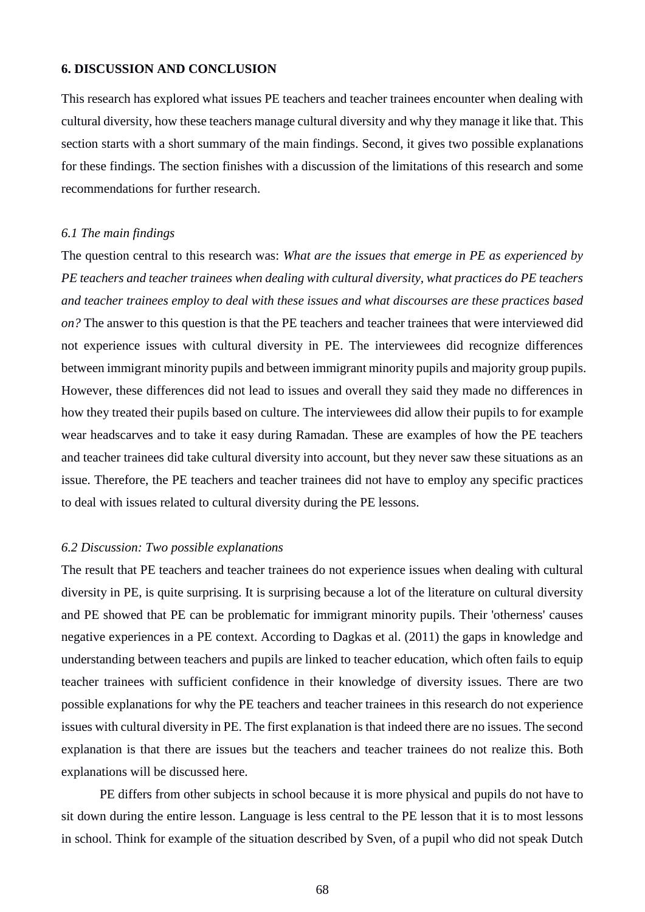## 6. DISCUSSION AND CONCLUSION

This research has explored what issues PE teachers and teacher trainees encounter when dealing with cultural diversity, how these teachers manage cultural diversity and why they manage it like that. This section starts with a short summary of the main findings. Second, it gives two possible explanations for these findings. The section finishes with a discussion of the limitations of this research and some recommendations for further research.

### *6.1 The main findings*

The question central to this research was: *What are the issues that emerge in PE as experienced by PE teachers and teacher trainees when dealing with cultural diversity, what practices do PE teachers and teacher trainees employ to deal with these issues and what discourses are these practices based on?* The answer to this question is that the PE teachers and teacher trainees that were interviewed did not experience issues with cultural diversity in PE. The interviewees did recognize differences between immigrant minority pupils and between immigrant minority pupils and majority group pupils. However, these differences did not lead to issues and overall they said they made no differences in how they treated their pupils based on culture. The interviewees did allow their pupils to for example wear headscarves and to take it easy during Ramadan. These are examples of how the PE teachers and teacher trainees did take cultural diversity into account, but they never saw these situations as an issue. Therefore, the PE teachers and teacher trainees did not have to employ any specific practices to deal with issues related to cultural diversity during the PE lessons.

### *6.2 Discussion: Two possible explanations*

The result that PE teachers and teacher trainees do not experience issues when dealing with cultural diversity in PE, is quite surprising. It is surprising because a lot of the literature on cultural diversity and PE showed that PE can be problematic for immigrant minority pupils. Their 'otherness' causes negative experiences in a PE context. According to Dagkas et al. (2011) the gaps in knowledge and understanding between teachers and pupils are linked to teacher education, which often fails to equip teacher trainees with sufficient confidence in their knowledge of diversity issues. There are two possible explanations for why the PE teachers and teacher trainees in this research do not experience issues with cultural diversity in PE. The first explanation is that indeed there are no issues. The second explanation is that there are issues but the teachers and teacher trainees do not realize this. Both explanations will be discussed here.

PE differs from other subjects in school because it is more physical and pupils do not have to sit down during the entire lesson. Language is less central to the PE lesson that it is to most lessons in school. Think for example of the situation described by Sven, of a pupil who did not speak Dutch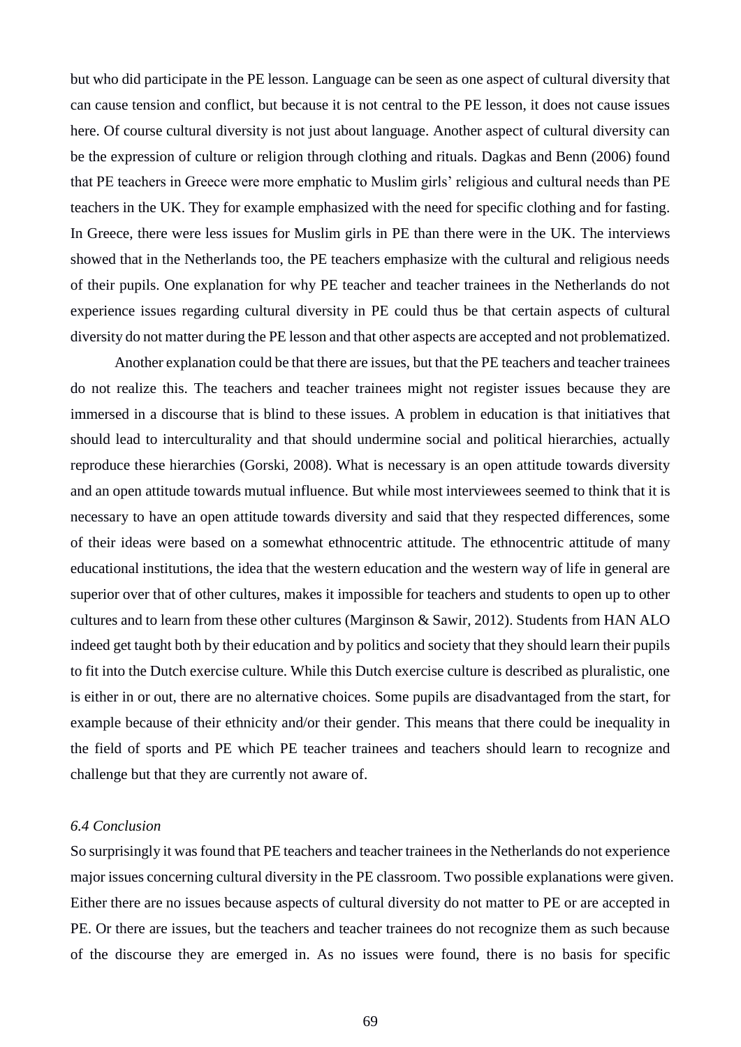but who did participate in the PE lesson. Language can be seen as one aspect of cultural diversity that can cause tension and conflict, but because it is not central to the PE lesson, it does not cause issues here. Of course cultural diversity is not just about language. Another aspect of cultural diversity can be the expression of culture or religion through clothing and rituals. Dagkas and Benn (2006) found that PE teachers in Greece were more emphatic to Muslim girls' religious and cultural needs than PE teachers in the UK. They for example emphasized with the need for specific clothing and for fasting. In Greece, there were less issues for Muslim girls in PE than there were in the UK. The interviews showed that in the Netherlands too, the PE teachers emphasize with the cultural and religious needs of their pupils. One explanation for why PE teacher and teacher trainees in the Netherlands do not experience issues regarding cultural diversity in PE could thus be that certain aspects of cultural diversity do not matter during the PE lesson and that other aspects are accepted and not problematized.

Another explanation could be that there are issues, but that the PE teachers and teacher trainees do not realize this. The teachers and teacher trainees might not register issues because they are immersed in a discourse that is blind to these issues. A problem in education is that initiatives that should lead to interculturality and that should undermine social and political hierarchies, actually reproduce these hierarchies (Gorski, 2008). What is necessary is an open attitude towards diversity and an open attitude towards mutual influence. But while most interviewees seemed to think that it is necessary to have an open attitude towards diversity and said that they respected differences, some of their ideas were based on a somewhat ethnocentric attitude. The ethnocentric attitude of many educational institutions, the idea that the western education and the western way of life in general are superior over that of other cultures, makes it impossible for teachers and students to open up to other cultures and to learn from these other cultures (Marginson & Sawir, 2012). Students from HAN ALO indeed get taught both by their education and by politics and society that they should learn their pupils to fit into the Dutch exercise culture. While this Dutch exercise culture is described as pluralistic, one is either in or out, there are no alternative choices. Some pupils are disadvantaged from the start, for example because of their ethnicity and/or their gender. This means that there could be inequality in the field of sports and PE which PE teacher trainees and teachers should learn to recognize and challenge but that they are currently not aware of.

### *6.4 Conclusion*

So surprisingly it was found that PE teachers and teacher trainees in the Netherlands do not experience major issues concerning cultural diversity in the PE classroom. Two possible explanations were given. Either there are no issues because aspects of cultural diversity do not matter to PE or are accepted in PE. Or there are issues, but the teachers and teacher trainees do not recognize them as such because of the discourse they are emerged in. As no issues were found, there is no basis for specific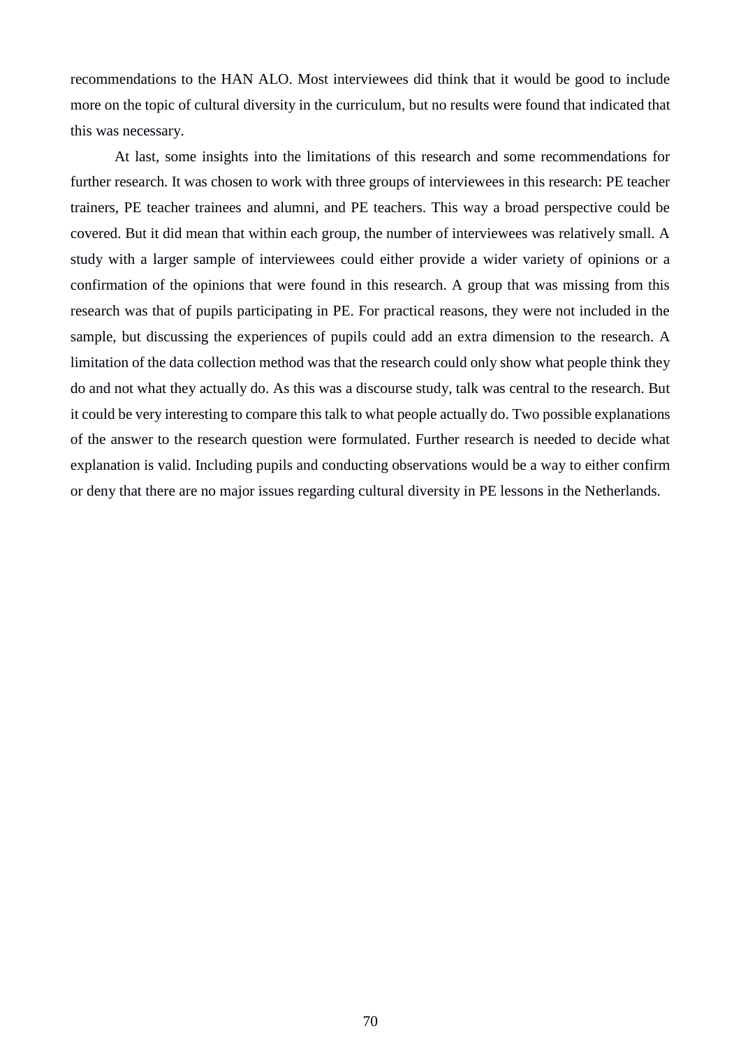recommendations to the HAN ALO. Most interviewees did think that it would be good to include more on the topic of cultural diversity in the curriculum, but no results were found that indicated that this was necessary.

At last, some insights into the limitations of this research and some recommendations for further research. It was chosen to work with three groups of interviewees in this research: PE teacher trainers, PE teacher trainees and alumni, and PE teachers. This way a broad perspective could be covered. But it did mean that within each group, the number of interviewees was relatively small. A study with a larger sample of interviewees could either provide a wider variety of opinions or a confirmation of the opinions that were found in this research. A group that was missing from this research was that of pupils participating in PE. For practical reasons, they were not included in the sample, but discussing the experiences of pupils could add an extra dimension to the research. A limitation of the data collection method was that the research could only show what people think they do and not what they actually do. As this was a discourse study, talk was central to the research. But it could be very interesting to compare this talk to what people actually do. Two possible explanations of the answer to the research question were formulated. Further research is needed to decide what explanation is valid. Including pupils and conducting observations would be a way to either confirm or deny that there are no major issues regarding cultural diversity in PE lessons in the Netherlands.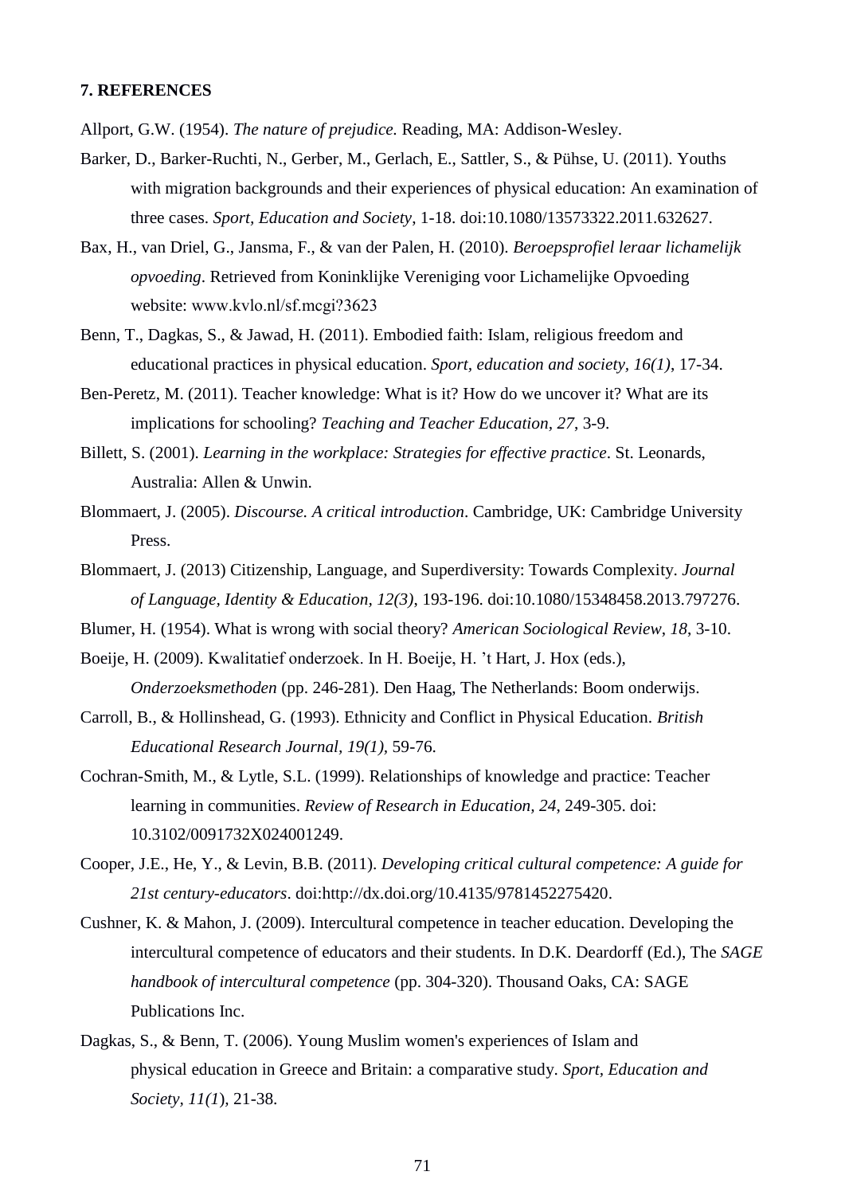# 7. REFERENCES

Allport, G.W. (1954). *The nature of prejudice.* Reading, MA: Addison-Wesley.

Barker, D., Barker-Ruchti, N., Gerber, M., Gerlach, E., Sattler, S., & Pühse, U. (2011). Youths with migration backgrounds and their experiences of physical education: An examination of three cases. *Sport, Education and Society*, 1-18. doi:10.1080/13573322.2011.632627.

Bax, H., van Driel, G., Jansma, F., & van der Palen, H. (2010). *Beroepsprofiel leraar lichamelijk opvoeding*. Retrieved from Koninklijke Vereniging voor Lichamelijke Opvoeding website: www.kvlo.nl/sf.mcgi?3623

Benn, T., Dagkas, S., & Jawad, H. (2011). Embodied faith: Islam, religious freedom and educational practices in physical education. *Sport, education and society, 16(1)*, 17-34.

Ben-Peretz, M. (2011). Teacher knowledge: What is it? How do we uncover it? What are its implications for schooling? *Teaching and Teacher Education*, *27*, 3-9.

Billett, S. (2001). *Learning in the workplace: Strategies for effective practice*. St. Leonards, Australia: Allen & Unwin.

Blommaert, J. (2005). *Discourse. A critical introduction*. Cambridge, UK: Cambridge University Press.

Blommaert, J. (2013) Citizenship, Language, and Superdiversity: Towards Complexity. *Journal of Language, Identity & Education, 12(3)*, 193-196. doi:10.1080/15348458.2013.797276.

Blumer, H. (1954). What is wrong with social theory? *American Sociological Review*, *18*, 3-10.

Boeije, H. (2009). Kwalitatief onderzoek. In H. Boeije, H. 't Hart, J. Hox (eds.), *Onderzoeksmethoden* (pp. 246-281). Den Haag, The Netherlands: Boom onderwijs.

Carroll, B., & Hollinshead, G. (1993). Ethnicity and Conflict in Physical Education. *British Educational Research Journal, 19(1),* 59-76.

Cochran-Smith, M., & Lytle, S.L. (1999). Relationships of knowledge and practice: Teacher learning in communities. *Review of Research in Education, 24*, 249-305. doi: 10.3102/0091732X024001249.

Cooper, J.E., He, Y., & Levin, B.B. (2011). *Developing critical cultural competence: A guide for 21st century-educators*. doi:http://dx.doi.org/10.4135/9781452275420.

Cushner, K. & Mahon, J. (2009). Intercultural competence in teacher education. Developing the intercultural competence of educators and their students. In D.K. Deardorff (Ed.), The *SAGE handbook of intercultural competence* (pp. 304-320). Thousand Oaks, CA: SAGE Publications Inc.

Dagkas, S., & Benn, T. (2006). Young Muslim women's experiences of Islam and physical education in Greece and Britain: a comparative study. *Sport, Education and Society, 11(1*), 21-38.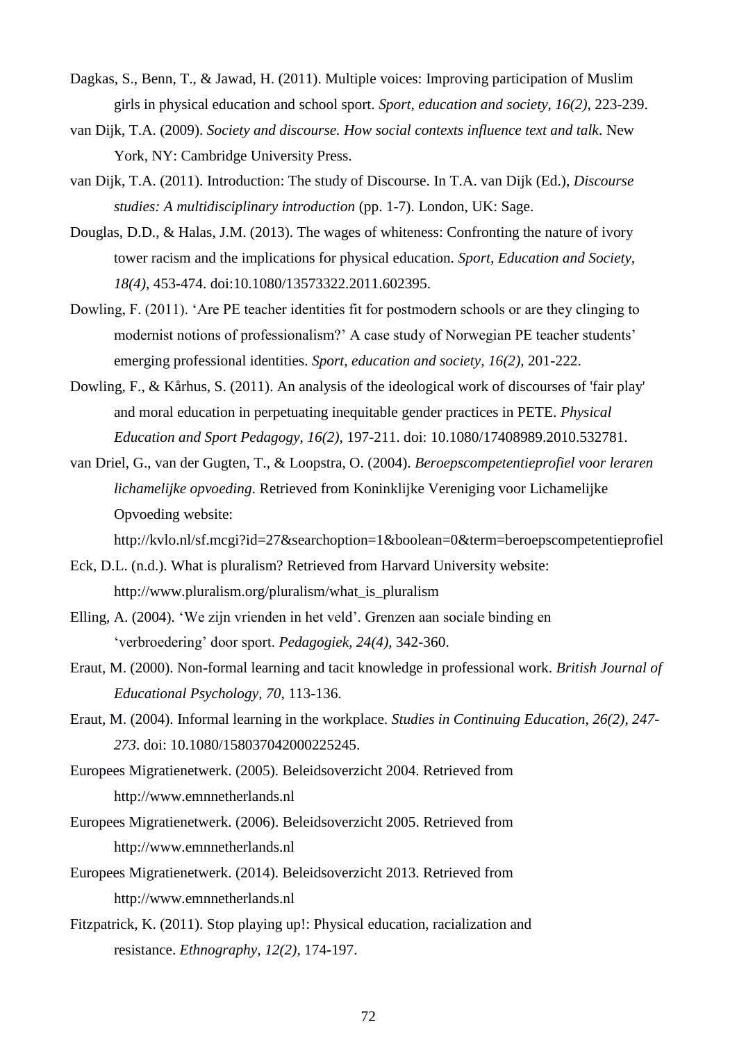Dagkas, S., Benn, T., & Jawad, H. (2011). Multiple voices: Improving participation of Muslim girls in physical education and school sport. *Sport, education and society, 16(2)*, 223-239.

van Dijk, T.A. (2009). *Society and discourse. How social contexts influence text and talk*. New York, NY: Cambridge University Press.

van Dijk, T.A. (2011). Introduction: The study of Discourse. In T.A. van Dijk (Ed.), *Discourse studies: A multidisciplinary introduction* (pp. 1-7). London, UK: Sage.

Douglas, D.D., & Halas, J.M. (2013). The wages of whiteness: Confronting the nature of ivory tower racism and the implications for physical education. *Sport, Education and Society, 18(4)*, 453-474. doi:10.1080/13573322.2011.602395.

Dowling, F. (2011). 'Are PE teacher identities fit for postmodern schools or are they clinging to modernist notions of professionalism?' A case study of Norwegian PE teacher students' emerging professional identities. *Sport, education and society, 16(2)*, 201-222.

Dowling, F., & Kårhus, S. (2011). An analysis of the ideological work of discourses of 'fair play' and moral education in perpetuating inequitable gender practices in PETE. *Physical Education and Sport Pedagogy, 16(2)*, 197-211. doi: 10.1080/17408989.2010.532781.

van Driel, G., van der Gugten, T., & Loopstra, O. (2004). *Beroepscompetentieprofiel voor leraren lichamelijke opvoeding*. Retrieved from Koninklijke Vereniging voor Lichamelijke Opvoeding website: http://kvlo.nl/sf.mcgi?id=27&searchoption=1&boolean=0&term=beroepscompetentieprofiel

Eck, D.L. (n.d.). What is pluralism? Retrieved from Harvard University website: http://www.pluralism.org/pluralism/what_is_pluralism

Elling, A. (2004). 'We zijn vrienden in het veld'. Grenzen aan sociale binding en 'verbroedering' door sport. *Pedagogiek, 24(4)*, 342-360.

Eraut, M. (2000). Non-formal learning and tacit knowledge in professional work. *British Journal of Educational Psychology, 70*, 113-136.

Eraut, M. (2004). Informal learning in the workplace. *Studies in Continuing Education, 26(2), 247-273*. doi: 10.1080/158037042000225245.

Europees Migratienetwerk. (2005). Beleidsoverzicht 2004. Retrieved from http://www.emnnetherlands.nl

Europees Migratienetwerk. (2006). Beleidsoverzicht 2005. Retrieved from http://www.emnnetherlands.nl

Europees Migratienetwerk. (2014). Beleidsoverzicht 2013. Retrieved from http://www.emnnetherlands.nl

Fitzpatrick, K. (2011). Stop playing up!: Physical education, racialization and resistance. *Ethnography, 12(2)*, 174-197.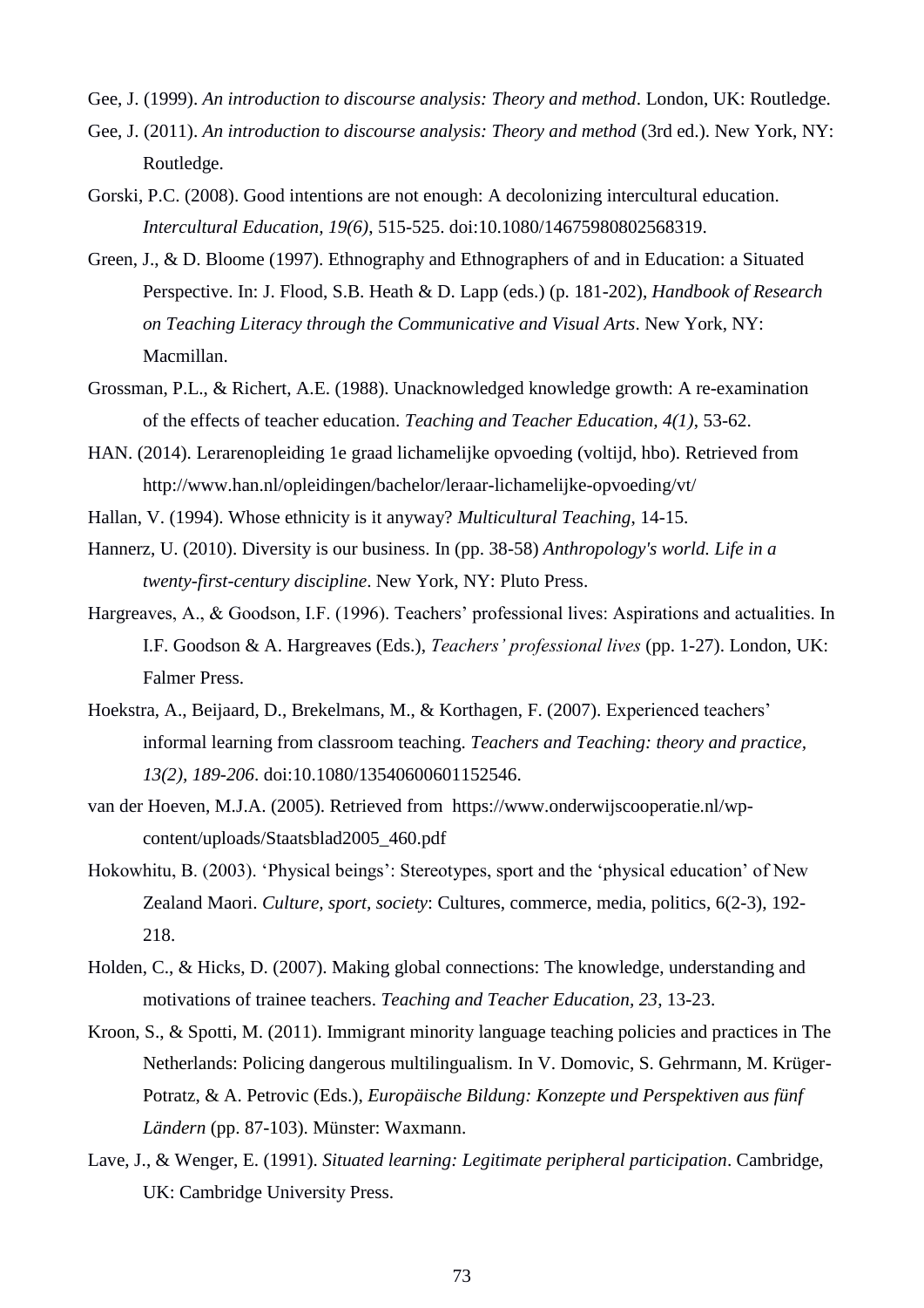Gee, J. (1999). *An introduction to discourse analysis: Theory and method*. London, UK: Routledge.

Gee, J. (2011). *An introduction to discourse analysis: Theory and method* (3rd ed.). New York, NY: Routledge.

Gorski, P.C. (2008). Good intentions are not enough: A decolonizing intercultural education. *Intercultural Education, 19(6)*, 515-525. doi:10.1080/14675980802568319.

Green, J., & D. Bloome (1997). Ethnography and Ethnographers of and in Education: a Situated Perspective. In: J. Flood, S.B. Heath & D. Lapp (eds.) (p. 181-202), *Handbook of Research on Teaching Literacy through the Communicative and Visual Arts*. New York, NY: Macmillan.

Grossman, P.L., & Richert, A.E. (1988). Unacknowledged knowledge growth: A re-examination of the effects of teacher education. *Teaching and Teacher Education, 4(1)*, 53-62.

HAN. (2014). Lerarenopleiding 1e graad lichamelijke opvoeding (voltijd, hbo). Retrieved from http://www.han.nl/opleidingen/bachelor/leraar-lichamelijke-opvoeding/vt/

Hallan, V. (1994). Whose ethnicity is it anyway? *Multicultural Teaching*, 14-15.

Hannerz, U. (2010). Diversity is our business. In (pp. 38-58) *Anthropology's world. Life in a twenty-first-century discipline*. New York, NY: Pluto Press.

Hargreaves, A., & Goodson, I.F. (1996). Teachers' professional lives: Aspirations and actualities. In I.F. Goodson & A. Hargreaves (Eds.), *Teachers' professional lives* (pp. 1-27). London, UK: Falmer Press.

Hoekstra, A., Beijaard, D., Brekelmans, M., & Korthagen, F. (2007). Experienced teachers' informal learning from classroom teaching. *Teachers and Teaching: theory and practice, 13(2), 189-206*. doi:10.1080/13540600601152546.

van der Hoeven, M.J.A. (2005). Retrieved from https://www.onderwijscooperatie.nl/wp-content/uploads/Staatsblad2005_460.pdf

Hokowhitu, B. (2003). 'Physical beings': Stereotypes, sport and the 'physical education' of New Zealand Maori. *Culture, sport, society*: Cultures, commerce, media, politics, 6(2-3), 192-218.

Holden, C., & Hicks, D. (2007). Making global connections: The knowledge, understanding and motivations of trainee teachers. *Teaching and Teacher Education, 23*, 13-23.

Kroon, S., & Spotti, M. (2011). Immigrant minority language teaching policies and practices in The Netherlands: Policing dangerous multilingualism. In V. Domovic, S. Gehrmann, M. Krüger-Potratz, & A. Petrovic (Eds.), *Europäische Bildung: Konzepte und Perspektiven aus fünf Ländern* (pp. 87-103). Münster: Waxmann.

Lave, J., & Wenger, E. (1991). *Situated learning: Legitimate peripheral participation*. Cambridge, UK: Cambridge University Press.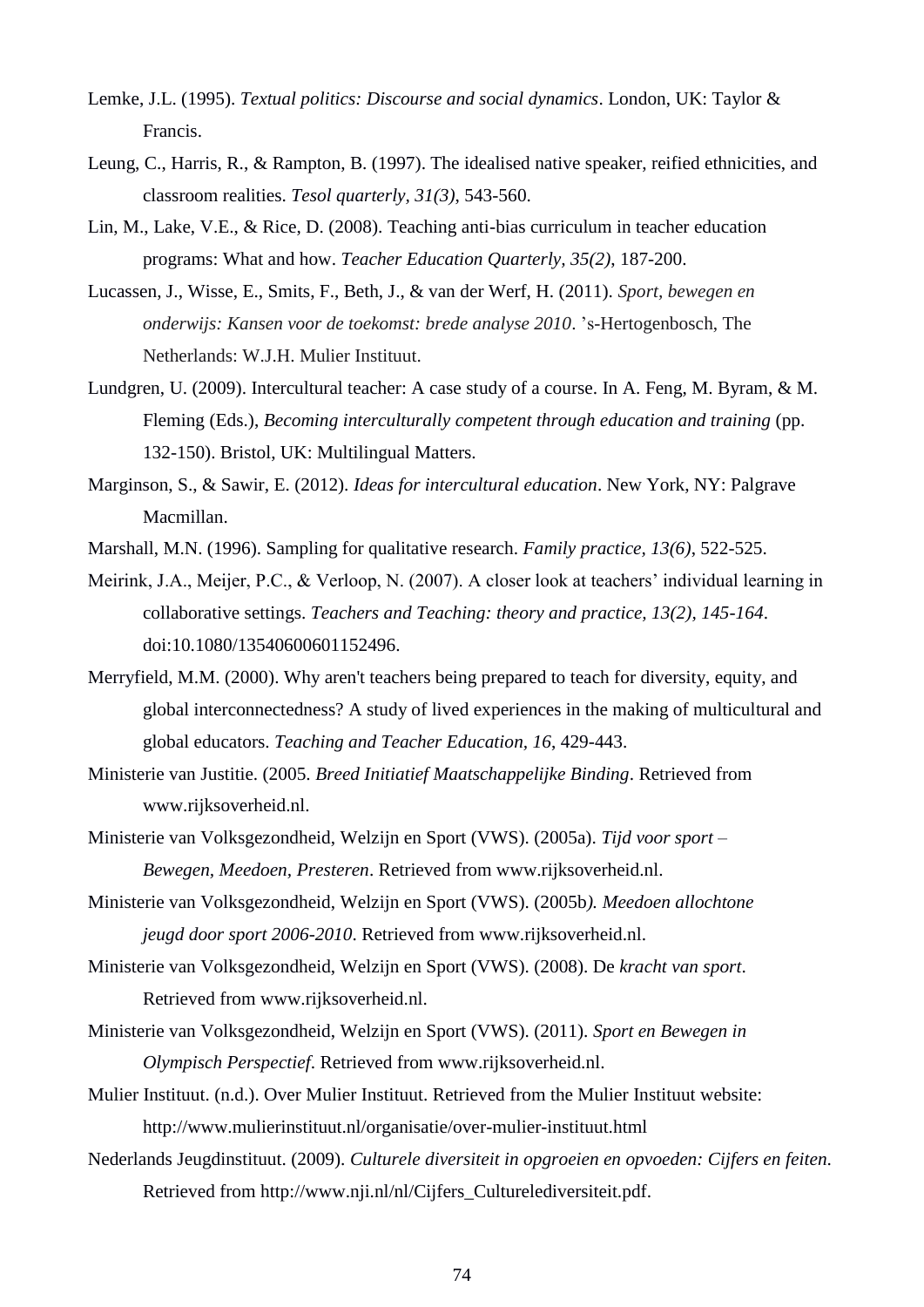Lemke, J.L. (1995). *Textual politics: Discourse and social dynamics*. London, UK: Taylor & Francis.

Leung, C., Harris, R., & Rampton, B. (1997). The idealised native speaker, reified ethnicities, and classroom realities. *Tesol quarterly, 31(3)*, 543-560.

Lin, M., Lake, V.E., & Rice, D. (2008). Teaching anti-bias curriculum in teacher education programs: What and how. *Teacher Education Quarterly, 35(2)*, 187-200.

Lucassen, J., Wisse, E., Smits, F., Beth, J., & van der Werf, H. (2011). *Sport, bewegen en onderwijs: Kansen voor de toekomst: brede analyse 2010*. 's-Hertogenbosch, The Netherlands: W.J.H. Mulier Instituut.

Lundgren, U. (2009). Intercultural teacher: A case study of a course. In A. Feng, M. Byram, & M. Fleming (Eds.), *Becoming interculturally competent through education and training* (pp. 132-150). Bristol, UK: Multilingual Matters.

Marginson, S., & Sawir, E. (2012). *Ideas for intercultural education*. New York, NY: Palgrave Macmillan.

Marshall, M.N. (1996). Sampling for qualitative research. *Family practice, 13(6)*, 522-525.

Meirink, J.A., Meijer, P.C., & Verloop, N. (2007). A closer look at teachers' individual learning in collaborative settings. *Teachers and Teaching: theory and practice, 13(2), 145-164*. doi:10.1080/13540600601152496.

Merryfield, M.M. (2000). Why aren't teachers being prepared to teach for diversity, equity, and global interconnectedness? A study of lived experiences in the making of multicultural and global educators. *Teaching and Teacher Education, 16*, 429-443.

Ministerie van Justitie. (2005. *Breed Initiatief Maatschappelijke Binding*. Retrieved from www.rijksoverheid.nl.

Ministerie van Volksgezondheid, Welzijn en Sport (VWS). (2005a). *Tijd voor sport – Bewegen, Meedoen, Presteren*. Retrieved from www.rijksoverheid.nl.

Ministerie van Volksgezondheid, Welzijn en Sport (VWS). (2005b*). Meedoen allochtone jeugd door sport 2006-2010*. Retrieved from www.rijksoverheid.nl.

Ministerie van Volksgezondheid, Welzijn en Sport (VWS). (2008). De *kracht van sport*. Retrieved from www.rijksoverheid.nl.

Ministerie van Volksgezondheid, Welzijn en Sport (VWS). (2011). *Sport en Bewegen in Olympisch Perspectief*. Retrieved from www.rijksoverheid.nl.

Mulier Instituut. (n.d.). Over Mulier Instituut. Retrieved from the Mulier Instituut website: http://www.mulierinstituut.nl/organisatie/over-mulier-instituut.html

Nederlands Jeugdinstituut. (2009). *Culturele diversiteit in opgroeien en opvoeden: Cijfers en feiten*. Retrieved from http://www.nji.nl/nl/Cijfers_Culturelediversiteit.pdf.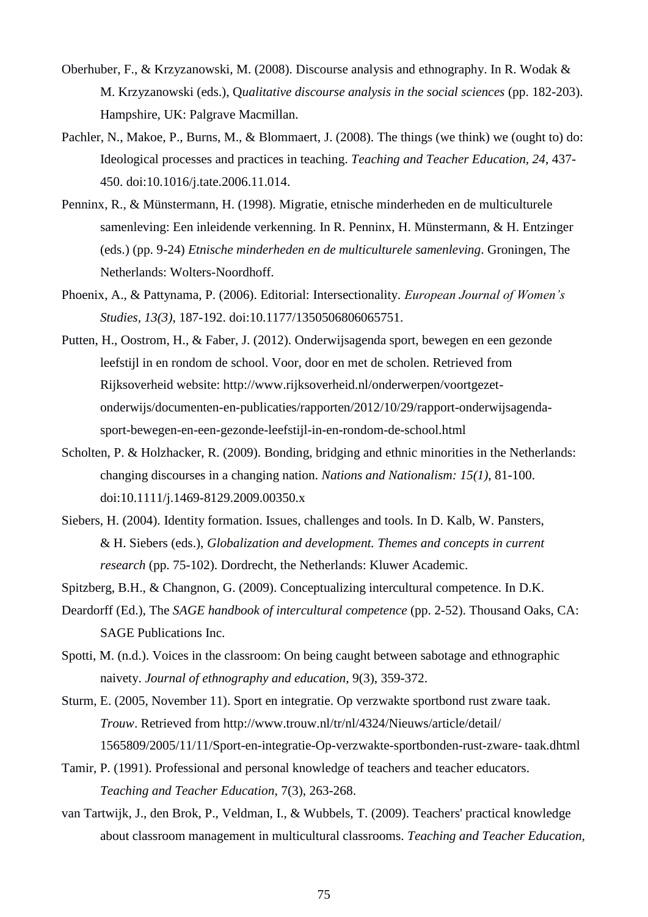Oberhuber, F., & Krzyzanowski, M. (2008). Discourse analysis and ethnography. In R. Wodak & M. Krzyzanowski (eds.), Q*ualitative discourse analysis in the social sciences* (pp. 182-203). Hampshire, UK: Palgrave Macmillan.

Pachler, N., Makoe, P., Burns, M., & Blommaert, J. (2008). The things (we think) we (ought to) do: Ideological processes and practices in teaching. *Teaching and Teacher Education, 24*, 437-450. doi:10.1016/j.tate.2006.11.014.

Penninx, R., & Münstermann, H. (1998). Migratie, etnische minderheden en de multiculturele samenleving: Een inleidende verkenning. In R. Penninx, H. Münstermann, & H. Entzinger (eds.) (pp. 9-24) *Etnische minderheden en de multiculturele samenleving*. Groningen, The Netherlands: Wolters-Noordhoff.

Phoenix, A., & Pattynama, P. (2006). Editorial: Intersectionality. *European Journal of Women's Studies, 13(3)*, 187-192. doi:10.1177/1350506806065751.

Putten, H., Oostrom, H., & Faber, J. (2012). Onderwijsagenda sport, bewegen en een gezonde leefstijl in en rondom de school. Voor, door en met de scholen. Retrieved from Rijksoverheid website: http://www.rijksoverheid.nl/onderwerpen/voortgezet-onderwijs/documenten-en-publicaties/rapporten/2012/10/29/rapport-onderwijsagenda-sport-bewegen-en-een-gezonde-leefstijl-in-en-rondom-de-school.html

Scholten, P. & Holzhacker, R. (2009). Bonding, bridging and ethnic minorities in the Netherlands: changing discourses in a changing nation. *Nations and Nationalism: 15(1),* 81-100. doi:10.1111/j.1469-8129.2009.00350.x

Siebers, H. (2004). Identity formation. Issues, challenges and tools. In D. Kalb, W. Pansters, & H. Siebers (eds.), *Globalization and development. Themes and concepts in current research* (pp. 75-102). Dordrecht, the Netherlands: Kluwer Academic.

Spitzberg, B.H., & Changnon, G. (2009). Conceptualizing intercultural competence. In D.K.

Deardorff (Ed.), The *SAGE handbook of intercultural competence* (pp. 2-52). Thousand Oaks, CA: SAGE Publications Inc.

Spotti, M. (n.d.). Voices in the classroom: On being caught between sabotage and ethnographic naivety. *Journal of ethnography and education*, 9(3), 359-372.

Sturm, E. (2005, November 11). Sport en integratie. Op verzwakte sportbond rust zware taak. *Trouw*. Retrieved from http://www.trouw.nl/tr/nl/4324/Nieuws/article/detail/1565809/2005/11/11/Sport-en-integratie-Op-verzwakte-sportbonden-rust-zware- taak.dhtml

Tamir, P. (1991). Professional and personal knowledge of teachers and teacher educators. *Teaching and Teacher Education*, 7(3), 263-268.

van Tartwijk, J., den Brok, P., Veldman, I., & Wubbels, T. (2009). Teachers' practical knowledge about classroom management in multicultural classrooms. *Teaching and Teacher Education,*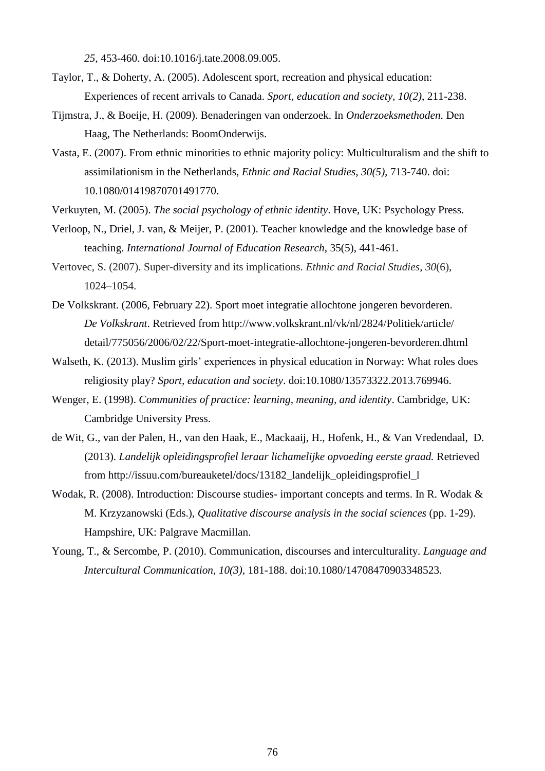*25*, 453-460. doi:10.1016/j.tate.2008.09.005.

Taylor, T., & Doherty, A. (2005). Adolescent sport, recreation and physical education: Experiences of recent arrivals to Canada. *Sport, education and society, 10(2)*, 211-238.

Tijmstra, J., & Boeije, H. (2009). Benaderingen van onderzoek. In *Onderzoeksmethoden.* Den Haag, The Netherlands: BoomOnderwijs.

Vasta, E. (2007). From ethnic minorities to ethnic majority policy: Multiculturalism and the shift to assimilationism in the Netherlands, *Ethnic and Racial Studies, 30(5),* 713-740. doi: 10.1080/01419870701491770.

Verkuyten, M. (2005). *The social psychology of ethnic identity*. Hove, UK: Psychology Press.

Verloop, N., Driel, J. van, & Meijer, P. (2001). Teacher knowledge and the knowledge base of teaching. *International Journal of Education Research*, 35(5), 441-461.

Vertovec, S. (2007). Super-diversity and its implications. *Ethnic and Racial Studies*, *30*(6), 1024–1054.

De Volkskrant. (2006, February 22). Sport moet integratie allochtone jongeren bevorderen. *De Volkskrant*. Retrieved from http://www.volkskrant.nl/vk/nl/2824/Politiek/article/detail/775056/2006/02/22/Sport-moet-integratie-allochtone-jongeren-bevorderen.dhtml

Walseth, K. (2013). Muslim girls' experiences in physical education in Norway: What roles does religiosity play? *Sport, education and society*. doi:10.1080/13573322.2013.769946.

Wenger, E. (1998). *Communities of practice: learning, meaning, and identity*. Cambridge, UK: Cambridge University Press.

de Wit, G., van der Palen, H., van den Haak, E., Mackaaij, H., Hofenk, H., & Van Vredendaal, D. (2013). *Landelijk opleidingsprofiel leraar lichamelijke opvoeding eerste graad.* Retrieved from http://issuu.com/bureauketel/docs/13182_landelijk_opleidingsprofiel_l

Wodak, R. (2008). Introduction: Discourse studies- important concepts and terms. In R. Wodak & M. Krzyzanowski (Eds.), *Qualitative discourse analysis in the social sciences* (pp. 1-29). Hampshire, UK: Palgrave Macmillan.

Young, T., & Sercombe, P. (2010). Communication, discourses and interculturality. *Language and Intercultural Communication, 10(3)*, 181-188. doi:10.1080/14708470903348523.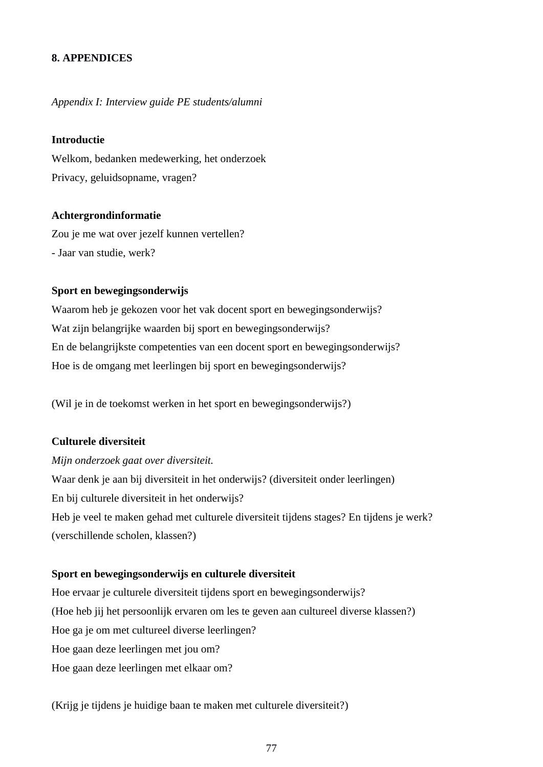## 8. APPENDICES

*Appendix I: Interview guide PE students/alumni*

**Introductie**

Welkom, bedanken medewerking, het onderzoek

Privacy, geluidsopname, vragen?

**Achtergrondinformatie**

Zou je me wat over jezelf kunnen vertellen?

- Jaar van studie, werk?

**Sport en bewegingsonderwijs**

Waarom heb je gekozen voor het vak docent sport en bewegingsonderwijs?

Wat zijn belangrijke waarden bij sport en bewegingsonderwijs?

En de belangrijkste competenties van een docent sport en bewegingsonderwijs?

Hoe is de omgang met leerlingen bij sport en bewegingsonderwijs?

(Wil je in de toekomst werken in het sport en bewegingsonderwijs?)

**Culturele diversiteit**

*Mijn onderzoek gaat over diversiteit.*

Waar denk je aan bij diversiteit in het onderwijs? (diversiteit onder leerlingen)

En bij culturele diversiteit in het onderwijs?

Heb je veel te maken gehad met culturele diversiteit tijdens stages? En tijdens je werk? (verschillende scholen, klassen?)

**Sport en bewegingsonderwijs en culturele diversiteit**

Hoe ervaar je culturele diversiteit tijdens sport en bewegingsonderwijs?

(Hoe heb jij het persoonlijk ervaren om les te geven aan cultureel diverse klassen?)

Hoe ga je om met cultureel diverse leerlingen?

Hoe gaan deze leerlingen met jou om?

Hoe gaan deze leerlingen met elkaar om?

(Krijg je tijdens je huidige baan te maken met culturele diversiteit?)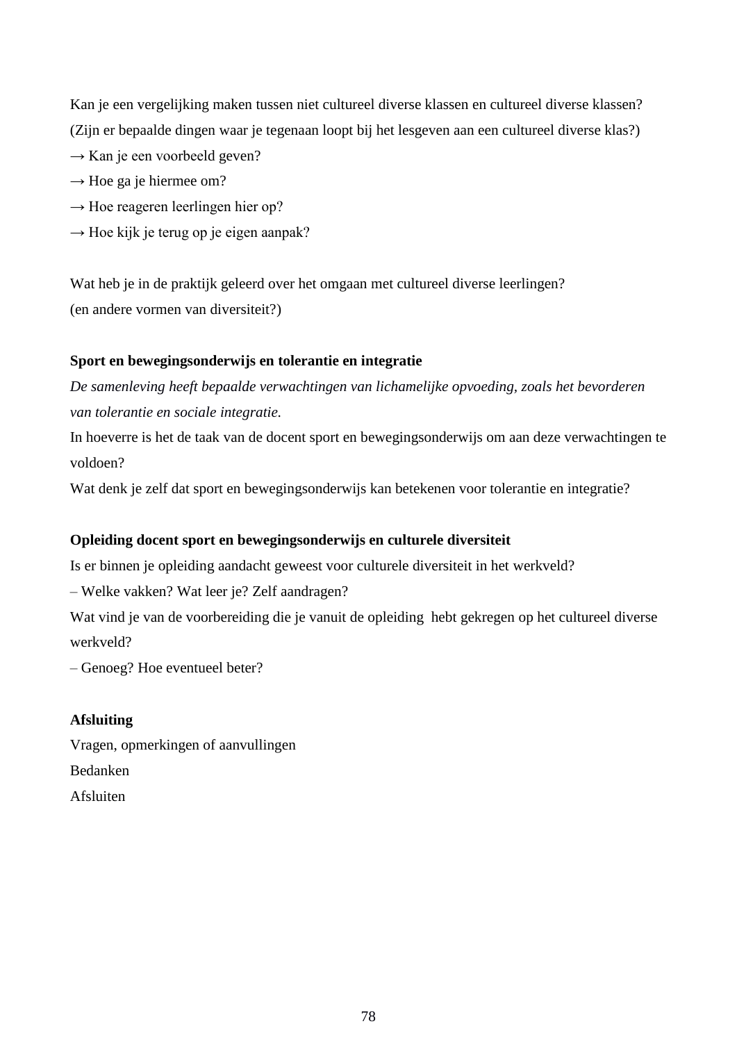Kan je een vergelijking maken tussen niet cultureel diverse klassen en cultureel diverse klassen?
(Zijn er bepaalde dingen waar je tegenaan loopt bij het lesgeven aan een cultureel diverse klas?)
→ Kan je een voorbeeld geven?
→ Hoe ga je hiermee om?
→ Hoe reageren leerlingen hier op?
→ Hoe kijk je terug op je eigen aanpak?

Wat heb je in de praktijk geleerd over het omgaan met cultureel diverse leerlingen?
(en andere vormen van diversiteit?)

**Sport en bewegingsonderwijs en tolerantie en integratie**

*De samenleving heeft bepaalde verwachtingen van lichamelijke opvoeding, zoals het bevorderen van tolerantie en sociale integratie.*
In hoeverre is het de taak van de docent sport en bewegingsonderwijs om aan deze verwachtingen te voldoen?
Wat denk je zelf dat sport en bewegingsonderwijs kan betekenen voor tolerantie en integratie?

**Opleiding docent sport en bewegingsonderwijs en culturele diversiteit**

Is er binnen je opleiding aandacht geweest voor culturele diversiteit in het werkveld?
– Welke vakken? Wat leer je? Zelf aandragen?
Wat vind je van de voorbereiding die je vanuit de opleiding hebt gekregen op het cultureel diverse werkveld?
– Genoeg? Hoe eventueel beter?

**Afsluiting**

Vragen, opmerkingen of aanvullingen
Bedanken
Afsluiten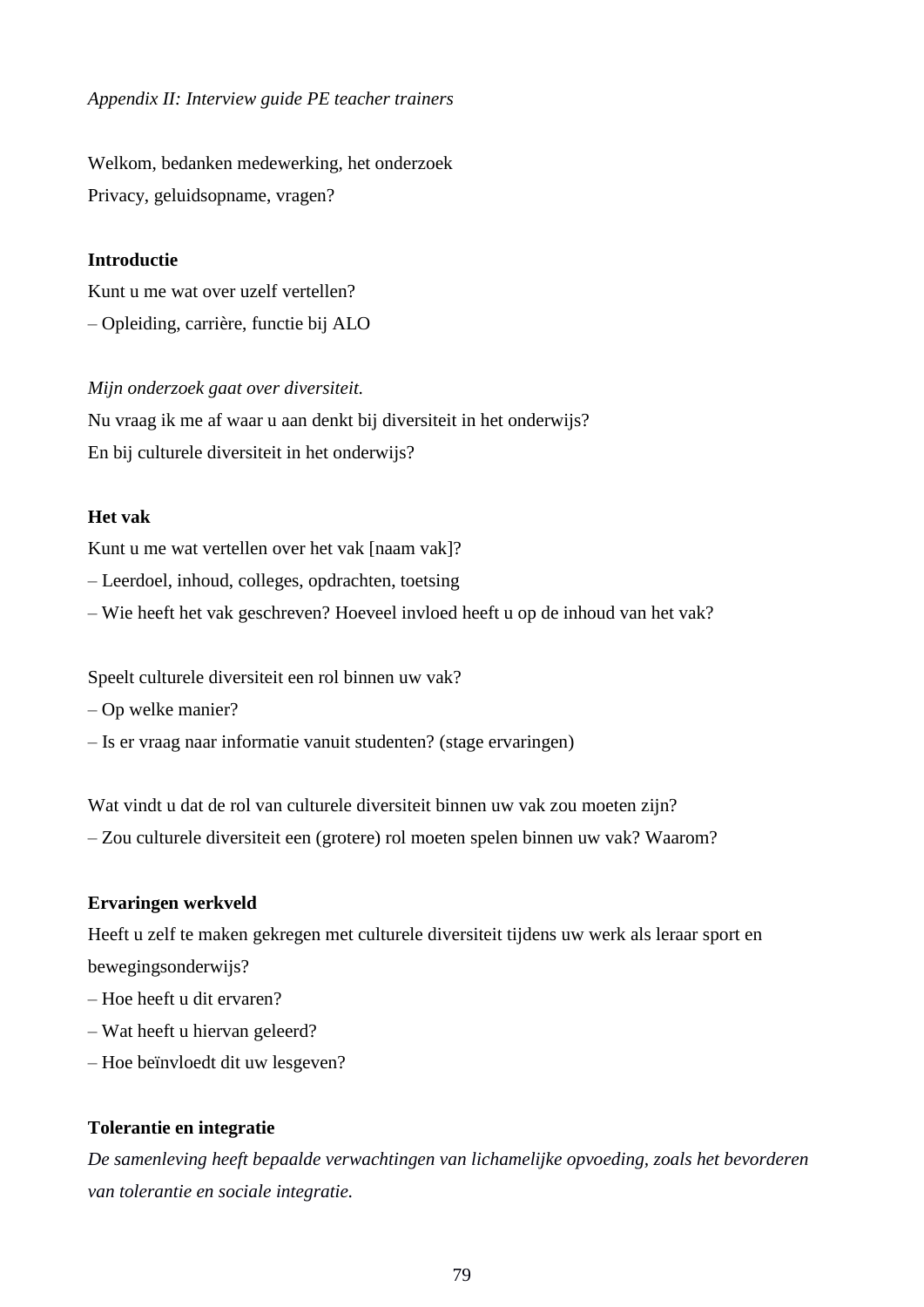*Appendix II: Interview guide PE teacher trainers*

Welkom, bedanken medewerking, het onderzoek
Privacy, geluidsopname, vragen?

**Introductie**

Kunt u me wat over uzelf vertellen?
– Opleiding, carrière, functie bij ALO

*Mijn onderzoek gaat over diversiteit.*
Nu vraag ik me af waar u aan denkt bij diversiteit in het onderwijs?
En bij culturele diversiteit in het onderwijs?

**Het vak**

Kunt u me wat vertellen over het vak [naam vak]?
– Leerdoel, inhoud, colleges, opdrachten, toetsing
– Wie heeft het vak geschreven? Hoeveel invloed heeft u op de inhoud van het vak?

Speelt culturele diversiteit een rol binnen uw vak?
– Op welke manier?
– Is er vraag naar informatie vanuit studenten? (stage ervaringen)

Wat vindt u dat de rol van culturele diversiteit binnen uw vak zou moeten zijn?
– Zou culturele diversiteit een (grotere) rol moeten spelen binnen uw vak? Waarom?

**Ervaringen werkveld**

Heeft u zelf te maken gekregen met culturele diversiteit tijdens uw werk als leraar sport en bewegingsonderwijs?
– Hoe heeft u dit ervaren?
– Wat heeft u hiervan geleerd?
– Hoe beïnvloedt dit uw lesgeven?

**Tolerantie en integratie**

*De samenleving heeft bepaalde verwachtingen van lichamelijke opvoeding, zoals het bevorderen van tolerantie en sociale integratie.*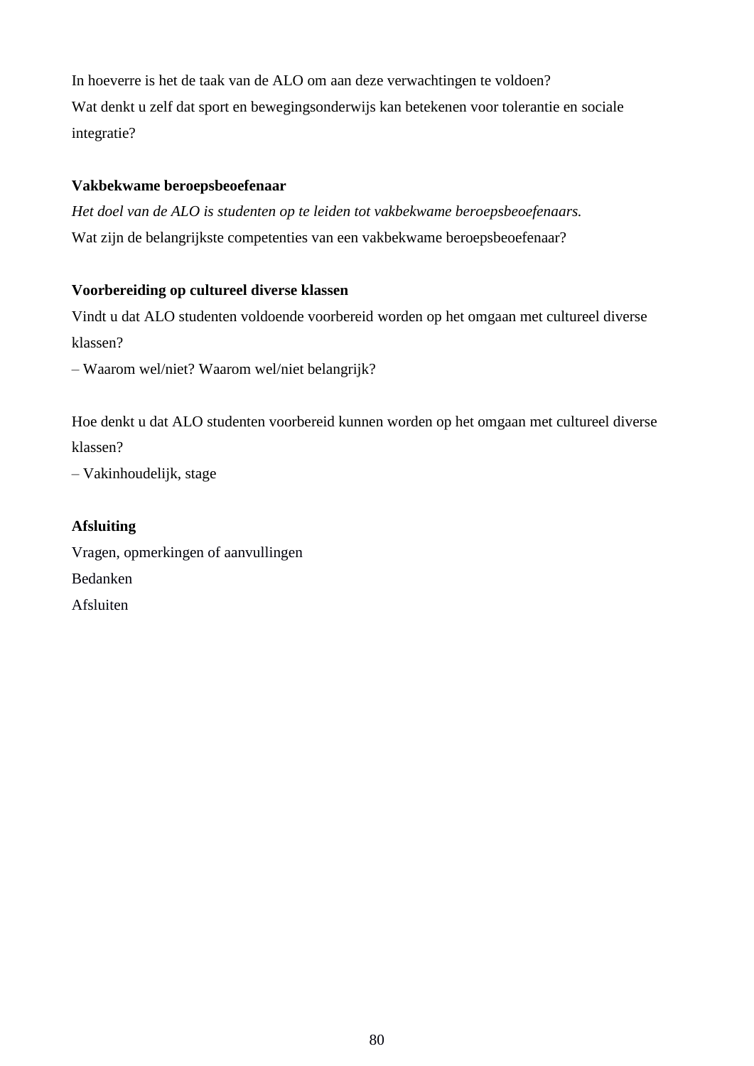In hoeverre is het de taak van de ALO om aan deze verwachtingen te voldoen?
Wat denkt u zelf dat sport en bewegingsonderwijs kan betekenen voor tolerantie en sociale integratie?

**Vakbekwame beroepsbeoefenaar**

*Het doel van de ALO is studenten op te leiden tot vakbekwame beroepsbeoefenaars.*
Wat zijn de belangrijkste competenties van een vakbekwame beroepsbeoefenaar?

**Voorbereiding op cultureel diverse klassen**

Vindt u dat ALO studenten voldoende voorbereid worden op het omgaan met cultureel diverse klassen?
– Waarom wel/niet? Waarom wel/niet belangrijk?

Hoe denkt u dat ALO studenten voorbereid kunnen worden op het omgaan met cultureel diverse klassen?
– Vakinhoudelijk, stage

**Afsluiting**

Vragen, opmerkingen of aanvullingen
Bedanken
Afsluiten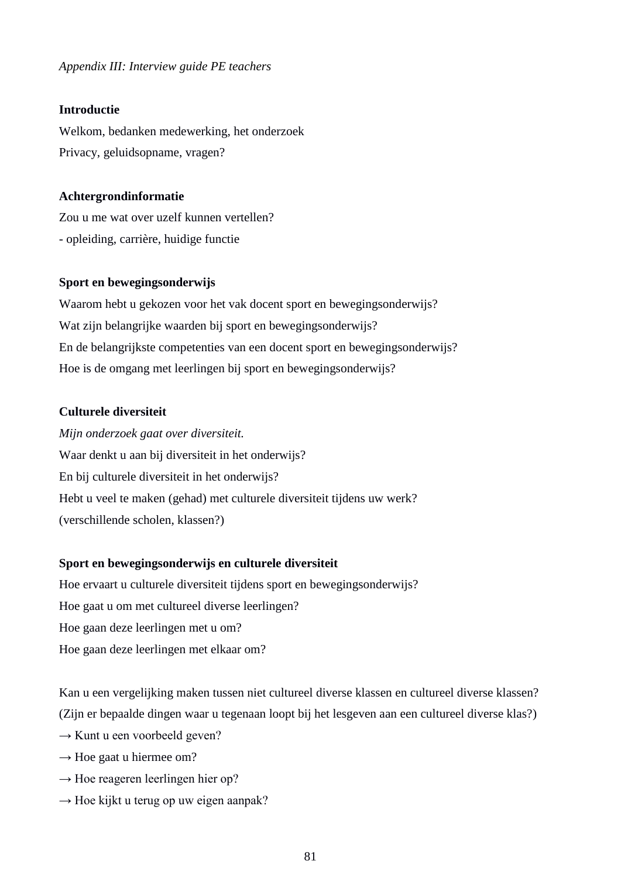*Appendix III: Interview guide PE teachers*

**Introductie**

Welkom, bedanken medewerking, het onderzoek

Privacy, geluidsopname, vragen?

**Achtergrondinformatie**

Zou u me wat over uzelf kunnen vertellen?

- opleiding, carrière, huidige functie

**Sport en bewegingsonderwijs**

Waarom hebt u gekozen voor het vak docent sport en bewegingsonderwijs?

Wat zijn belangrijke waarden bij sport en bewegingsonderwijs?

En de belangrijkste competenties van een docent sport en bewegingsonderwijs?

Hoe is de omgang met leerlingen bij sport en bewegingsonderwijs?

**Culturele diversiteit**

*Mijn onderzoek gaat over diversiteit.*

Waar denkt u aan bij diversiteit in het onderwijs?

En bij culturele diversiteit in het onderwijs?

Hebt u veel te maken (gehad) met culturele diversiteit tijdens uw werk?

(verschillende scholen, klassen?)

**Sport en bewegingsonderwijs en culturele diversiteit**

Hoe ervaart u culturele diversiteit tijdens sport en bewegingsonderwijs?

Hoe gaat u om met cultureel diverse leerlingen?

Hoe gaan deze leerlingen met u om?

Hoe gaan deze leerlingen met elkaar om?

Kan u een vergelijking maken tussen niet cultureel diverse klassen en cultureel diverse klassen?

(Zijn er bepaalde dingen waar u tegenaan loopt bij het lesgeven aan een cultureel diverse klas?)

→ Kunt u een voorbeeld geven?

→ Hoe gaat u hiermee om?

→ Hoe reageren leerlingen hier op?

→ Hoe kijkt u terug op uw eigen aanpak?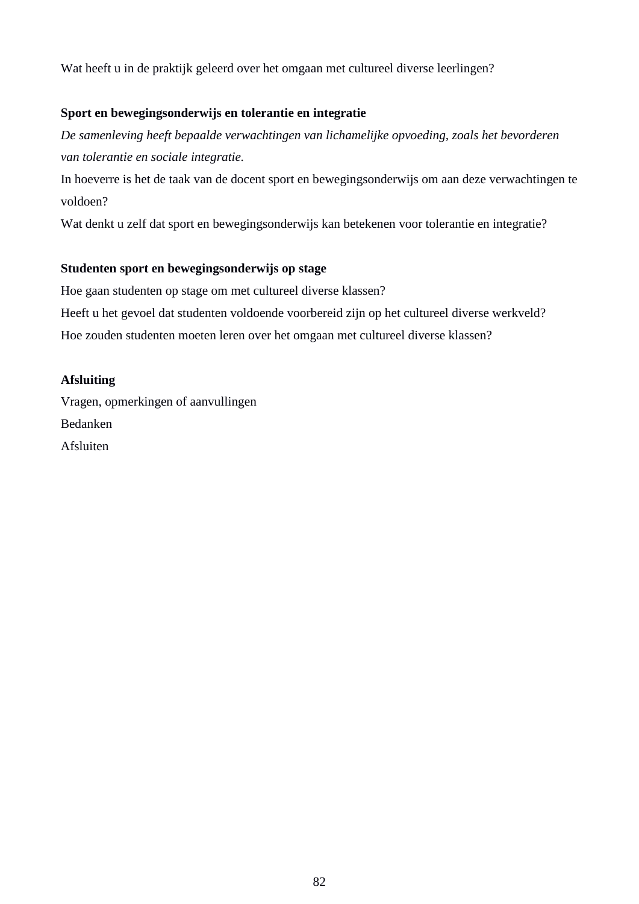Wat heeft u in de praktijk geleerd over het omgaan met cultureel diverse leerlingen?

**Sport en bewegingsonderwijs en tolerantie en integratie**

*De samenleving heeft bepaalde verwachtingen van lichamelijke opvoeding, zoals het bevorderen van tolerantie en sociale integratie.*

In hoeverre is het de taak van de docent sport en bewegingsonderwijs om aan deze verwachtingen te voldoen?

Wat denkt u zelf dat sport en bewegingsonderwijs kan betekenen voor tolerantie en integratie?

**Studenten sport en bewegingsonderwijs op stage**

Hoe gaan studenten op stage om met cultureel diverse klassen?

Heeft u het gevoel dat studenten voldoende voorbereid zijn op het cultureel diverse werkveld?

Hoe zouden studenten moeten leren over het omgaan met cultureel diverse klassen?

**Afsluiting**

Vragen, opmerkingen of aanvullingen

Bedanken

Afsluiten